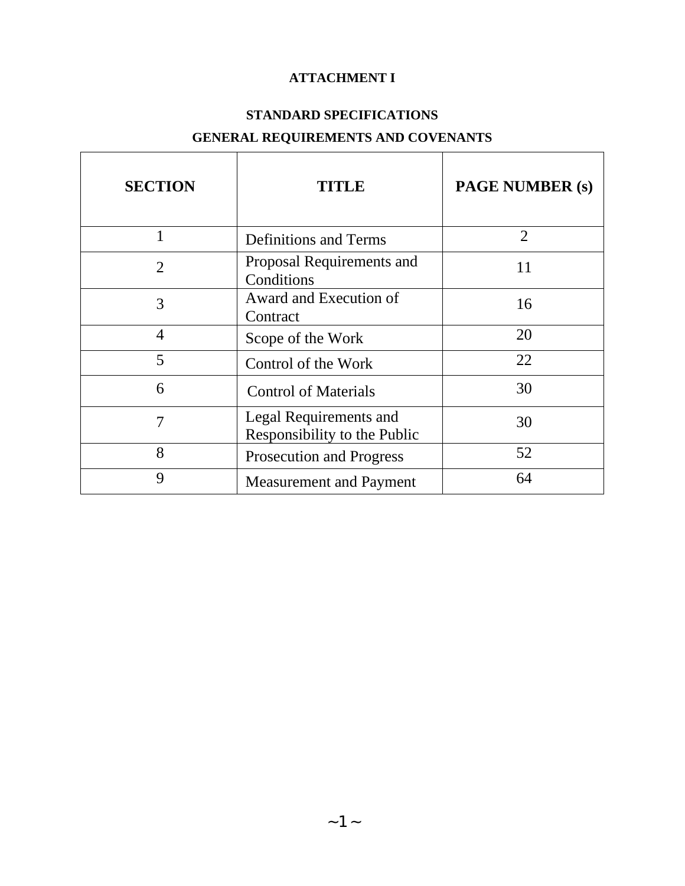**ATTACHMENT I**

**STANDARD SPECIFICATIONS**

**GENERAL REQUIREMENTS AND COVENANTS**

| SECTION | TITLE | PAGE NUMBER (s) |
|---|---|---|
| 1 | Definitions and Terms | 2 |
| 2 | Proposal Requirements and Conditions | 11 |
| 3 | Award and Execution of Contract | 16 |
| 4 | Scope of the Work | 20 |
| 5 | Control of the Work | 22 |
| 6 | Control of Materials | 30 |
| 7 | Legal Requirements and Responsibility to the Public | 30 |
| 8 | Prosecution and Progress | 52 |
| 9 | Measurement and Payment | 64 |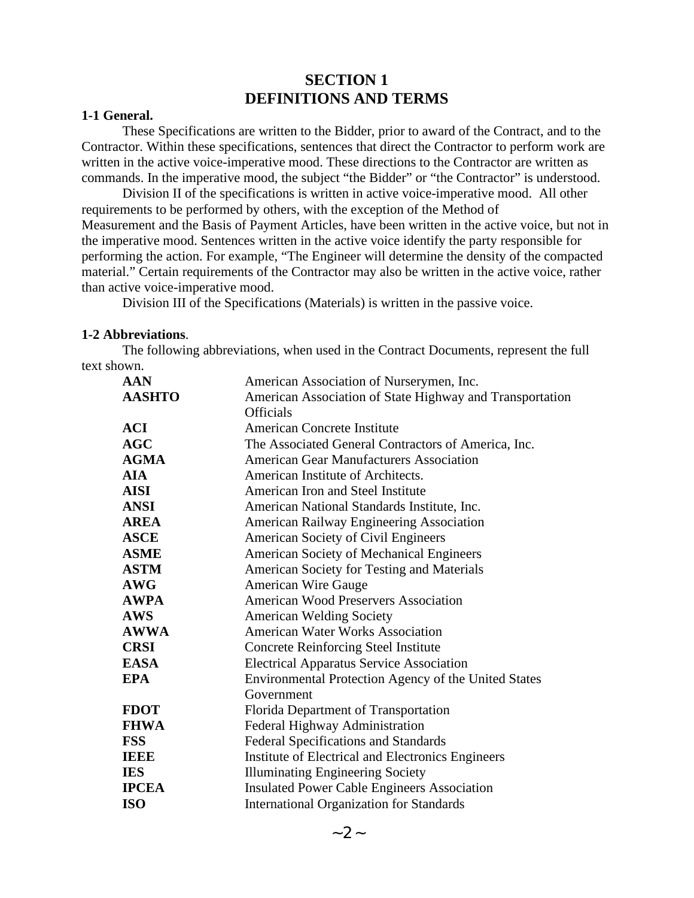# SECTION 1
# DEFINITIONS AND TERMS

**1-1 General.**

These Specifications are written to the Bidder, prior to award of the Contract, and to the Contractor. Within these specifications, sentences that direct the Contractor to perform work are written in the active voice-imperative mood. These directions to the Contractor are written as commands. In the imperative mood, the subject "the Bidder" or "the Contractor" is understood.

Division II of the specifications is written in active voice-imperative mood. All other requirements to be performed by others, with the exception of the Method of Measurement and the Basis of Payment Articles, have been written in the active voice, but not in the imperative mood. Sentences written in the active voice identify the party responsible for performing the action. For example, "The Engineer will determine the density of the compacted material." Certain requirements of the Contractor may also be written in the active voice, rather than active voice-imperative mood.

Division III of the Specifications (Materials) is written in the passive voice.

**1-2 Abbreviations**.

The following abbreviations, when used in the Contract Documents, represent the full text shown.

| | |
|---|---|
| **AAN** | American Association of Nurserymen, Inc. |
| **AASHTO** | American Association of State Highway and Transportation Officials |
| **ACI** | American Concrete Institute |
| **AGC** | The Associated General Contractors of America, Inc. |
| **AGMA** | American Gear Manufacturers Association |
| **AIA** | American Institute of Architects. |
| **AISI** | American Iron and Steel Institute |
| **ANSI** | American National Standards Institute, Inc. |
| **AREA** | American Railway Engineering Association |
| **ASCE** | American Society of Civil Engineers |
| **ASME** | American Society of Mechanical Engineers |
| **ASTM** | American Society for Testing and Materials |
| **AWG** | American Wire Gauge |
| **AWPA** | American Wood Preservers Association |
| **AWS** | American Welding Society |
| **AWWA** | American Water Works Association |
| **CRSI** | Concrete Reinforcing Steel Institute |
| **EASA** | Electrical Apparatus Service Association |
| **EPA** | Environmental Protection Agency of the United States Government |
| **FDOT** | Florida Department of Transportation |
| **FHWA** | Federal Highway Administration |
| **FSS** | Federal Specifications and Standards |
| **IEEE** | Institute of Electrical and Electronics Engineers |
| **IES** | Illuminating Engineering Society |
| **IPCEA** | Insulated Power Cable Engineers Association |
| **ISO** | International Organization for Standards |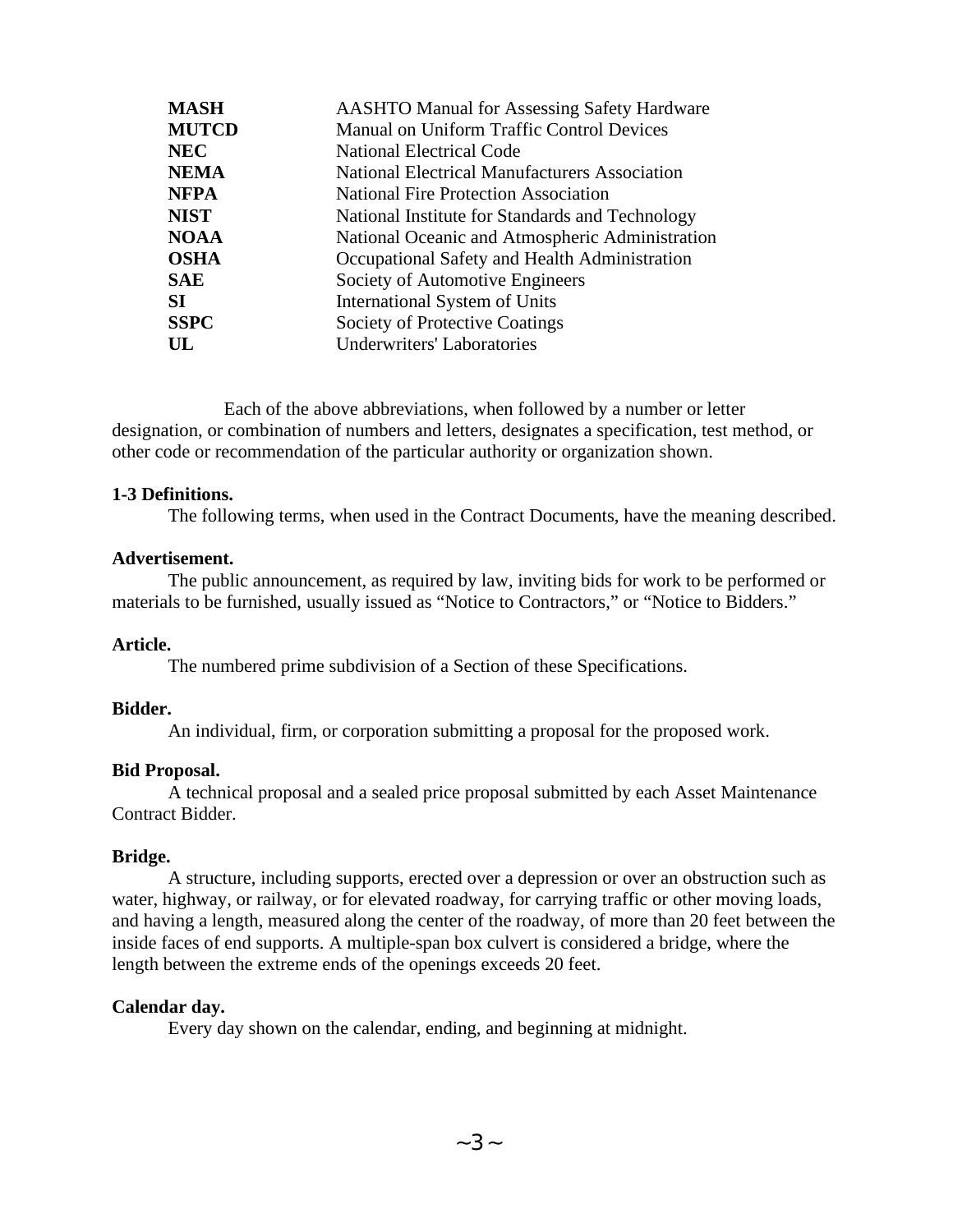| | |
|---|---|
| **MASH** | AASHTO Manual for Assessing Safety Hardware |
| **MUTCD** | Manual on Uniform Traffic Control Devices |
| **NEC** | National Electrical Code |
| **NEMA** | National Electrical Manufacturers Association |
| **NFPA** | National Fire Protection Association |
| **NIST** | National Institute for Standards and Technology |
| **NOAA** | National Oceanic and Atmospheric Administration |
| **OSHA** | Occupational Safety and Health Administration |
| **SAE** | Society of Automotive Engineers |
| **SI** | International System of Units |
| **SSPC** | Society of Protective Coatings |
| **UL** | Underwriters' Laboratories |

Each of the above abbreviations, when followed by a number or letter designation, or combination of numbers and letters, designates a specification, test method, or other code or recommendation of the particular authority or organization shown.

**1-3 Definitions.**

The following terms, when used in the Contract Documents, have the meaning described.

**Advertisement.**

The public announcement, as required by law, inviting bids for work to be performed or materials to be furnished, usually issued as "Notice to Contractors," or "Notice to Bidders."

**Article.**

The numbered prime subdivision of a Section of these Specifications.

**Bidder.**

An individual, firm, or corporation submitting a proposal for the proposed work.

**Bid Proposal.**

A technical proposal and a sealed price proposal submitted by each Asset Maintenance Contract Bidder.

**Bridge.**

A structure, including supports, erected over a depression or over an obstruction such as water, highway, or railway, or for elevated roadway, for carrying traffic or other moving loads, and having a length, measured along the center of the roadway, of more than 20 feet between the inside faces of end supports. A multiple-span box culvert is considered a bridge, where the length between the extreme ends of the openings exceeds 20 feet.

**Calendar day.**

Every day shown on the calendar, ending, and beginning at midnight.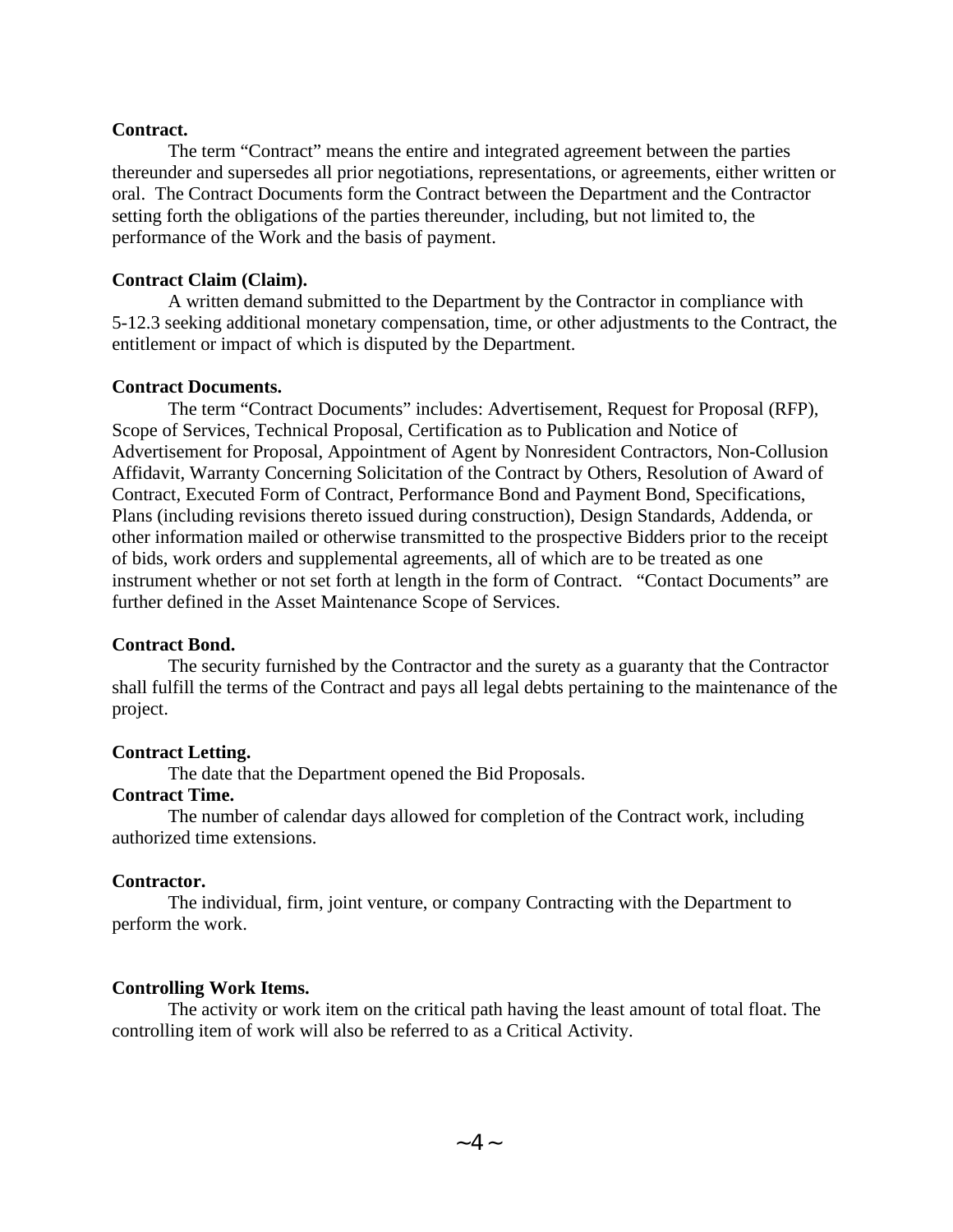**Contract.**

The term "Contract" means the entire and integrated agreement between the parties thereunder and supersedes all prior negotiations, representations, or agreements, either written or oral. The Contract Documents form the Contract between the Department and the Contractor setting forth the obligations of the parties thereunder, including, but not limited to, the performance of the Work and the basis of payment.

**Contract Claim (Claim).**

A written demand submitted to the Department by the Contractor in compliance with 5-12.3 seeking additional monetary compensation, time, or other adjustments to the Contract, the entitlement or impact of which is disputed by the Department.

**Contract Documents.**

The term "Contract Documents" includes: Advertisement, Request for Proposal (RFP), Scope of Services, Technical Proposal, Certification as to Publication and Notice of Advertisement for Proposal, Appointment of Agent by Nonresident Contractors, Non-Collusion Affidavit, Warranty Concerning Solicitation of the Contract by Others, Resolution of Award of Contract, Executed Form of Contract, Performance Bond and Payment Bond, Specifications, Plans (including revisions thereto issued during construction), Design Standards, Addenda, or other information mailed or otherwise transmitted to the prospective Bidders prior to the receipt of bids, work orders and supplemental agreements, all of which are to be treated as one instrument whether or not set forth at length in the form of Contract. "Contact Documents" are further defined in the Asset Maintenance Scope of Services.

**Contract Bond.**

The security furnished by the Contractor and the surety as a guaranty that the Contractor shall fulfill the terms of the Contract and pays all legal debts pertaining to the maintenance of the project.

**Contract Letting.**

The date that the Department opened the Bid Proposals.

**Contract Time.**

The number of calendar days allowed for completion of the Contract work, including authorized time extensions.

**Contractor.**

The individual, firm, joint venture, or company Contracting with the Department to perform the work.

**Controlling Work Items.**

The activity or work item on the critical path having the least amount of total float. The controlling item of work will also be referred to as a Critical Activity.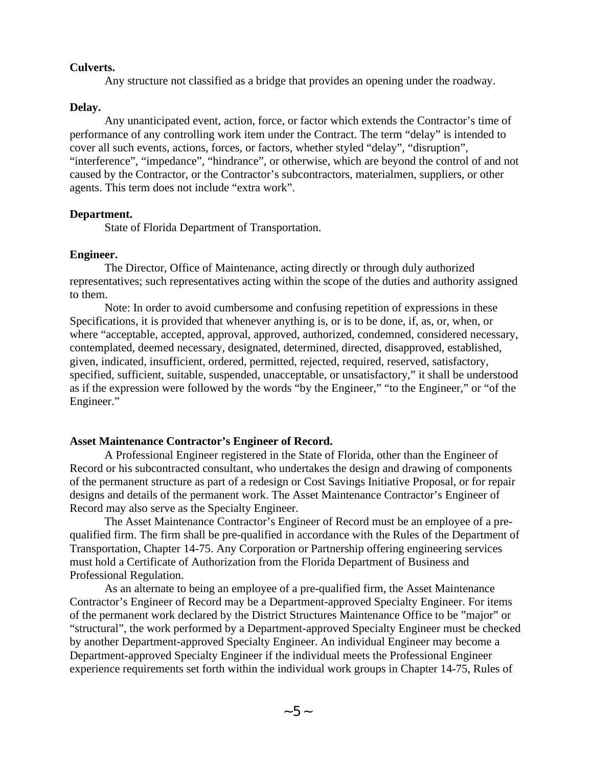**Culverts.**

Any structure not classified as a bridge that provides an opening under the roadway.

**Delay.**

Any unanticipated event, action, force, or factor which extends the Contractor's time of performance of any controlling work item under the Contract. The term "delay" is intended to cover all such events, actions, forces, or factors, whether styled "delay", "disruption", "interference", "impedance", "hindrance", or otherwise, which are beyond the control of and not caused by the Contractor, or the Contractor's subcontractors, materialmen, suppliers, or other agents. This term does not include "extra work".

**Department.**

State of Florida Department of Transportation.

**Engineer.**

The Director, Office of Maintenance, acting directly or through duly authorized representatives; such representatives acting within the scope of the duties and authority assigned to them.

Note: In order to avoid cumbersome and confusing repetition of expressions in these Specifications, it is provided that whenever anything is, or is to be done, if, as, or, when, or where "acceptable, accepted, approval, approved, authorized, condemned, considered necessary, contemplated, deemed necessary, designated, determined, directed, disapproved, established, given, indicated, insufficient, ordered, permitted, rejected, required, reserved, satisfactory, specified, sufficient, suitable, suspended, unacceptable, or unsatisfactory," it shall be understood as if the expression were followed by the words "by the Engineer," "to the Engineer," or "of the Engineer."

**Asset Maintenance Contractor's Engineer of Record.**

A Professional Engineer registered in the State of Florida, other than the Engineer of Record or his subcontracted consultant, who undertakes the design and drawing of components of the permanent structure as part of a redesign or Cost Savings Initiative Proposal, or for repair designs and details of the permanent work. The Asset Maintenance Contractor's Engineer of Record may also serve as the Specialty Engineer.

The Asset Maintenance Contractor's Engineer of Record must be an employee of a pre-qualified firm. The firm shall be pre-qualified in accordance with the Rules of the Department of Transportation, Chapter 14-75. Any Corporation or Partnership offering engineering services must hold a Certificate of Authorization from the Florida Department of Business and Professional Regulation.

As an alternate to being an employee of a pre-qualified firm, the Asset Maintenance Contractor's Engineer of Record may be a Department-approved Specialty Engineer. For items of the permanent work declared by the District Structures Maintenance Office to be "major" or "structural", the work performed by a Department-approved Specialty Engineer must be checked by another Department-approved Specialty Engineer. An individual Engineer may become a Department-approved Specialty Engineer if the individual meets the Professional Engineer experience requirements set forth within the individual work groups in Chapter 14-75, Rules of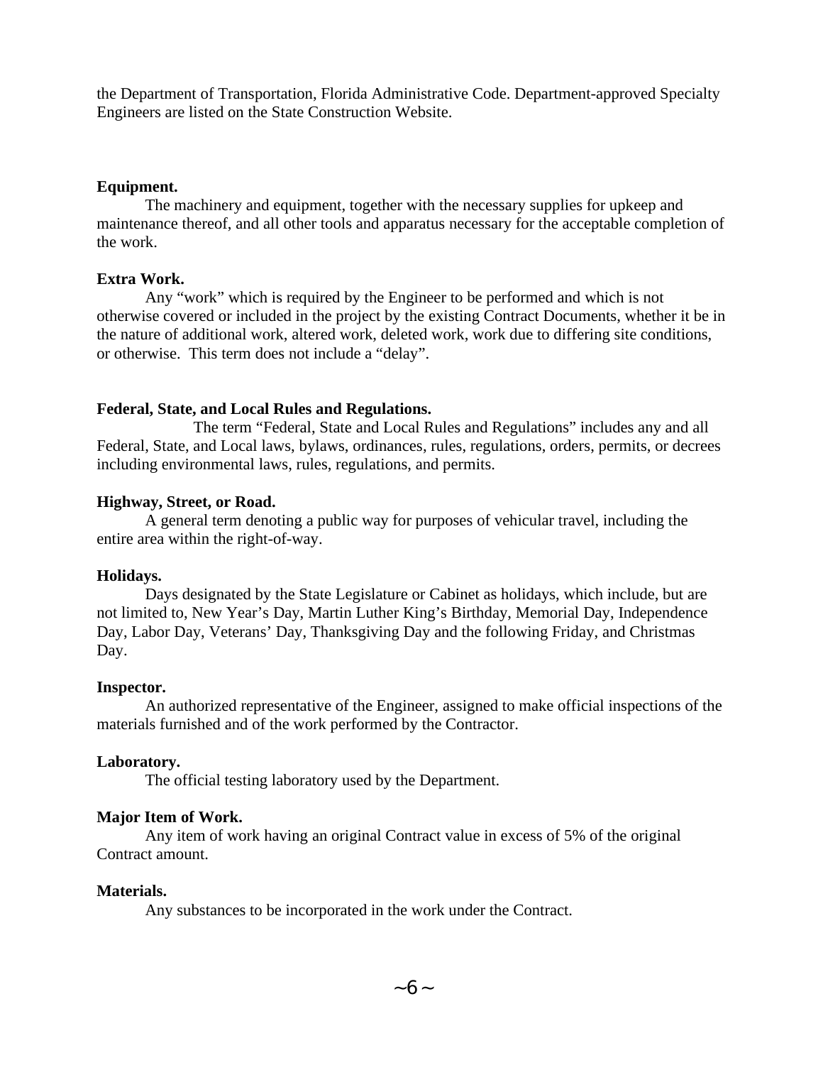the Department of Transportation, Florida Administrative Code. Department-approved Specialty Engineers are listed on the State Construction Website.

**Equipment.**

The machinery and equipment, together with the necessary supplies for upkeep and maintenance thereof, and all other tools and apparatus necessary for the acceptable completion of the work.

**Extra Work.**

Any "work" which is required by the Engineer to be performed and which is not otherwise covered or included in the project by the existing Contract Documents, whether it be in the nature of additional work, altered work, deleted work, work due to differing site conditions, or otherwise. This term does not include a "delay".

**Federal, State, and Local Rules and Regulations.**

The term "Federal, State and Local Rules and Regulations" includes any and all Federal, State, and Local laws, bylaws, ordinances, rules, regulations, orders, permits, or decrees including environmental laws, rules, regulations, and permits.

**Highway, Street, or Road.**

A general term denoting a public way for purposes of vehicular travel, including the entire area within the right-of-way.

**Holidays.**

Days designated by the State Legislature or Cabinet as holidays, which include, but are not limited to, New Year's Day, Martin Luther King's Birthday, Memorial Day, Independence Day, Labor Day, Veterans' Day, Thanksgiving Day and the following Friday, and Christmas Day.

**Inspector.**

An authorized representative of the Engineer, assigned to make official inspections of the materials furnished and of the work performed by the Contractor.

**Laboratory.**

The official testing laboratory used by the Department.

**Major Item of Work.**

Any item of work having an original Contract value in excess of 5% of the original Contract amount.

**Materials.**

Any substances to be incorporated in the work under the Contract.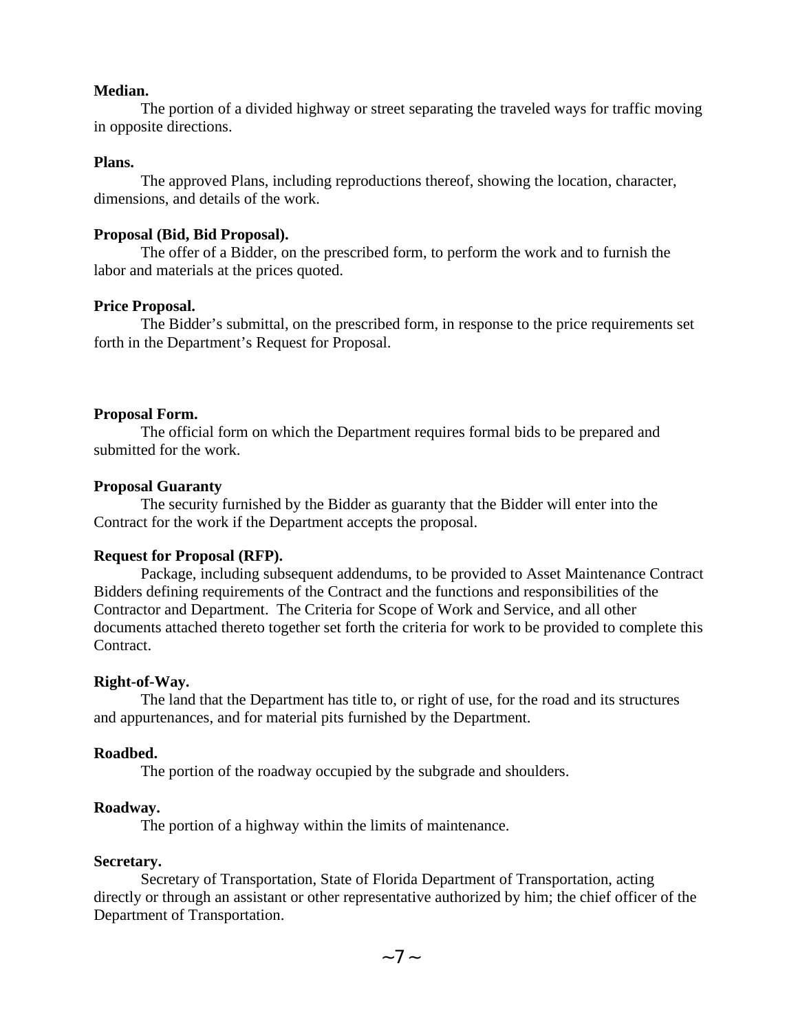**Median.**

The portion of a divided highway or street separating the traveled ways for traffic moving in opposite directions.

**Plans.**

The approved Plans, including reproductions thereof, showing the location, character, dimensions, and details of the work.

**Proposal (Bid, Bid Proposal).**

The offer of a Bidder, on the prescribed form, to perform the work and to furnish the labor and materials at the prices quoted.

**Price Proposal.**

The Bidder's submittal, on the prescribed form, in response to the price requirements set forth in the Department's Request for Proposal.

**Proposal Form.**

The official form on which the Department requires formal bids to be prepared and submitted for the work.

**Proposal Guaranty**

The security furnished by the Bidder as guaranty that the Bidder will enter into the Contract for the work if the Department accepts the proposal.

**Request for Proposal (RFP).**

Package, including subsequent addendums, to be provided to Asset Maintenance Contract Bidders defining requirements of the Contract and the functions and responsibilities of the Contractor and Department. The Criteria for Scope of Work and Service, and all other documents attached thereto together set forth the criteria for work to be provided to complete this Contract.

**Right-of-Way.**

The land that the Department has title to, or right of use, for the road and its structures and appurtenances, and for material pits furnished by the Department.

**Roadbed.**

The portion of the roadway occupied by the subgrade and shoulders.

**Roadway.**

The portion of a highway within the limits of maintenance.

**Secretary.**

Secretary of Transportation, State of Florida Department of Transportation, acting directly or through an assistant or other representative authorized by him; the chief officer of the Department of Transportation.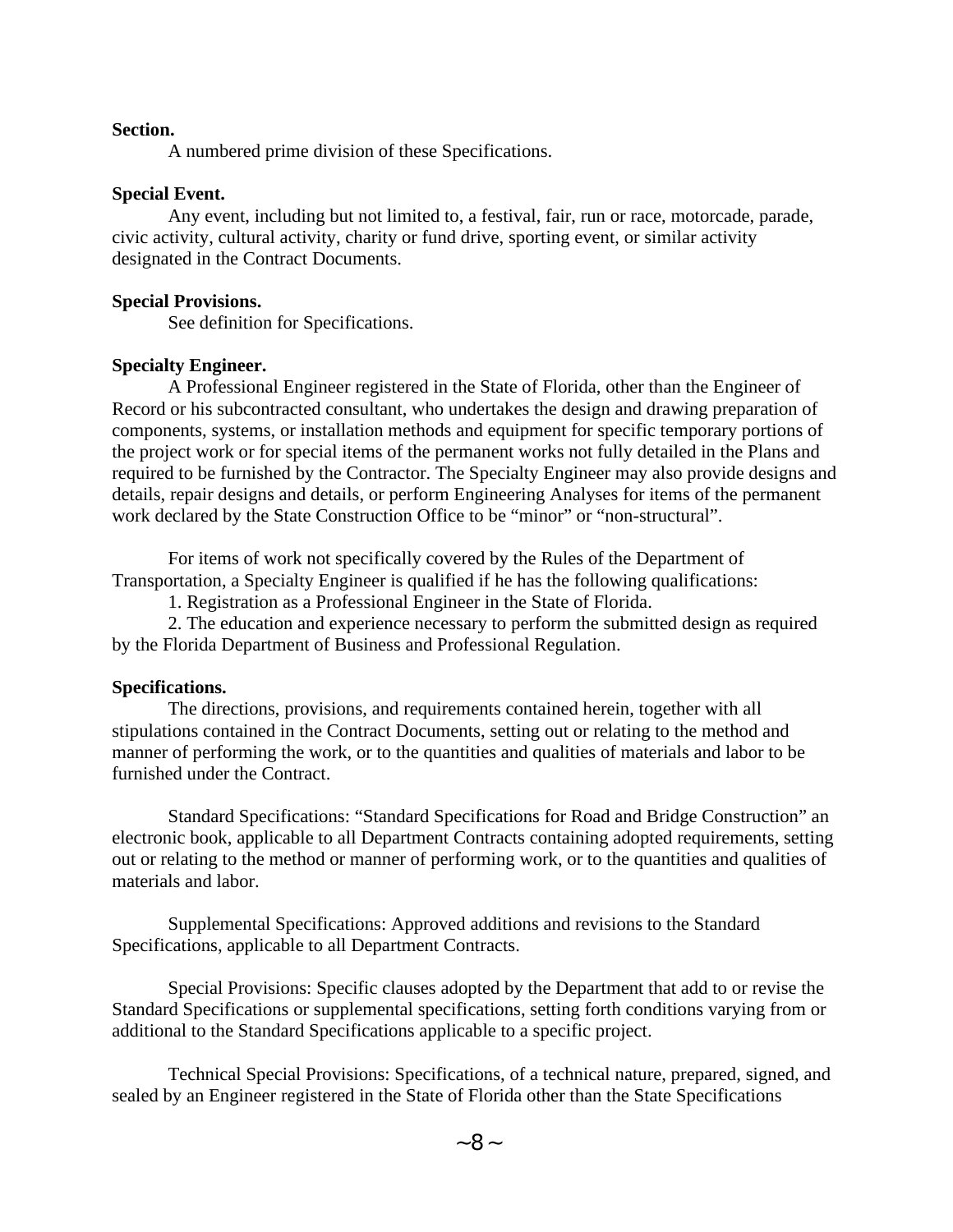**Section.**

A numbered prime division of these Specifications.

**Special Event.**

Any event, including but not limited to, a festival, fair, run or race, motorcade, parade, civic activity, cultural activity, charity or fund drive, sporting event, or similar activity designated in the Contract Documents.

**Special Provisions.**

See definition for Specifications.

**Specialty Engineer.**

A Professional Engineer registered in the State of Florida, other than the Engineer of Record or his subcontracted consultant, who undertakes the design and drawing preparation of components, systems, or installation methods and equipment for specific temporary portions of the project work or for special items of the permanent works not fully detailed in the Plans and required to be furnished by the Contractor. The Specialty Engineer may also provide designs and details, repair designs and details, or perform Engineering Analyses for items of the permanent work declared by the State Construction Office to be “minor” or “non-structural”.

For items of work not specifically covered by the Rules of the Department of Transportation, a Specialty Engineer is qualified if he has the following qualifications:

1. Registration as a Professional Engineer in the State of Florida.
2. The education and experience necessary to perform the submitted design as required by the Florida Department of Business and Professional Regulation.

**Specifications.**

The directions, provisions, and requirements contained herein, together with all stipulations contained in the Contract Documents, setting out or relating to the method and manner of performing the work, or to the quantities and qualities of materials and labor to be furnished under the Contract.

Standard Specifications: “Standard Specifications for Road and Bridge Construction” an electronic book, applicable to all Department Contracts containing adopted requirements, setting out or relating to the method or manner of performing work, or to the quantities and qualities of materials and labor.

Supplemental Specifications: Approved additions and revisions to the Standard Specifications, applicable to all Department Contracts.

Special Provisions: Specific clauses adopted by the Department that add to or revise the Standard Specifications or supplemental specifications, setting forth conditions varying from or additional to the Standard Specifications applicable to a specific project.

Technical Special Provisions: Specifications, of a technical nature, prepared, signed, and sealed by an Engineer registered in the State of Florida other than the State Specifications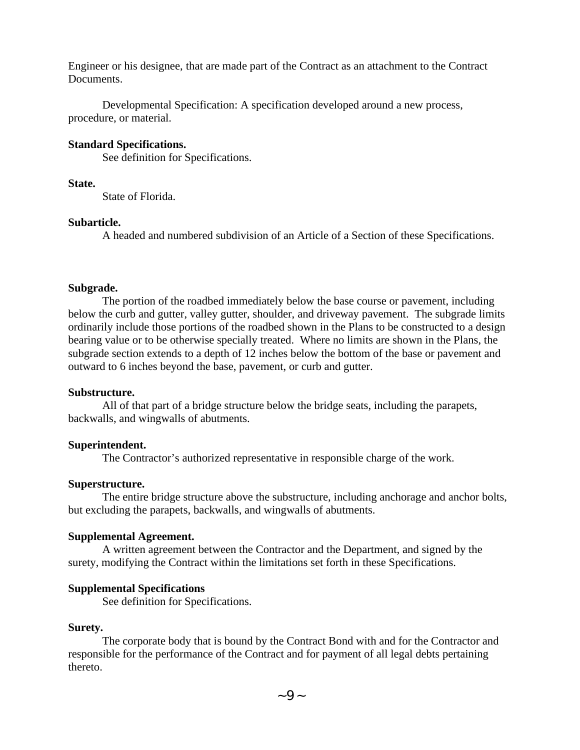Engineer or his designee, that are made part of the Contract as an attachment to the Contract Documents.

Developmental Specification: A specification developed around a new process, procedure, or material.

**Standard Specifications.**

See definition for Specifications.

**State.**

State of Florida.

**Subarticle.**

A headed and numbered subdivision of an Article of a Section of these Specifications.

**Subgrade.**

The portion of the roadbed immediately below the base course or pavement, including below the curb and gutter, valley gutter, shoulder, and driveway pavement. The subgrade limits ordinarily include those portions of the roadbed shown in the Plans to be constructed to a design bearing value or to be otherwise specially treated. Where no limits are shown in the Plans, the subgrade section extends to a depth of 12 inches below the bottom of the base or pavement and outward to 6 inches beyond the base, pavement, or curb and gutter.

**Substructure.**

All of that part of a bridge structure below the bridge seats, including the parapets, backwalls, and wingwalls of abutments.

**Superintendent.**

The Contractor's authorized representative in responsible charge of the work.

**Superstructure.**

The entire bridge structure above the substructure, including anchorage and anchor bolts, but excluding the parapets, backwalls, and wingwalls of abutments.

**Supplemental Agreement.**

A written agreement between the Contractor and the Department, and signed by the surety, modifying the Contract within the limitations set forth in these Specifications.

**Supplemental Specifications**

See definition for Specifications.

**Surety.**

The corporate body that is bound by the Contract Bond with and for the Contractor and responsible for the performance of the Contract and for payment of all legal debts pertaining thereto.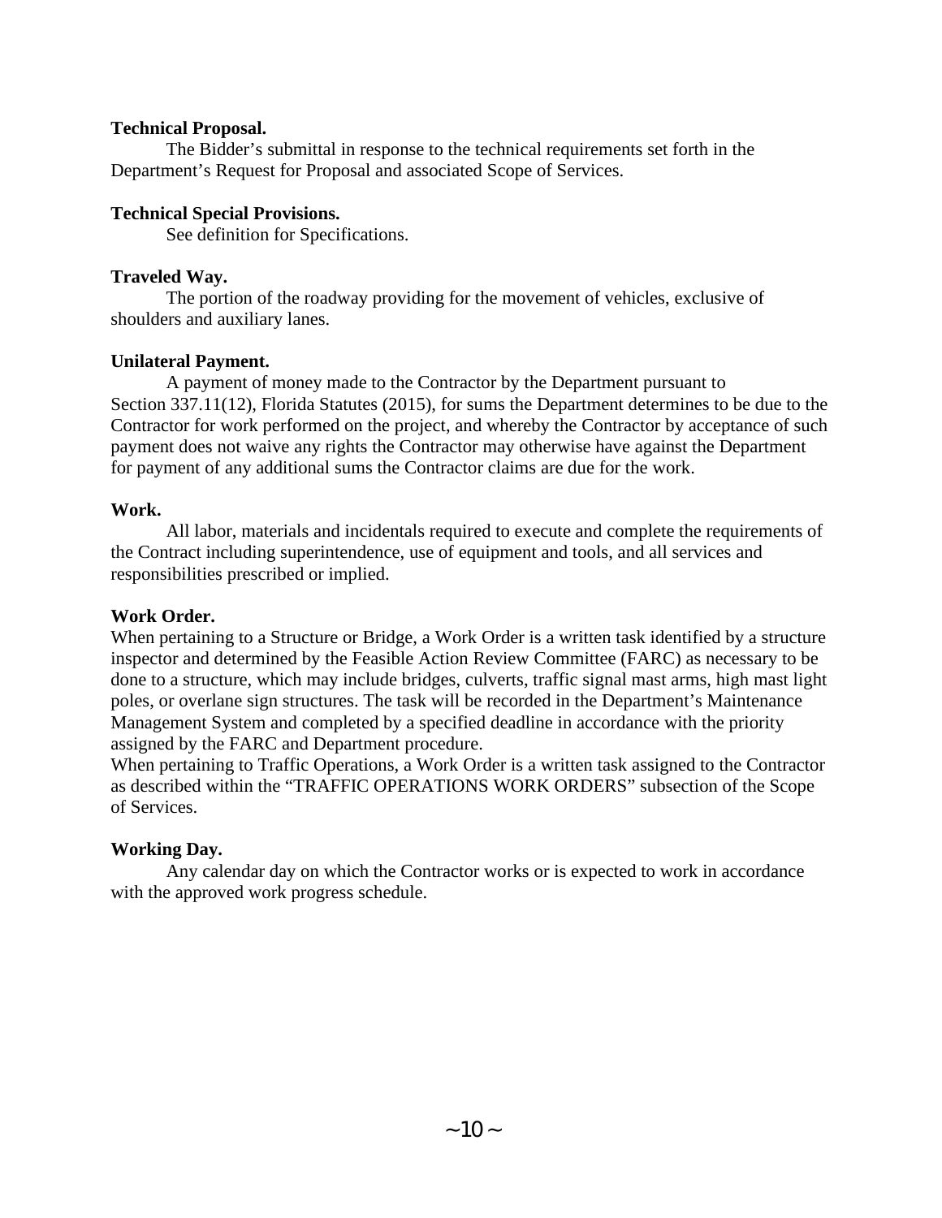**Technical Proposal.**

The Bidder's submittal in response to the technical requirements set forth in the Department's Request for Proposal and associated Scope of Services.

**Technical Special Provisions.**

See definition for Specifications.

**Traveled Way.**

The portion of the roadway providing for the movement of vehicles, exclusive of shoulders and auxiliary lanes.

**Unilateral Payment.**

A payment of money made to the Contractor by the Department pursuant to Section 337.11(12), Florida Statutes (2015), for sums the Department determines to be due to the Contractor for work performed on the project, and whereby the Contractor by acceptance of such payment does not waive any rights the Contractor may otherwise have against the Department for payment of any additional sums the Contractor claims are due for the work.

**Work.**

All labor, materials and incidentals required to execute and complete the requirements of the Contract including superintendence, use of equipment and tools, and all services and responsibilities prescribed or implied.

**Work Order.**

When pertaining to a Structure or Bridge, a Work Order is a written task identified by a structure inspector and determined by the Feasible Action Review Committee (FARC) as necessary to be done to a structure, which may include bridges, culverts, traffic signal mast arms, high mast light poles, or overlane sign structures. The task will be recorded in the Department's Maintenance Management System and completed by a specified deadline in accordance with the priority assigned by the FARC and Department procedure.

When pertaining to Traffic Operations, a Work Order is a written task assigned to the Contractor as described within the "TRAFFIC OPERATIONS WORK ORDERS" subsection of the Scope of Services.

**Working Day.**

Any calendar day on which the Contractor works or is expected to work in accordance with the approved work progress schedule.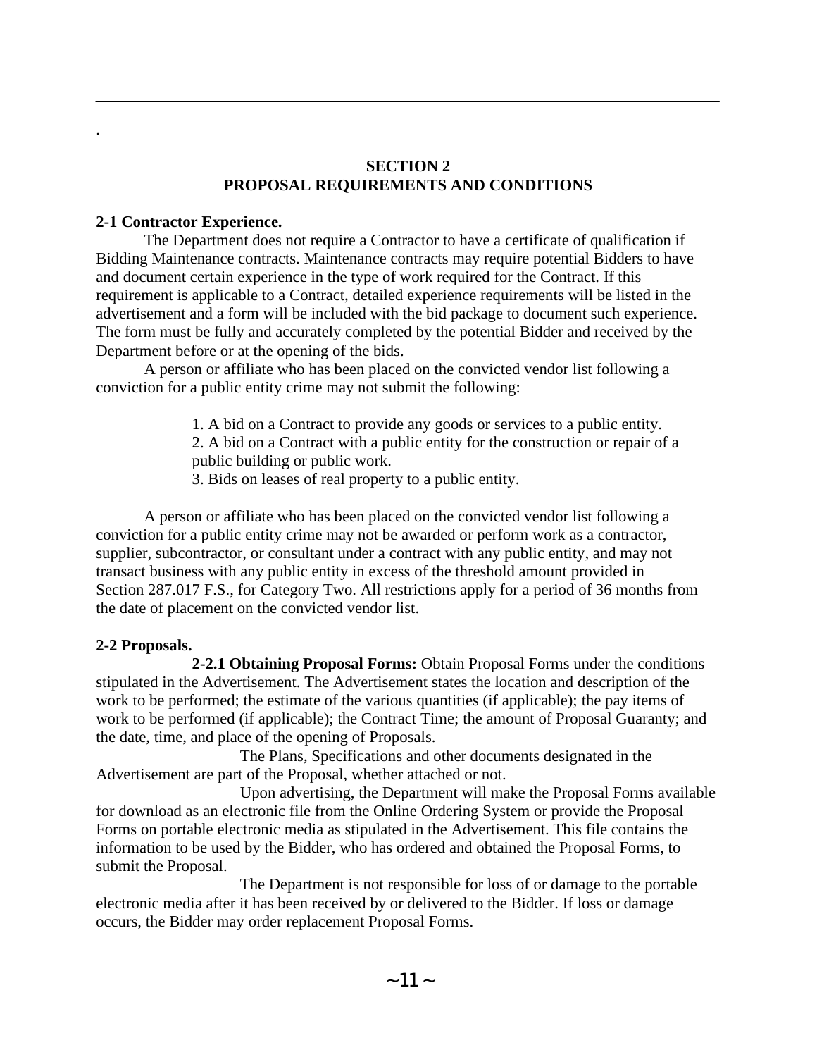.

# SECTION 2
# PROPOSAL REQUIREMENTS AND CONDITIONS

**2-1 Contractor Experience.**

The Department does not require a Contractor to have a certificate of qualification if Bidding Maintenance contracts. Maintenance contracts may require potential Bidders to have and document certain experience in the type of work required for the Contract. If this requirement is applicable to a Contract, detailed experience requirements will be listed in the advertisement and a form will be included with the bid package to document such experience. The form must be fully and accurately completed by the potential Bidder and received by the Department before or at the opening of the bids.

A person or affiliate who has been placed on the convicted vendor list following a conviction for a public entity crime may not submit the following:

1. A bid on a Contract to provide any goods or services to a public entity.
2. A bid on a Contract with a public entity for the construction or repair of a public building or public work.
3. Bids on leases of real property to a public entity.

A person or affiliate who has been placed on the convicted vendor list following a conviction for a public entity crime may not be awarded or perform work as a contractor, supplier, subcontractor, or consultant under a contract with any public entity, and may not transact business with any public entity in excess of the threshold amount provided in Section 287.017 F.S., for Category Two. All restrictions apply for a period of 36 months from the date of placement on the convicted vendor list.

**2-2 Proposals.**

**2-2.1 Obtaining Proposal Forms:** Obtain Proposal Forms under the conditions stipulated in the Advertisement. The Advertisement states the location and description of the work to be performed; the estimate of the various quantities (if applicable); the pay items of work to be performed (if applicable); the Contract Time; the amount of Proposal Guaranty; and the date, time, and place of the opening of Proposals.

The Plans, Specifications and other documents designated in the Advertisement are part of the Proposal, whether attached or not.

Upon advertising, the Department will make the Proposal Forms available for download as an electronic file from the Online Ordering System or provide the Proposal Forms on portable electronic media as stipulated in the Advertisement. This file contains the information to be used by the Bidder, who has ordered and obtained the Proposal Forms, to submit the Proposal.

The Department is not responsible for loss of or damage to the portable electronic media after it has been received by or delivered to the Bidder. If loss or damage occurs, the Bidder may order replacement Proposal Forms.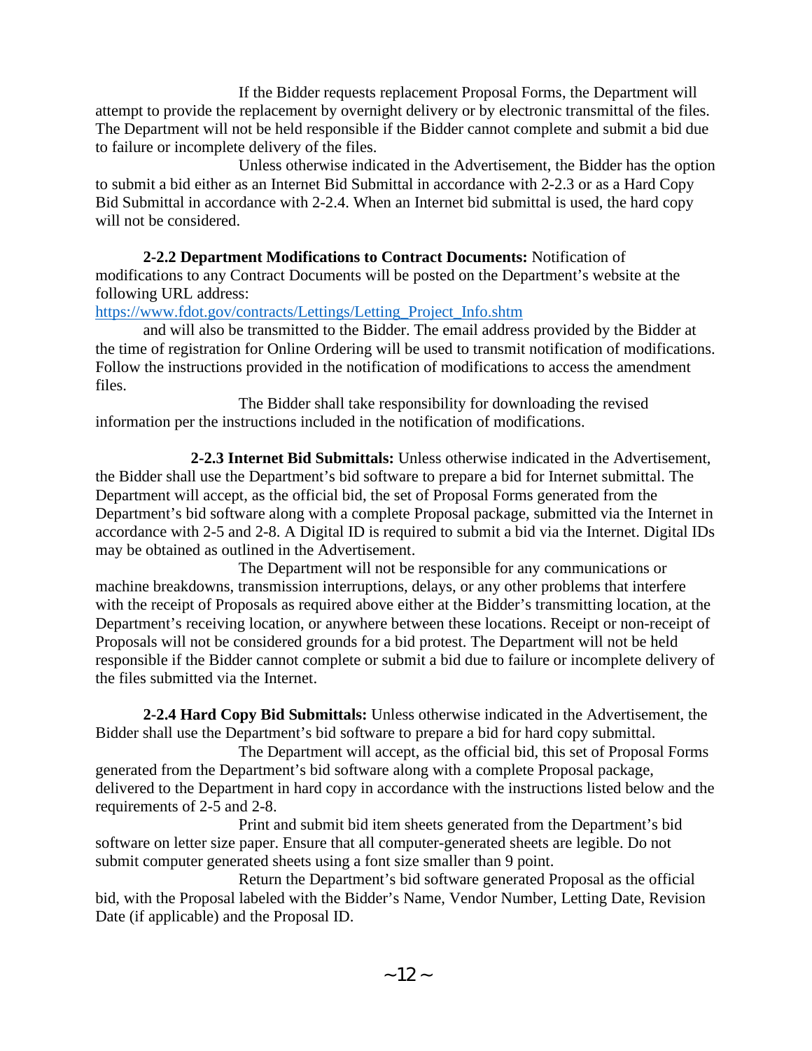If the Bidder requests replacement Proposal Forms, the Department will attempt to provide the replacement by overnight delivery or by electronic transmittal of the files. The Department will not be held responsible if the Bidder cannot complete and submit a bid due to failure or incomplete delivery of the files.

Unless otherwise indicated in the Advertisement, the Bidder has the option to submit a bid either as an Internet Bid Submittal in accordance with 2-2.3 or as a Hard Copy Bid Submittal in accordance with 2-2.4. When an Internet bid submittal is used, the hard copy will not be considered.

**2-2.2 Department Modifications to Contract Documents:** Notification of modifications to any Contract Documents will be posted on the Department's website at the following URL address:
https://www.fdot.gov/contracts/Lettings/Letting_Project_Info.shtm
and will also be transmitted to the Bidder. The email address provided by the Bidder at the time of registration for Online Ordering will be used to transmit notification of modifications. Follow the instructions provided in the notification of modifications to access the amendment files.

The Bidder shall take responsibility for downloading the revised information per the instructions included in the notification of modifications.

**2-2.3 Internet Bid Submittals:** Unless otherwise indicated in the Advertisement, the Bidder shall use the Department's bid software to prepare a bid for Internet submittal. The Department will accept, as the official bid, the set of Proposal Forms generated from the Department's bid software along with a complete Proposal package, submitted via the Internet in accordance with 2-5 and 2-8. A Digital ID is required to submit a bid via the Internet. Digital IDs may be obtained as outlined in the Advertisement.

The Department will not be responsible for any communications or machine breakdowns, transmission interruptions, delays, or any other problems that interfere with the receipt of Proposals as required above either at the Bidder's transmitting location, at the Department's receiving location, or anywhere between these locations. Receipt or non-receipt of Proposals will not be considered grounds for a bid protest. The Department will not be held responsible if the Bidder cannot complete or submit a bid due to failure or incomplete delivery of the files submitted via the Internet.

**2-2.4 Hard Copy Bid Submittals:** Unless otherwise indicated in the Advertisement, the Bidder shall use the Department's bid software to prepare a bid for hard copy submittal.

The Department will accept, as the official bid, this set of Proposal Forms generated from the Department's bid software along with a complete Proposal package, delivered to the Department in hard copy in accordance with the instructions listed below and the requirements of 2-5 and 2-8.

Print and submit bid item sheets generated from the Department's bid software on letter size paper. Ensure that all computer-generated sheets are legible. Do not submit computer generated sheets using a font size smaller than 9 point.

Return the Department's bid software generated Proposal as the official bid, with the Proposal labeled with the Bidder's Name, Vendor Number, Letting Date, Revision Date (if applicable) and the Proposal ID.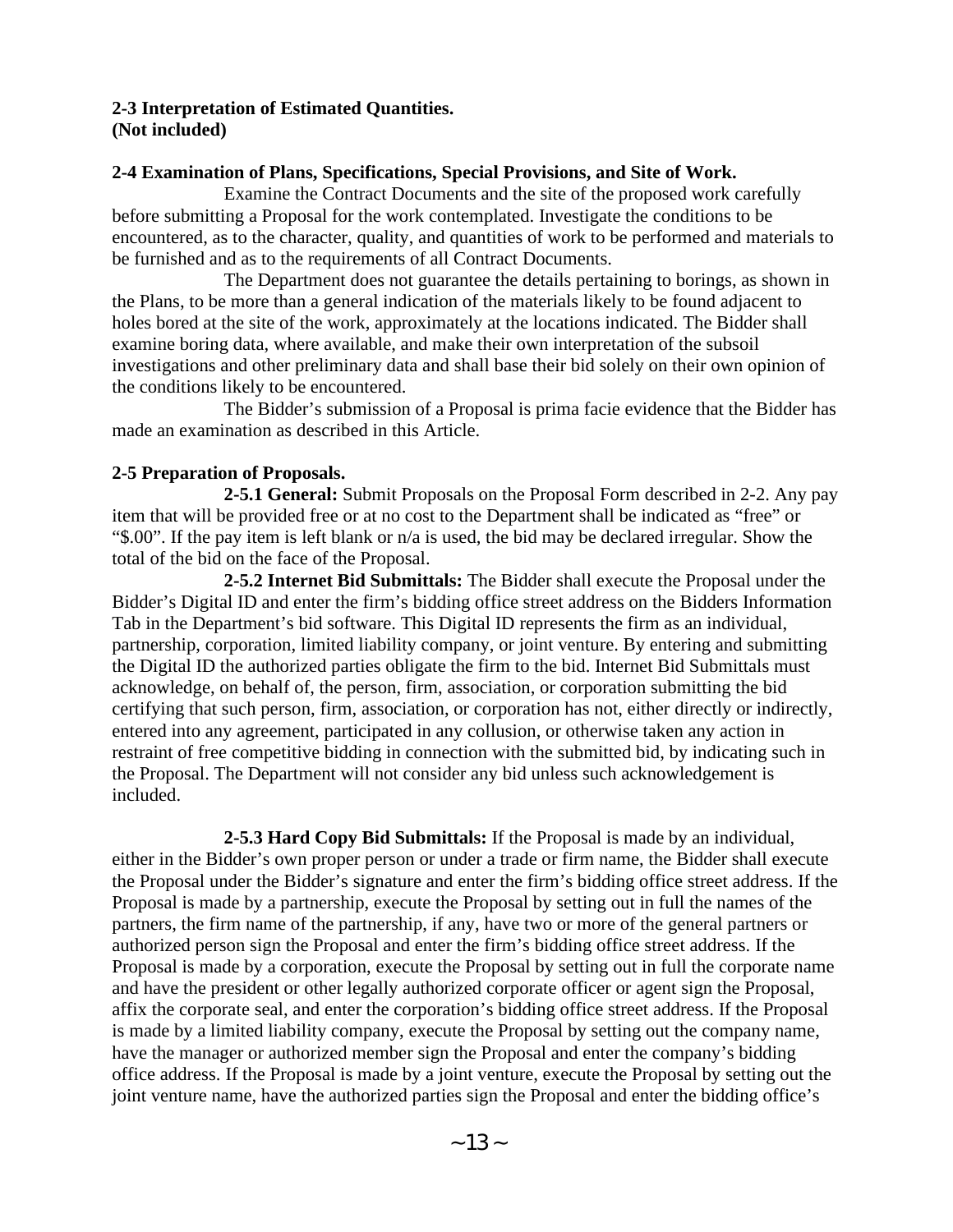**2-3 Interpretation of Estimated Quantities.**
**(Not included)**

**2-4 Examination of Plans, Specifications, Special Provisions, and Site of Work.**

Examine the Contract Documents and the site of the proposed work carefully before submitting a Proposal for the work contemplated. Investigate the conditions to be encountered, as to the character, quality, and quantities of work to be performed and materials to be furnished and as to the requirements of all Contract Documents.

The Department does not guarantee the details pertaining to borings, as shown in the Plans, to be more than a general indication of the materials likely to be found adjacent to holes bored at the site of the work, approximately at the locations indicated. The Bidder shall examine boring data, where available, and make their own interpretation of the subsoil investigations and other preliminary data and shall base their bid solely on their own opinion of the conditions likely to be encountered.

The Bidder's submission of a Proposal is prima facie evidence that the Bidder has made an examination as described in this Article.

**2-5 Preparation of Proposals.**

**2-5.1 General:** Submit Proposals on the Proposal Form described in 2-2. Any pay item that will be provided free or at no cost to the Department shall be indicated as "free" or "$.00". If the pay item is left blank or n/a is used, the bid may be declared irregular. Show the total of the bid on the face of the Proposal.

**2-5.2 Internet Bid Submittals:** The Bidder shall execute the Proposal under the Bidder's Digital ID and enter the firm's bidding office street address on the Bidders Information Tab in the Department's bid software. This Digital ID represents the firm as an individual, partnership, corporation, limited liability company, or joint venture. By entering and submitting the Digital ID the authorized parties obligate the firm to the bid. Internet Bid Submittals must acknowledge, on behalf of, the person, firm, association, or corporation submitting the bid certifying that such person, firm, association, or corporation has not, either directly or indirectly, entered into any agreement, participated in any collusion, or otherwise taken any action in restraint of free competitive bidding in connection with the submitted bid, by indicating such in the Proposal. The Department will not consider any bid unless such acknowledgement is included.

**2-5.3 Hard Copy Bid Submittals:** If the Proposal is made by an individual, either in the Bidder's own proper person or under a trade or firm name, the Bidder shall execute the Proposal under the Bidder's signature and enter the firm's bidding office street address. If the Proposal is made by a partnership, execute the Proposal by setting out in full the names of the partners, the firm name of the partnership, if any, have two or more of the general partners or authorized person sign the Proposal and enter the firm's bidding office street address. If the Proposal is made by a corporation, execute the Proposal by setting out in full the corporate name and have the president or other legally authorized corporate officer or agent sign the Proposal, affix the corporate seal, and enter the corporation's bidding office street address. If the Proposal is made by a limited liability company, execute the Proposal by setting out the company name, have the manager or authorized member sign the Proposal and enter the company's bidding office address. If the Proposal is made by a joint venture, execute the Proposal by setting out the joint venture name, have the authorized parties sign the Proposal and enter the bidding office's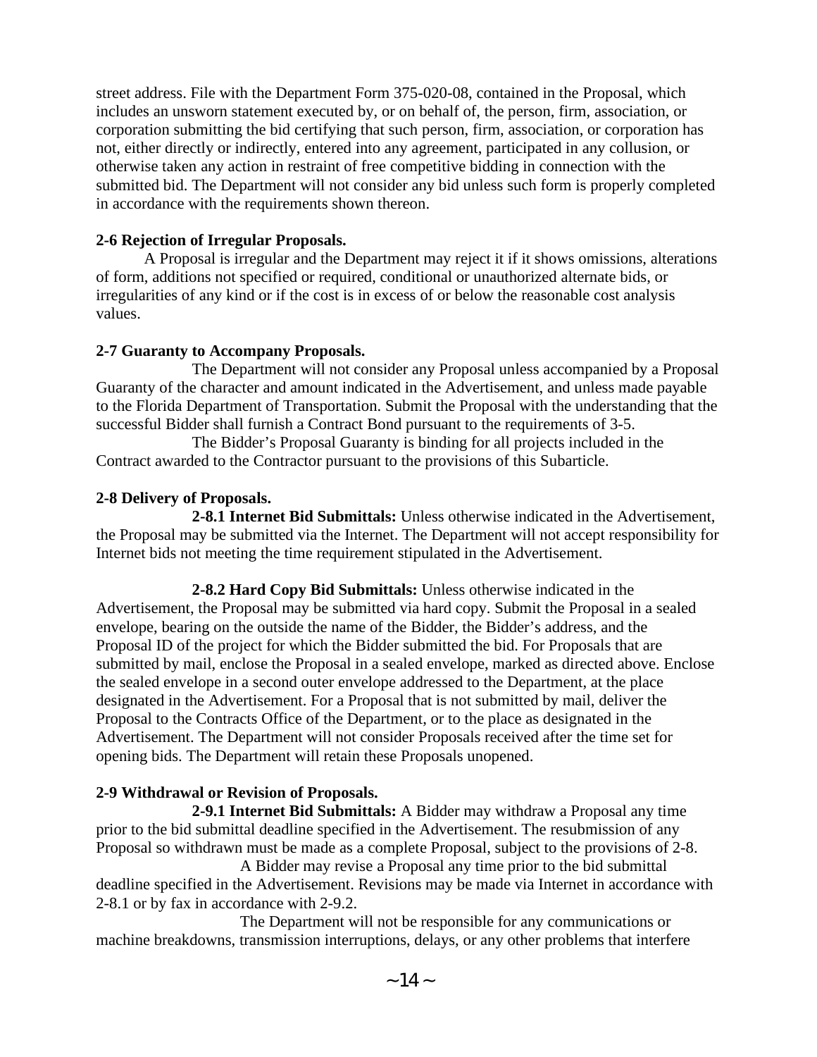street address. File with the Department Form 375-020-08, contained in the Proposal, which includes an unsworn statement executed by, or on behalf of, the person, firm, association, or corporation submitting the bid certifying that such person, firm, association, or corporation has not, either directly or indirectly, entered into any agreement, participated in any collusion, or otherwise taken any action in restraint of free competitive bidding in connection with the submitted bid. The Department will not consider any bid unless such form is properly completed in accordance with the requirements shown thereon.

**2-6 Rejection of Irregular Proposals.**

A Proposal is irregular and the Department may reject it if it shows omissions, alterations of form, additions not specified or required, conditional or unauthorized alternate bids, or irregularities of any kind or if the cost is in excess of or below the reasonable cost analysis values.

**2-7 Guaranty to Accompany Proposals.**

The Department will not consider any Proposal unless accompanied by a Proposal Guaranty of the character and amount indicated in the Advertisement, and unless made payable to the Florida Department of Transportation. Submit the Proposal with the understanding that the successful Bidder shall furnish a Contract Bond pursuant to the requirements of 3-5.

The Bidder's Proposal Guaranty is binding for all projects included in the Contract awarded to the Contractor pursuant to the provisions of this Subarticle.

**2-8 Delivery of Proposals.**

**2-8.1 Internet Bid Submittals:** Unless otherwise indicated in the Advertisement, the Proposal may be submitted via the Internet. The Department will not accept responsibility for Internet bids not meeting the time requirement stipulated in the Advertisement.

**2-8.2 Hard Copy Bid Submittals:** Unless otherwise indicated in the Advertisement, the Proposal may be submitted via hard copy. Submit the Proposal in a sealed envelope, bearing on the outside the name of the Bidder, the Bidder's address, and the Proposal ID of the project for which the Bidder submitted the bid. For Proposals that are submitted by mail, enclose the Proposal in a sealed envelope, marked as directed above. Enclose the sealed envelope in a second outer envelope addressed to the Department, at the place designated in the Advertisement. For a Proposal that is not submitted by mail, deliver the Proposal to the Contracts Office of the Department, or to the place as designated in the Advertisement. The Department will not consider Proposals received after the time set for opening bids. The Department will retain these Proposals unopened.

**2-9 Withdrawal or Revision of Proposals.**

**2-9.1 Internet Bid Submittals:** A Bidder may withdraw a Proposal any time prior to the bid submittal deadline specified in the Advertisement. The resubmission of any Proposal so withdrawn must be made as a complete Proposal, subject to the provisions of 2-8.

A Bidder may revise a Proposal any time prior to the bid submittal deadline specified in the Advertisement. Revisions may be made via Internet in accordance with 2-8.1 or by fax in accordance with 2-9.2.

The Department will not be responsible for any communications or machine breakdowns, transmission interruptions, delays, or any other problems that interfere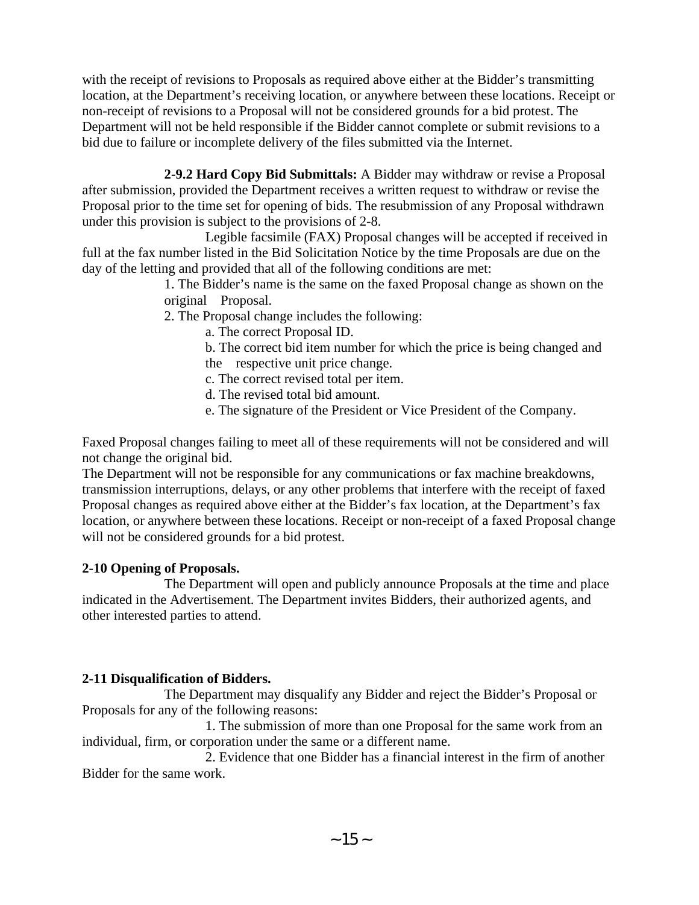with the receipt of revisions to Proposals as required above either at the Bidder's transmitting location, at the Department's receiving location, or anywhere between these locations. Receipt or non-receipt of revisions to a Proposal will not be considered grounds for a bid protest. The Department will not be held responsible if the Bidder cannot complete or submit revisions to a bid due to failure or incomplete delivery of the files submitted via the Internet.

**2-9.2 Hard Copy Bid Submittals:** A Bidder may withdraw or revise a Proposal after submission, provided the Department receives a written request to withdraw or revise the Proposal prior to the time set for opening of bids. The resubmission of any Proposal withdrawn under this provision is subject to the provisions of 2-8.

Legible facsimile (FAX) Proposal changes will be accepted if received in full at the fax number listed in the Bid Solicitation Notice by the time Proposals are due on the day of the letting and provided that all of the following conditions are met:

1. The Bidder's name is the same on the faxed Proposal change as shown on the original Proposal.
2. The Proposal change includes the following:
   - a. The correct Proposal ID.
   - b. The correct bid item number for which the price is being changed and the respective unit price change.
   - c. The correct revised total per item.
   - d. The revised total bid amount.
   - e. The signature of the President or Vice President of the Company.

Faxed Proposal changes failing to meet all of these requirements will not be considered and will not change the original bid.

The Department will not be responsible for any communications or fax machine breakdowns, transmission interruptions, delays, or any other problems that interfere with the receipt of faxed Proposal changes as required above either at the Bidder's fax location, at the Department's fax location, or anywhere between these locations. Receipt or non-receipt of a faxed Proposal change will not be considered grounds for a bid protest.

**2-10 Opening of Proposals.**

The Department will open and publicly announce Proposals at the time and place indicated in the Advertisement. The Department invites Bidders, their authorized agents, and other interested parties to attend.

**2-11 Disqualification of Bidders.**

The Department may disqualify any Bidder and reject the Bidder's Proposal or Proposals for any of the following reasons:

1. The submission of more than one Proposal for the same work from an individual, firm, or corporation under the same or a different name.
2. Evidence that one Bidder has a financial interest in the firm of another Bidder for the same work.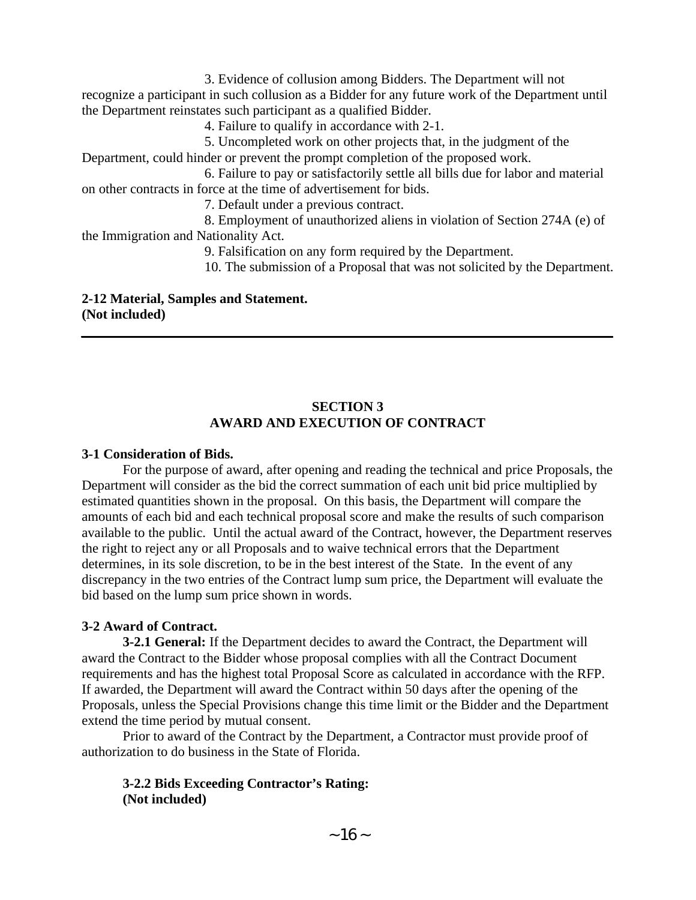3. Evidence of collusion among Bidders. The Department will not recognize a participant in such collusion as a Bidder for any future work of the Department until the Department reinstates such participant as a qualified Bidder.

4. Failure to qualify in accordance with 2-1.

5. Uncompleted work on other projects that, in the judgment of the Department, could hinder or prevent the prompt completion of the proposed work.

6. Failure to pay or satisfactorily settle all bills due for labor and material on other contracts in force at the time of advertisement for bids.

7. Default under a previous contract.

8. Employment of unauthorized aliens in violation of Section 274A (e) of the Immigration and Nationality Act.

9. Falsification on any form required by the Department.

10. The submission of a Proposal that was not solicited by the Department.

**2-12 Material, Samples and Statement.**
**(Not included)**

---

## SECTION 3
## AWARD AND EXECUTION OF CONTRACT

**3-1 Consideration of Bids.**

For the purpose of award, after opening and reading the technical and price Proposals, the Department will consider as the bid the correct summation of each unit bid price multiplied by estimated quantities shown in the proposal. On this basis, the Department will compare the amounts of each bid and each technical proposal score and make the results of such comparison available to the public. Until the actual award of the Contract, however, the Department reserves the right to reject any or all Proposals and to waive technical errors that the Department determines, in its sole discretion, to be in the best interest of the State. In the event of any discrepancy in the two entries of the Contract lump sum price, the Department will evaluate the bid based on the lump sum price shown in words.

**3-2 Award of Contract.**

**3-2.1 General:** If the Department decides to award the Contract, the Department will award the Contract to the Bidder whose proposal complies with all the Contract Document requirements and has the highest total Proposal Score as calculated in accordance with the RFP. If awarded, the Department will award the Contract within 50 days after the opening of the Proposals, unless the Special Provisions change this time limit or the Bidder and the Department extend the time period by mutual consent.

Prior to award of the Contract by the Department, a Contractor must provide proof of authorization to do business in the State of Florida.

**3-2.2 Bids Exceeding Contractor's Rating:**
**(Not included)**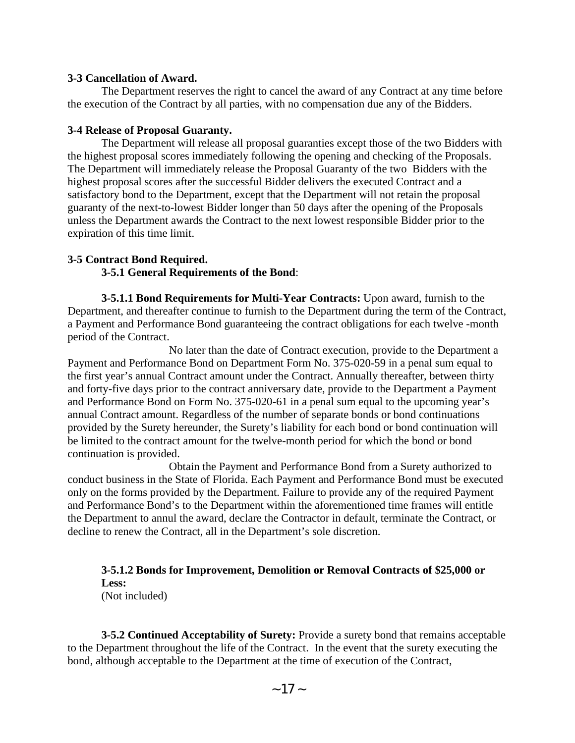**3-3 Cancellation of Award.**

The Department reserves the right to cancel the award of any Contract at any time before the execution of the Contract by all parties, with no compensation due any of the Bidders.

**3-4 Release of Proposal Guaranty.**

The Department will release all proposal guaranties except those of the two Bidders with the highest proposal scores immediately following the opening and checking of the Proposals. The Department will immediately release the Proposal Guaranty of the two Bidders with the highest proposal scores after the successful Bidder delivers the executed Contract and a satisfactory bond to the Department, except that the Department will not retain the proposal guaranty of the next-to-lowest Bidder longer than 50 days after the opening of the Proposals unless the Department awards the Contract to the next lowest responsible Bidder prior to the expiration of this time limit.

**3-5 Contract Bond Required.**

**3-5.1 General Requirements of the Bond**:

**3-5.1.1 Bond Requirements for Multi-Year Contracts:** Upon award, furnish to the Department, and thereafter continue to furnish to the Department during the term of the Contract, a Payment and Performance Bond guaranteeing the contract obligations for each twelve -month period of the Contract.

No later than the date of Contract execution, provide to the Department a Payment and Performance Bond on Department Form No. 375-020-59 in a penal sum equal to the first year's annual Contract amount under the Contract. Annually thereafter, between thirty and forty-five days prior to the contract anniversary date, provide to the Department a Payment and Performance Bond on Form No. 375-020-61 in a penal sum equal to the upcoming year's annual Contract amount. Regardless of the number of separate bonds or bond continuations provided by the Surety hereunder, the Surety's liability for each bond or bond continuation will be limited to the contract amount for the twelve-month period for which the bond or bond continuation is provided.

Obtain the Payment and Performance Bond from a Surety authorized to conduct business in the State of Florida. Each Payment and Performance Bond must be executed only on the forms provided by the Department. Failure to provide any of the required Payment and Performance Bond's to the Department within the aforementioned time frames will entitle the Department to annul the award, declare the Contractor in default, terminate the Contract, or decline to renew the Contract, all in the Department's sole discretion.

**3-5.1.2 Bonds for Improvement, Demolition or Removal Contracts of $25,000 or Less:**
(Not included)

**3-5.2 Continued Acceptability of Surety:** Provide a surety bond that remains acceptable to the Department throughout the life of the Contract. In the event that the surety executing the bond, although acceptable to the Department at the time of execution of the Contract,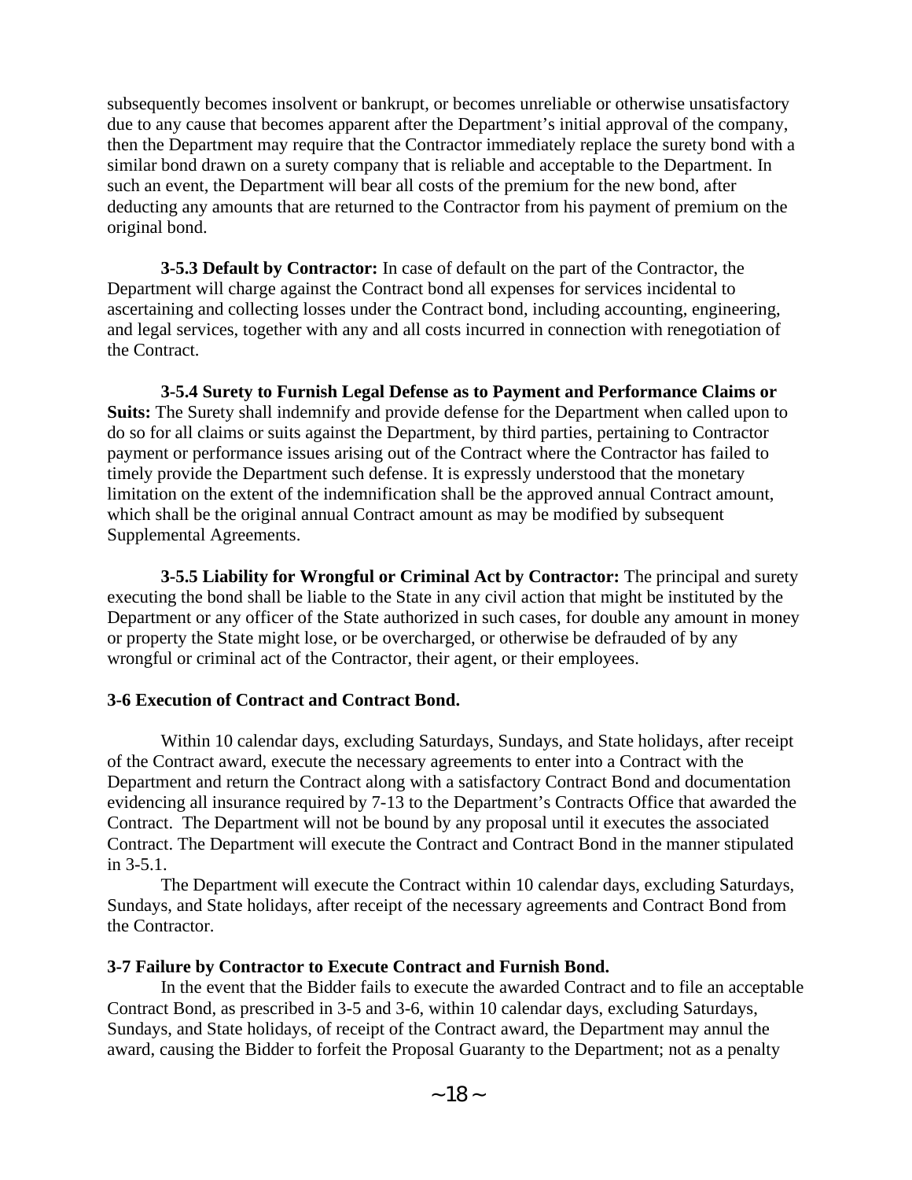subsequently becomes insolvent or bankrupt, or becomes unreliable or otherwise unsatisfactory due to any cause that becomes apparent after the Department's initial approval of the company, then the Department may require that the Contractor immediately replace the surety bond with a similar bond drawn on a surety company that is reliable and acceptable to the Department. In such an event, the Department will bear all costs of the premium for the new bond, after deducting any amounts that are returned to the Contractor from his payment of premium on the original bond.

**3-5.3 Default by Contractor:** In case of default on the part of the Contractor, the Department will charge against the Contract bond all expenses for services incidental to ascertaining and collecting losses under the Contract bond, including accounting, engineering, and legal services, together with any and all costs incurred in connection with renegotiation of the Contract.

**3-5.4 Surety to Furnish Legal Defense as to Payment and Performance Claims or Suits:** The Surety shall indemnify and provide defense for the Department when called upon to do so for all claims or suits against the Department, by third parties, pertaining to Contractor payment or performance issues arising out of the Contract where the Contractor has failed to timely provide the Department such defense. It is expressly understood that the monetary limitation on the extent of the indemnification shall be the approved annual Contract amount, which shall be the original annual Contract amount as may be modified by subsequent Supplemental Agreements.

**3-5.5 Liability for Wrongful or Criminal Act by Contractor:** The principal and surety executing the bond shall be liable to the State in any civil action that might be instituted by the Department or any officer of the State authorized in such cases, for double any amount in money or property the State might lose, or be overcharged, or otherwise be defrauded of by any wrongful or criminal act of the Contractor, their agent, or their employees.

**3-6 Execution of Contract and Contract Bond.**

Within 10 calendar days, excluding Saturdays, Sundays, and State holidays, after receipt of the Contract award, execute the necessary agreements to enter into a Contract with the Department and return the Contract along with a satisfactory Contract Bond and documentation evidencing all insurance required by 7-13 to the Department's Contracts Office that awarded the Contract. The Department will not be bound by any proposal until it executes the associated Contract. The Department will execute the Contract and Contract Bond in the manner stipulated in 3-5.1.

The Department will execute the Contract within 10 calendar days, excluding Saturdays, Sundays, and State holidays, after receipt of the necessary agreements and Contract Bond from the Contractor.

**3-7 Failure by Contractor to Execute Contract and Furnish Bond.**

In the event that the Bidder fails to execute the awarded Contract and to file an acceptable Contract Bond, as prescribed in 3-5 and 3-6, within 10 calendar days, excluding Saturdays, Sundays, and State holidays, of receipt of the Contract award, the Department may annul the award, causing the Bidder to forfeit the Proposal Guaranty to the Department; not as a penalty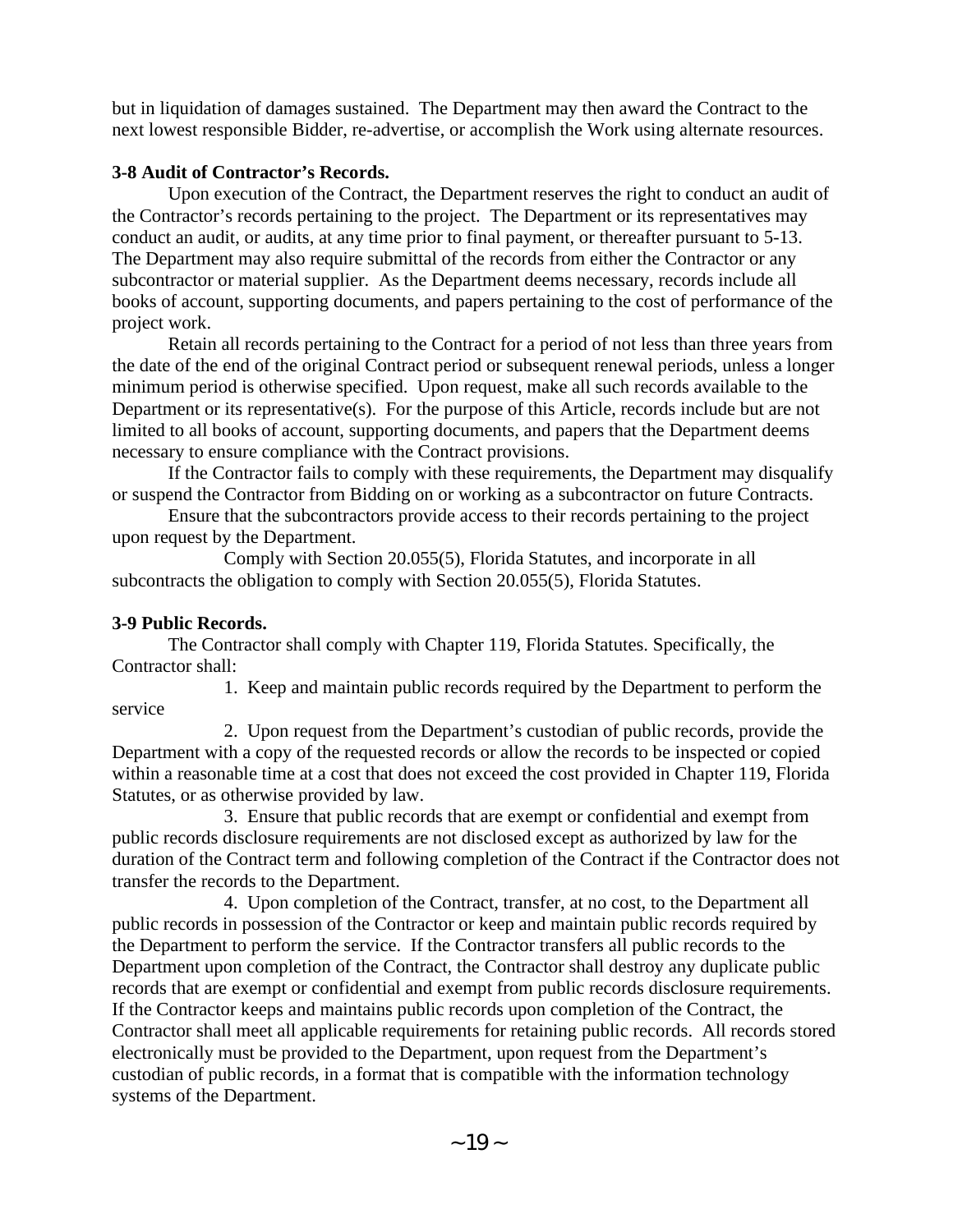but in liquidation of damages sustained. The Department may then award the Contract to the next lowest responsible Bidder, re-advertise, or accomplish the Work using alternate resources.

**3-8 Audit of Contractor's Records.**

Upon execution of the Contract, the Department reserves the right to conduct an audit of the Contractor's records pertaining to the project. The Department or its representatives may conduct an audit, or audits, at any time prior to final payment, or thereafter pursuant to 5-13. The Department may also require submittal of the records from either the Contractor or any subcontractor or material supplier. As the Department deems necessary, records include all books of account, supporting documents, and papers pertaining to the cost of performance of the project work.

Retain all records pertaining to the Contract for a period of not less than three years from the date of the end of the original Contract period or subsequent renewal periods, unless a longer minimum period is otherwise specified. Upon request, make all such records available to the Department or its representative(s). For the purpose of this Article, records include but are not limited to all books of account, supporting documents, and papers that the Department deems necessary to ensure compliance with the Contract provisions.

If the Contractor fails to comply with these requirements, the Department may disqualify or suspend the Contractor from Bidding on or working as a subcontractor on future Contracts.

Ensure that the subcontractors provide access to their records pertaining to the project upon request by the Department.

Comply with Section 20.055(5), Florida Statutes, and incorporate in all subcontracts the obligation to comply with Section 20.055(5), Florida Statutes.

**3-9 Public Records.**

The Contractor shall comply with Chapter 119, Florida Statutes. Specifically, the Contractor shall:

1. Keep and maintain public records required by the Department to perform the service

2. Upon request from the Department's custodian of public records, provide the Department with a copy of the requested records or allow the records to be inspected or copied within a reasonable time at a cost that does not exceed the cost provided in Chapter 119, Florida Statutes, or as otherwise provided by law.

3. Ensure that public records that are exempt or confidential and exempt from public records disclosure requirements are not disclosed except as authorized by law for the duration of the Contract term and following completion of the Contract if the Contractor does not transfer the records to the Department.

4. Upon completion of the Contract, transfer, at no cost, to the Department all public records in possession of the Contractor or keep and maintain public records required by the Department to perform the service. If the Contractor transfers all public records to the Department upon completion of the Contract, the Contractor shall destroy any duplicate public records that are exempt or confidential and exempt from public records disclosure requirements. If the Contractor keeps and maintains public records upon completion of the Contract, the Contractor shall meet all applicable requirements for retaining public records. All records stored electronically must be provided to the Department, upon request from the Department's custodian of public records, in a format that is compatible with the information technology systems of the Department.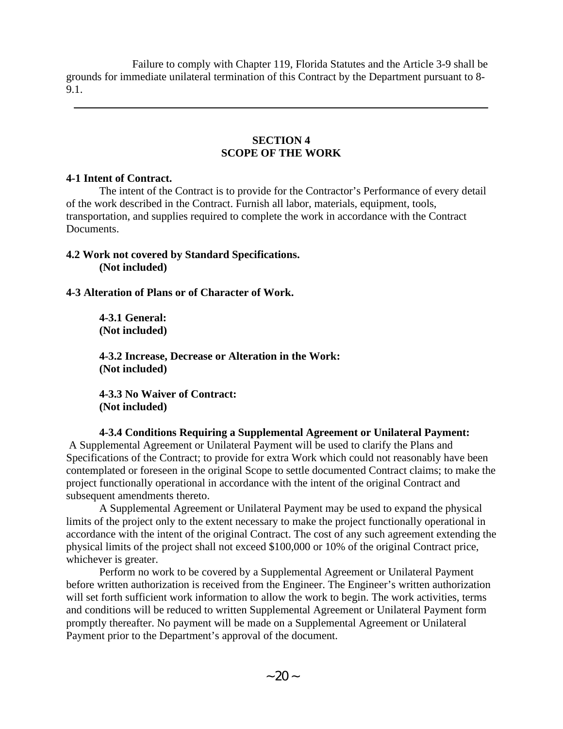Failure to comply with Chapter 119, Florida Statutes and the Article 3-9 shall be grounds for immediate unilateral termination of this Contract by the Department pursuant to 8-9.1.

---

## SECTION 4
## SCOPE OF THE WORK

**4-1 Intent of Contract.**

The intent of the Contract is to provide for the Contractor's Performance of every detail of the work described in the Contract. Furnish all labor, materials, equipment, tools, transportation, and supplies required to complete the work in accordance with the Contract Documents.

**4.2 Work not covered by Standard Specifications.**
**(Not included)**

**4-3 Alteration of Plans or of Character of Work.**

**4-3.1 General:**
**(Not included)**

**4-3.2 Increase, Decrease or Alteration in the Work:**
**(Not included)**

**4-3.3 No Waiver of Contract:**
**(Not included)**

**4-3.4 Conditions Requiring a Supplemental Agreement or Unilateral Payment:**

A Supplemental Agreement or Unilateral Payment will be used to clarify the Plans and Specifications of the Contract; to provide for extra Work which could not reasonably have been contemplated or foreseen in the original Scope to settle documented Contract claims; to make the project functionally operational in accordance with the intent of the original Contract and subsequent amendments thereto.

A Supplemental Agreement or Unilateral Payment may be used to expand the physical limits of the project only to the extent necessary to make the project functionally operational in accordance with the intent of the original Contract. The cost of any such agreement extending the physical limits of the project shall not exceed $100,000 or 10% of the original Contract price, whichever is greater.

Perform no work to be covered by a Supplemental Agreement or Unilateral Payment before written authorization is received from the Engineer. The Engineer's written authorization will set forth sufficient work information to allow the work to begin. The work activities, terms and conditions will be reduced to written Supplemental Agreement or Unilateral Payment form promptly thereafter. No payment will be made on a Supplemental Agreement or Unilateral Payment prior to the Department's approval of the document.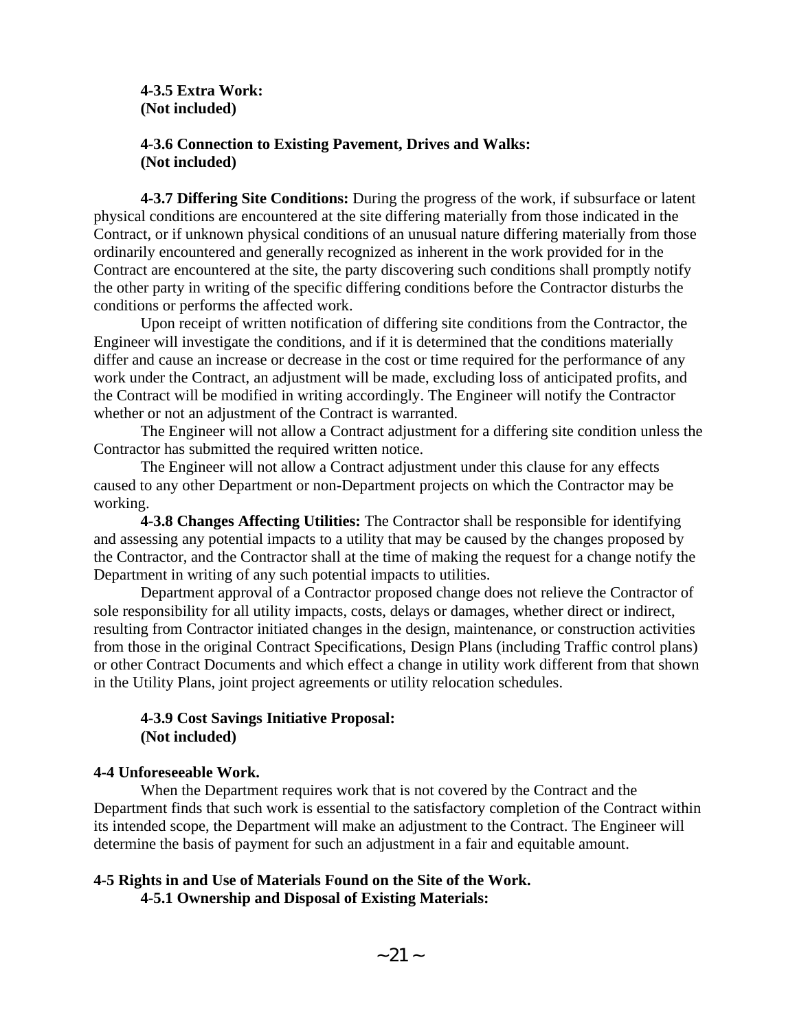**4-3.5 Extra Work:**
**(Not included)**

**4-3.6 Connection to Existing Pavement, Drives and Walks:**
**(Not included)**

**4-3.7 Differing Site Conditions:** During the progress of the work, if subsurface or latent physical conditions are encountered at the site differing materially from those indicated in the Contract, or if unknown physical conditions of an unusual nature differing materially from those ordinarily encountered and generally recognized as inherent in the work provided for in the Contract are encountered at the site, the party discovering such conditions shall promptly notify the other party in writing of the specific differing conditions before the Contractor disturbs the conditions or performs the affected work.

Upon receipt of written notification of differing site conditions from the Contractor, the Engineer will investigate the conditions, and if it is determined that the conditions materially differ and cause an increase or decrease in the cost or time required for the performance of any work under the Contract, an adjustment will be made, excluding loss of anticipated profits, and the Contract will be modified in writing accordingly. The Engineer will notify the Contractor whether or not an adjustment of the Contract is warranted.

The Engineer will not allow a Contract adjustment for a differing site condition unless the Contractor has submitted the required written notice.

The Engineer will not allow a Contract adjustment under this clause for any effects caused to any other Department or non-Department projects on which the Contractor may be working.

**4-3.8 Changes Affecting Utilities:** The Contractor shall be responsible for identifying and assessing any potential impacts to a utility that may be caused by the changes proposed by the Contractor, and the Contractor shall at the time of making the request for a change notify the Department in writing of any such potential impacts to utilities.

Department approval of a Contractor proposed change does not relieve the Contractor of sole responsibility for all utility impacts, costs, delays or damages, whether direct or indirect, resulting from Contractor initiated changes in the design, maintenance, or construction activities from those in the original Contract Specifications, Design Plans (including Traffic control plans) or other Contract Documents and which effect a change in utility work different from that shown in the Utility Plans, joint project agreements or utility relocation schedules.

**4-3.9 Cost Savings Initiative Proposal:**
**(Not included)**

**4-4 Unforeseeable Work.**

When the Department requires work that is not covered by the Contract and the Department finds that such work is essential to the satisfactory completion of the Contract within its intended scope, the Department will make an adjustment to the Contract. The Engineer will determine the basis of payment for such an adjustment in a fair and equitable amount.

**4-5 Rights in and Use of Materials Found on the Site of the Work.**

**4-5.1 Ownership and Disposal of Existing Materials:**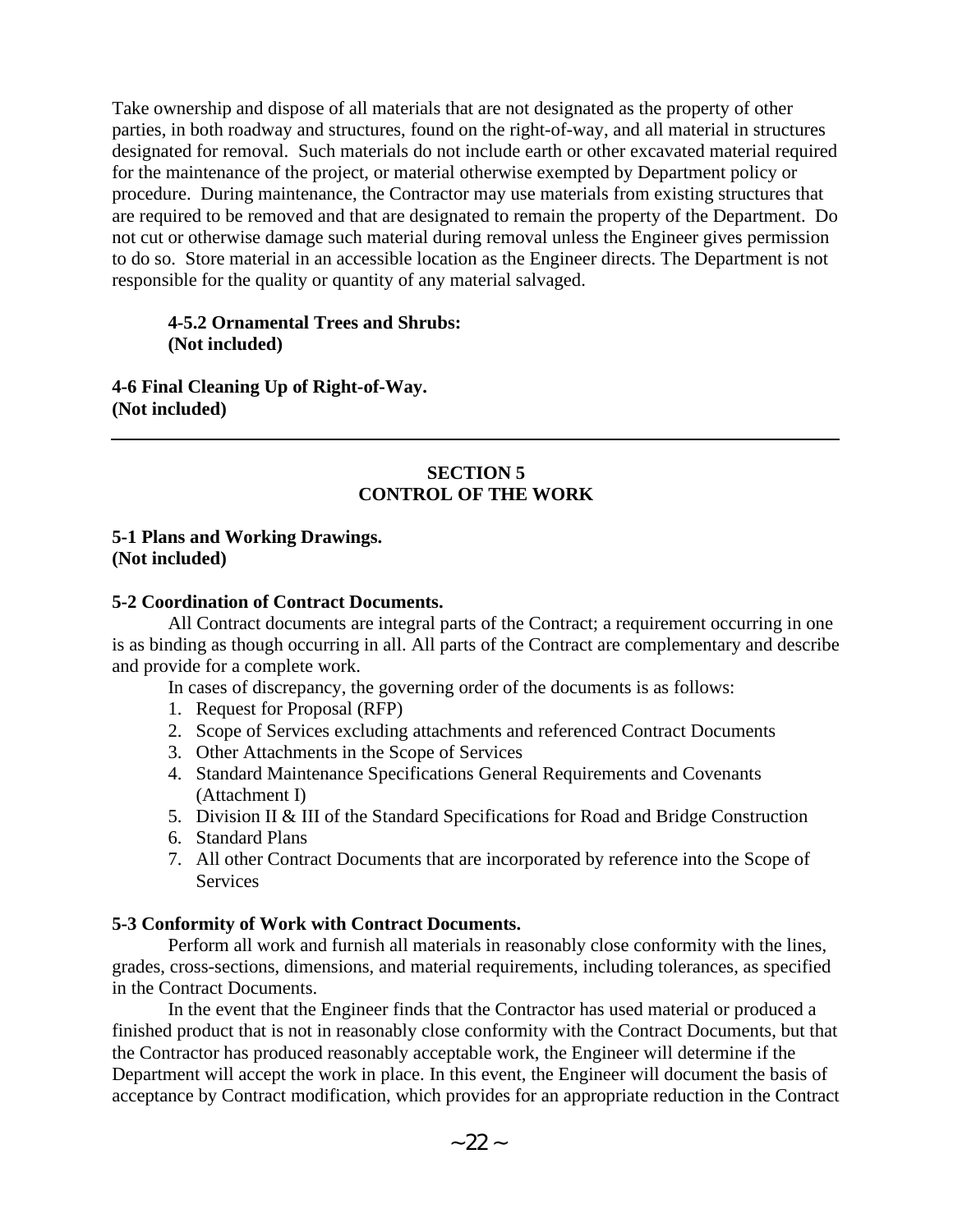Take ownership and dispose of all materials that are not designated as the property of other parties, in both roadway and structures, found on the right-of-way, and all material in structures designated for removal. Such materials do not include earth or other excavated material required for the maintenance of the project, or material otherwise exempted by Department policy or procedure. During maintenance, the Contractor may use materials from existing structures that are required to be removed and that are designated to remain the property of the Department. Do not cut or otherwise damage such material during removal unless the Engineer gives permission to do so. Store material in an accessible location as the Engineer directs. The Department is not responsible for the quality or quantity of any material salvaged.

**4-5.2 Ornamental Trees and Shrubs:**
**(Not included)**

**4-6 Final Cleaning Up of Right-of-Way.**
**(Not included)**

---

## SECTION 5
## CONTROL OF THE WORK

**5-1 Plans and Working Drawings.**
**(Not included)**

**5-2 Coordination of Contract Documents.**

All Contract documents are integral parts of the Contract; a requirement occurring in one is as binding as though occurring in all. All parts of the Contract are complementary and describe and provide for a complete work.

In cases of discrepancy, the governing order of the documents is as follows:

1. Request for Proposal (RFP)
2. Scope of Services excluding attachments and referenced Contract Documents
3. Other Attachments in the Scope of Services
4. Standard Maintenance Specifications General Requirements and Covenants (Attachment I)
5. Division II & III of the Standard Specifications for Road and Bridge Construction
6. Standard Plans
7. All other Contract Documents that are incorporated by reference into the Scope of Services

**5-3 Conformity of Work with Contract Documents.**

Perform all work and furnish all materials in reasonably close conformity with the lines, grades, cross-sections, dimensions, and material requirements, including tolerances, as specified in the Contract Documents.

In the event that the Engineer finds that the Contractor has used material or produced a finished product that is not in reasonably close conformity with the Contract Documents, but that the Contractor has produced reasonably acceptable work, the Engineer will determine if the Department will accept the work in place. In this event, the Engineer will document the basis of acceptance by Contract modification, which provides for an appropriate reduction in the Contract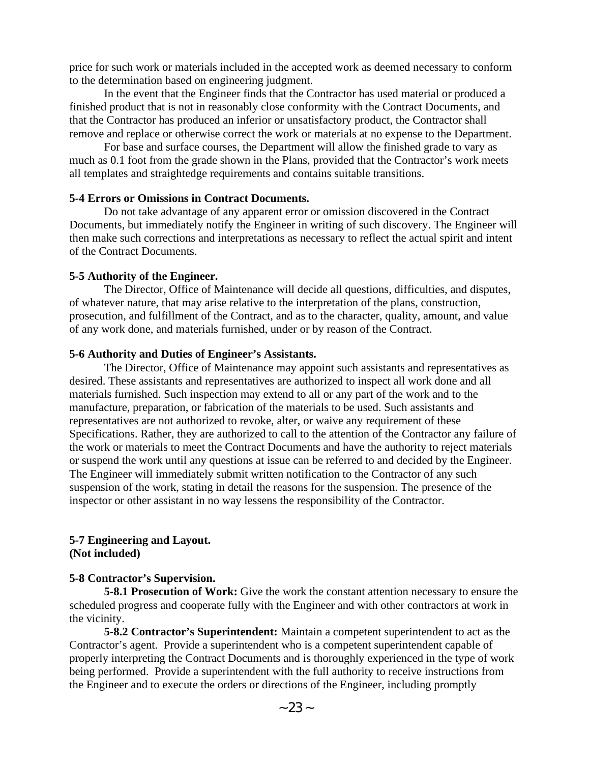price for such work or materials included in the accepted work as deemed necessary to conform to the determination based on engineering judgment.

In the event that the Engineer finds that the Contractor has used material or produced a finished product that is not in reasonably close conformity with the Contract Documents, and that the Contractor has produced an inferior or unsatisfactory product, the Contractor shall remove and replace or otherwise correct the work or materials at no expense to the Department.

For base and surface courses, the Department will allow the finished grade to vary as much as 0.1 foot from the grade shown in the Plans, provided that the Contractor's work meets all templates and straightedge requirements and contains suitable transitions.

**5-4 Errors or Omissions in Contract Documents.**

Do not take advantage of any apparent error or omission discovered in the Contract Documents, but immediately notify the Engineer in writing of such discovery. The Engineer will then make such corrections and interpretations as necessary to reflect the actual spirit and intent of the Contract Documents.

**5-5 Authority of the Engineer.**

The Director, Office of Maintenance will decide all questions, difficulties, and disputes, of whatever nature, that may arise relative to the interpretation of the plans, construction, prosecution, and fulfillment of the Contract, and as to the character, quality, amount, and value of any work done, and materials furnished, under or by reason of the Contract.

**5-6 Authority and Duties of Engineer's Assistants.**

The Director, Office of Maintenance may appoint such assistants and representatives as desired. These assistants and representatives are authorized to inspect all work done and all materials furnished. Such inspection may extend to all or any part of the work and to the manufacture, preparation, or fabrication of the materials to be used. Such assistants and representatives are not authorized to revoke, alter, or waive any requirement of these Specifications. Rather, they are authorized to call to the attention of the Contractor any failure of the work or materials to meet the Contract Documents and have the authority to reject materials or suspend the work until any questions at issue can be referred to and decided by the Engineer. The Engineer will immediately submit written notification to the Contractor of any such suspension of the work, stating in detail the reasons for the suspension. The presence of the inspector or other assistant in no way lessens the responsibility of the Contractor.

**5-7 Engineering and Layout.**
**(Not included)**

**5-8 Contractor's Supervision.**

**5-8.1 Prosecution of Work:** Give the work the constant attention necessary to ensure the scheduled progress and cooperate fully with the Engineer and with other contractors at work in the vicinity.

**5-8.2 Contractor's Superintendent:** Maintain a competent superintendent to act as the Contractor's agent. Provide a superintendent who is a competent superintendent capable of properly interpreting the Contract Documents and is thoroughly experienced in the type of work being performed. Provide a superintendent with the full authority to receive instructions from the Engineer and to execute the orders or directions of the Engineer, including promptly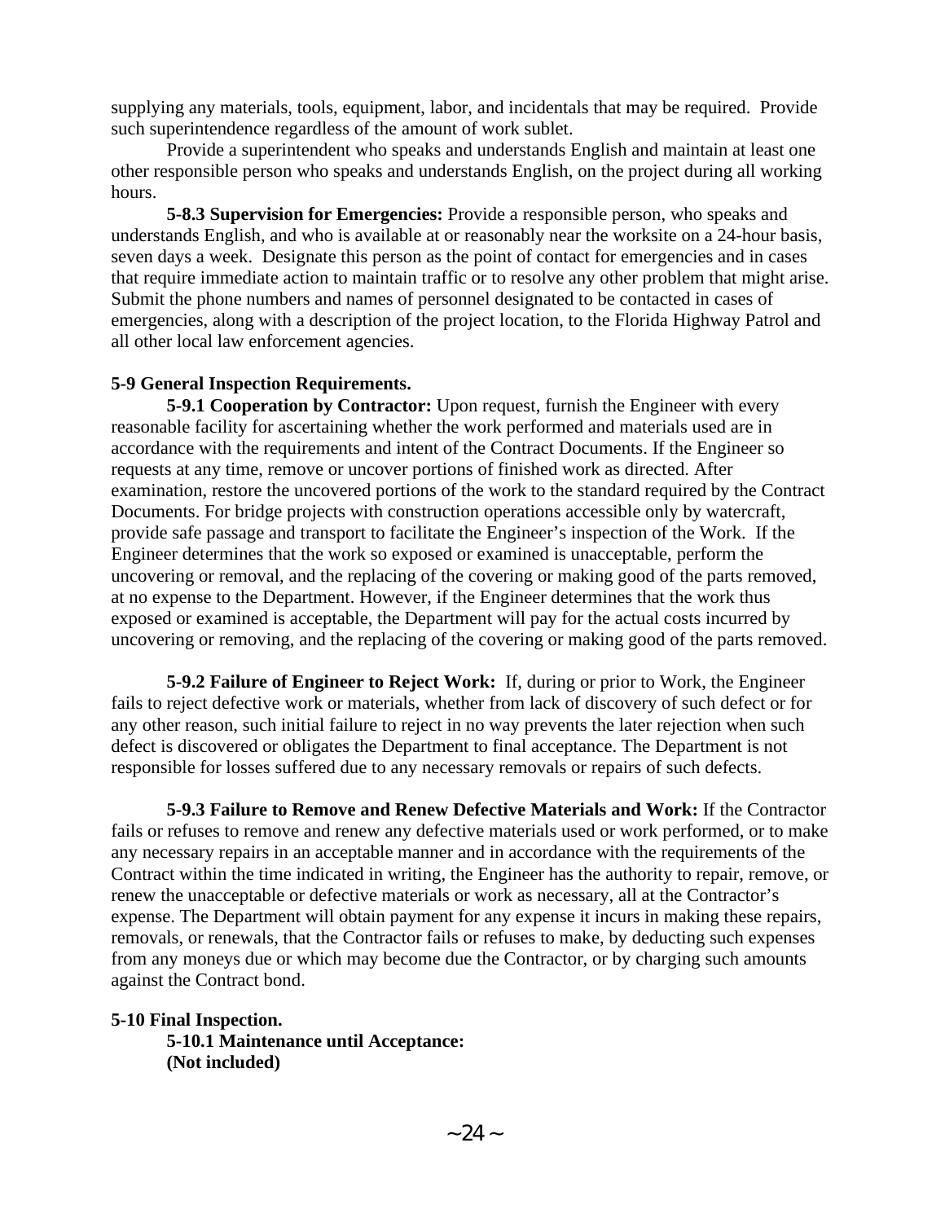supplying any materials, tools, equipment, labor, and incidentals that may be required. Provide such superintendence regardless of the amount of work sublet.

Provide a superintendent who speaks and understands English and maintain at least one other responsible person who speaks and understands English, on the project during all working hours.

**5-8.3 Supervision for Emergencies:** Provide a responsible person, who speaks and understands English, and who is available at or reasonably near the worksite on a 24-hour basis, seven days a week. Designate this person as the point of contact for emergencies and in cases that require immediate action to maintain traffic or to resolve any other problem that might arise. Submit the phone numbers and names of personnel designated to be contacted in cases of emergencies, along with a description of the project location, to the Florida Highway Patrol and all other local law enforcement agencies.

**5-9 General Inspection Requirements.**

**5-9.1 Cooperation by Contractor:** Upon request, furnish the Engineer with every reasonable facility for ascertaining whether the work performed and materials used are in accordance with the requirements and intent of the Contract Documents. If the Engineer so requests at any time, remove or uncover portions of finished work as directed. After examination, restore the uncovered portions of the work to the standard required by the Contract Documents. For bridge projects with construction operations accessible only by watercraft, provide safe passage and transport to facilitate the Engineer's inspection of the Work. If the Engineer determines that the work so exposed or examined is unacceptable, perform the uncovering or removal, and the replacing of the covering or making good of the parts removed, at no expense to the Department. However, if the Engineer determines that the work thus exposed or examined is acceptable, the Department will pay for the actual costs incurred by uncovering or removing, and the replacing of the covering or making good of the parts removed.

**5-9.2 Failure of Engineer to Reject Work:** If, during or prior to Work, the Engineer fails to reject defective work or materials, whether from lack of discovery of such defect or for any other reason, such initial failure to reject in no way prevents the later rejection when such defect is discovered or obligates the Department to final acceptance. The Department is not responsible for losses suffered due to any necessary removals or repairs of such defects.

**5-9.3 Failure to Remove and Renew Defective Materials and Work:** If the Contractor fails or refuses to remove and renew any defective materials used or work performed, or to make any necessary repairs in an acceptable manner and in accordance with the requirements of the Contract within the time indicated in writing, the Engineer has the authority to repair, remove, or renew the unacceptable or defective materials or work as necessary, all at the Contractor's expense. The Department will obtain payment for any expense it incurs in making these repairs, removals, or renewals, that the Contractor fails or refuses to make, by deducting such expenses from any moneys due or which may become due the Contractor, or by charging such amounts against the Contract bond.

**5-10 Final Inspection.**

**5-10.1 Maintenance until Acceptance:**
**(Not included)**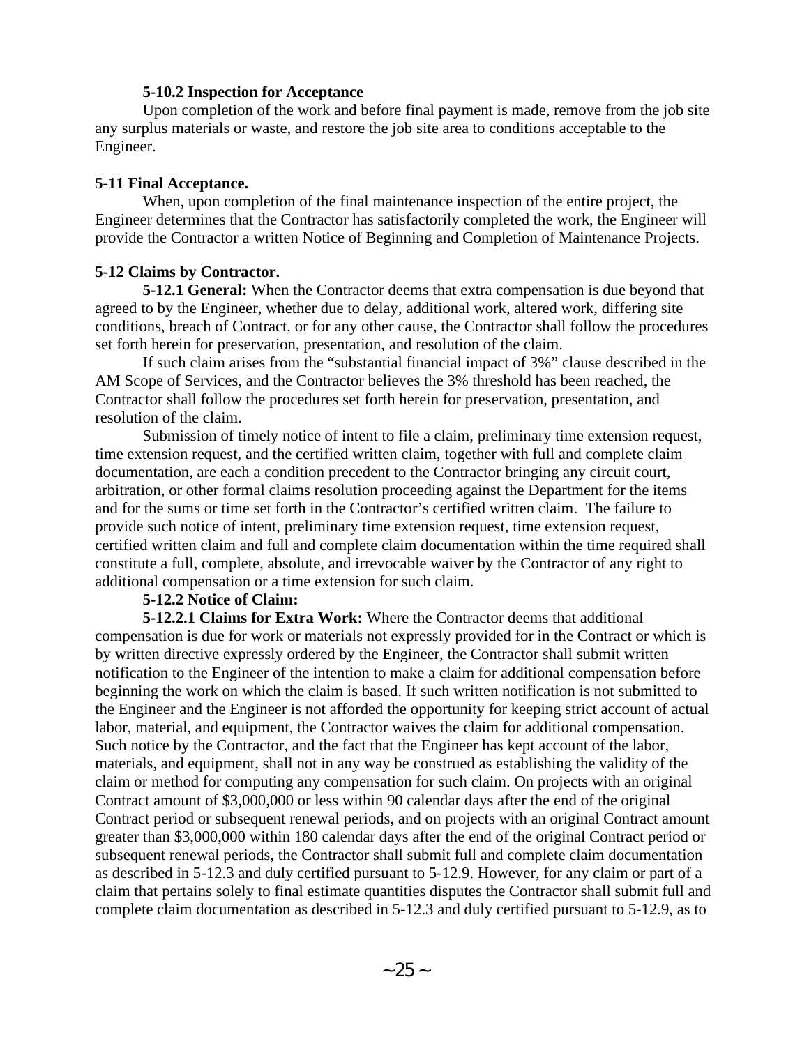**5-10.2 Inspection for Acceptance**

Upon completion of the work and before final payment is made, remove from the job site any surplus materials or waste, and restore the job site area to conditions acceptable to the Engineer.

**5-11 Final Acceptance.**

When, upon completion of the final maintenance inspection of the entire project, the Engineer determines that the Contractor has satisfactorily completed the work, the Engineer will provide the Contractor a written Notice of Beginning and Completion of Maintenance Projects.

**5-12 Claims by Contractor.**

**5-12.1 General:** When the Contractor deems that extra compensation is due beyond that agreed to by the Engineer, whether due to delay, additional work, altered work, differing site conditions, breach of Contract, or for any other cause, the Contractor shall follow the procedures set forth herein for preservation, presentation, and resolution of the claim.

If such claim arises from the "substantial financial impact of 3%" clause described in the AM Scope of Services, and the Contractor believes the 3% threshold has been reached, the Contractor shall follow the procedures set forth herein for preservation, presentation, and resolution of the claim.

Submission of timely notice of intent to file a claim, preliminary time extension request, time extension request, and the certified written claim, together with full and complete claim documentation, are each a condition precedent to the Contractor bringing any circuit court, arbitration, or other formal claims resolution proceeding against the Department for the items and for the sums or time set forth in the Contractor's certified written claim. The failure to provide such notice of intent, preliminary time extension request, time extension request, certified written claim and full and complete claim documentation within the time required shall constitute a full, complete, absolute, and irrevocable waiver by the Contractor of any right to additional compensation or a time extension for such claim.

**5-12.2 Notice of Claim:**

**5-12.2.1 Claims for Extra Work:** Where the Contractor deems that additional compensation is due for work or materials not expressly provided for in the Contract or which is by written directive expressly ordered by the Engineer, the Contractor shall submit written notification to the Engineer of the intention to make a claim for additional compensation before beginning the work on which the claim is based. If such written notification is not submitted to the Engineer and the Engineer is not afforded the opportunity for keeping strict account of actual labor, material, and equipment, the Contractor waives the claim for additional compensation. Such notice by the Contractor, and the fact that the Engineer has kept account of the labor, materials, and equipment, shall not in any way be construed as establishing the validity of the claim or method for computing any compensation for such claim. On projects with an original Contract amount of $3,000,000 or less within 90 calendar days after the end of the original Contract period or subsequent renewal periods, and on projects with an original Contract amount greater than $3,000,000 within 180 calendar days after the end of the original Contract period or subsequent renewal periods, the Contractor shall submit full and complete claim documentation as described in 5-12.3 and duly certified pursuant to 5-12.9. However, for any claim or part of a claim that pertains solely to final estimate quantities disputes the Contractor shall submit full and complete claim documentation as described in 5-12.3 and duly certified pursuant to 5-12.9, as to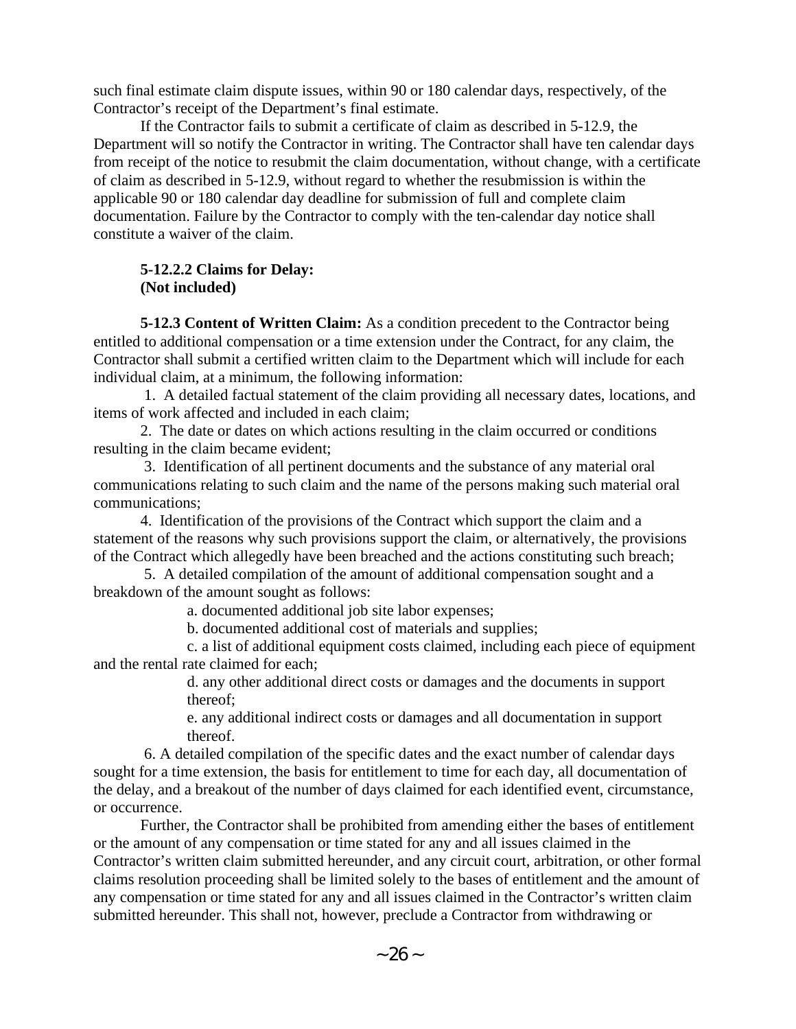such final estimate claim dispute issues, within 90 or 180 calendar days, respectively, of the Contractor's receipt of the Department's final estimate.

If the Contractor fails to submit a certificate of claim as described in 5-12.9, the Department will so notify the Contractor in writing. The Contractor shall have ten calendar days from receipt of the notice to resubmit the claim documentation, without change, with a certificate of claim as described in 5-12.9, without regard to whether the resubmission is within the applicable 90 or 180 calendar day deadline for submission of full and complete claim documentation. Failure by the Contractor to comply with the ten-calendar day notice shall constitute a waiver of the claim.

**5-12.2.2 Claims for Delay:**
**(Not included)**

**5-12.3 Content of Written Claim:** As a condition precedent to the Contractor being entitled to additional compensation or a time extension under the Contract, for any claim, the Contractor shall submit a certified written claim to the Department which will include for each individual claim, at a minimum, the following information:

1. A detailed factual statement of the claim providing all necessary dates, locations, and items of work affected and included in each claim;
2. The date or dates on which actions resulting in the claim occurred or conditions resulting in the claim became evident;
3. Identification of all pertinent documents and the substance of any material oral communications relating to such claim and the name of the persons making such material oral communications;
4. Identification of the provisions of the Contract which support the claim and a statement of the reasons why such provisions support the claim, or alternatively, the provisions of the Contract which allegedly have been breached and the actions constituting such breach;
5. A detailed compilation of the amount of additional compensation sought and a breakdown of the amount sought as follows:
   a. documented additional job site labor expenses;
   b. documented additional cost of materials and supplies;
   c. a list of additional equipment costs claimed, including each piece of equipment and the rental rate claimed for each;
   d. any other additional direct costs or damages and the documents in support thereof;
   e. any additional indirect costs or damages and all documentation in support thereof.
6. A detailed compilation of the specific dates and the exact number of calendar days sought for a time extension, the basis for entitlement to time for each day, all documentation of the delay, and a breakout of the number of days claimed for each identified event, circumstance, or occurrence.

Further, the Contractor shall be prohibited from amending either the bases of entitlement or the amount of any compensation or time stated for any and all issues claimed in the Contractor's written claim submitted hereunder, and any circuit court, arbitration, or other formal claims resolution proceeding shall be limited solely to the bases of entitlement and the amount of any compensation or time stated for any and all issues claimed in the Contractor's written claim submitted hereunder. This shall not, however, preclude a Contractor from withdrawing or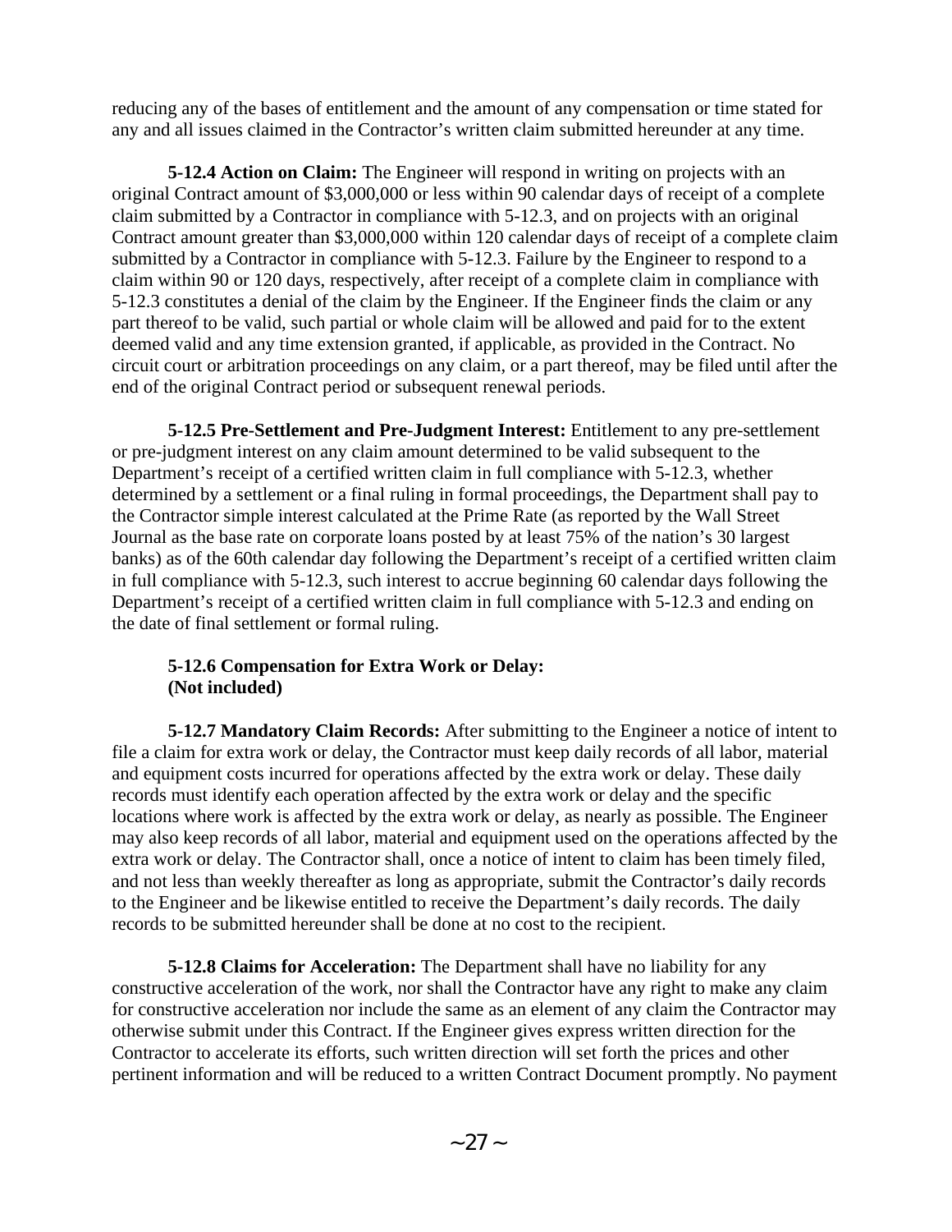reducing any of the bases of entitlement and the amount of any compensation or time stated for any and all issues claimed in the Contractor's written claim submitted hereunder at any time.

**5-12.4 Action on Claim:** The Engineer will respond in writing on projects with an original Contract amount of $3,000,000 or less within 90 calendar days of receipt of a complete claim submitted by a Contractor in compliance with 5-12.3, and on projects with an original Contract amount greater than $3,000,000 within 120 calendar days of receipt of a complete claim submitted by a Contractor in compliance with 5-12.3. Failure by the Engineer to respond to a claim within 90 or 120 days, respectively, after receipt of a complete claim in compliance with 5-12.3 constitutes a denial of the claim by the Engineer. If the Engineer finds the claim or any part thereof to be valid, such partial or whole claim will be allowed and paid for to the extent deemed valid and any time extension granted, if applicable, as provided in the Contract. No circuit court or arbitration proceedings on any claim, or a part thereof, may be filed until after the end of the original Contract period or subsequent renewal periods.

**5-12.5 Pre-Settlement and Pre-Judgment Interest:** Entitlement to any pre-settlement or pre-judgment interest on any claim amount determined to be valid subsequent to the Department's receipt of a certified written claim in full compliance with 5-12.3, whether determined by a settlement or a final ruling in formal proceedings, the Department shall pay to the Contractor simple interest calculated at the Prime Rate (as reported by the Wall Street Journal as the base rate on corporate loans posted by at least 75% of the nation's 30 largest banks) as of the 60th calendar day following the Department's receipt of a certified written claim in full compliance with 5-12.3, such interest to accrue beginning 60 calendar days following the Department's receipt of a certified written claim in full compliance with 5-12.3 and ending on the date of final settlement or formal ruling.

**5-12.6 Compensation for Extra Work or Delay:**
**(Not included)**

**5-12.7 Mandatory Claim Records:** After submitting to the Engineer a notice of intent to file a claim for extra work or delay, the Contractor must keep daily records of all labor, material and equipment costs incurred for operations affected by the extra work or delay. These daily records must identify each operation affected by the extra work or delay and the specific locations where work is affected by the extra work or delay, as nearly as possible. The Engineer may also keep records of all labor, material and equipment used on the operations affected by the extra work or delay. The Contractor shall, once a notice of intent to claim has been timely filed, and not less than weekly thereafter as long as appropriate, submit the Contractor's daily records to the Engineer and be likewise entitled to receive the Department's daily records. The daily records to be submitted hereunder shall be done at no cost to the recipient.

**5-12.8 Claims for Acceleration:** The Department shall have no liability for any constructive acceleration of the work, nor shall the Contractor have any right to make any claim for constructive acceleration nor include the same as an element of any claim the Contractor may otherwise submit under this Contract. If the Engineer gives express written direction for the Contractor to accelerate its efforts, such written direction will set forth the prices and other pertinent information and will be reduced to a written Contract Document promptly. No payment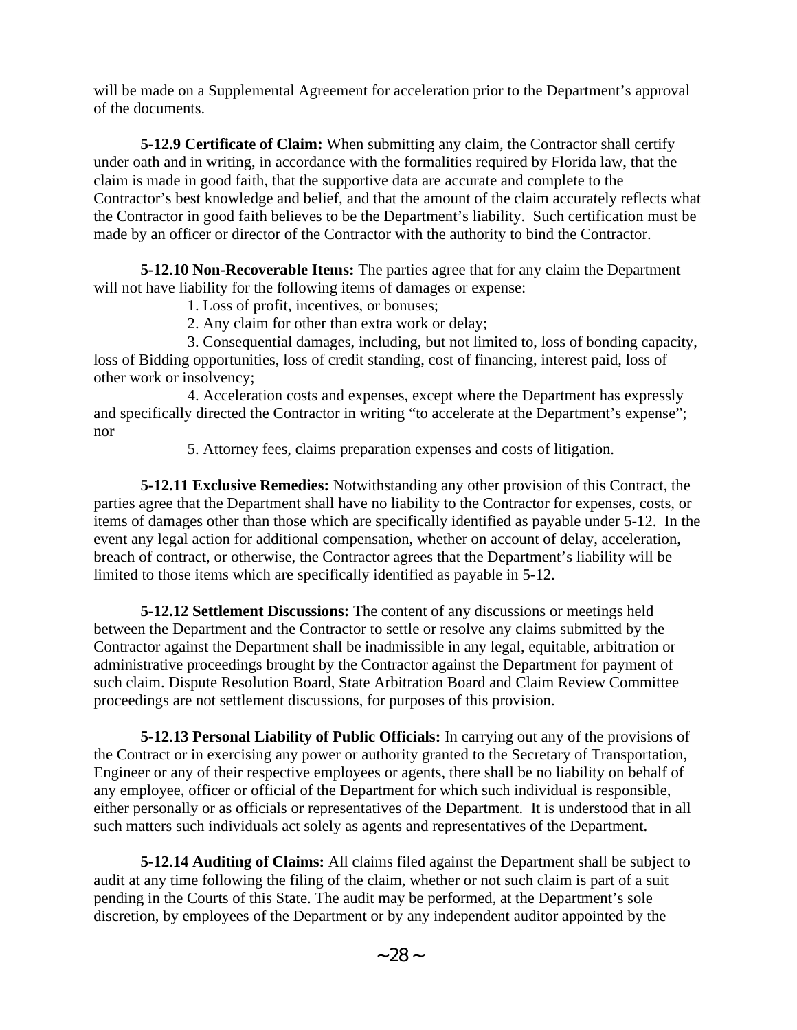will be made on a Supplemental Agreement for acceleration prior to the Department's approval of the documents.

**5-12.9 Certificate of Claim:** When submitting any claim, the Contractor shall certify under oath and in writing, in accordance with the formalities required by Florida law, that the claim is made in good faith, that the supportive data are accurate and complete to the Contractor's best knowledge and belief, and that the amount of the claim accurately reflects what the Contractor in good faith believes to be the Department's liability. Such certification must be made by an officer or director of the Contractor with the authority to bind the Contractor.

**5-12.10 Non-Recoverable Items:** The parties agree that for any claim the Department will not have liability for the following items of damages or expense:

1. Loss of profit, incentives, or bonuses;
2. Any claim for other than extra work or delay;
3. Consequential damages, including, but not limited to, loss of bonding capacity, loss of Bidding opportunities, loss of credit standing, cost of financing, interest paid, loss of other work or insolvency;
4. Acceleration costs and expenses, except where the Department has expressly and specifically directed the Contractor in writing "to accelerate at the Department's expense"; nor
5. Attorney fees, claims preparation expenses and costs of litigation.

**5-12.11 Exclusive Remedies:** Notwithstanding any other provision of this Contract, the parties agree that the Department shall have no liability to the Contractor for expenses, costs, or items of damages other than those which are specifically identified as payable under 5-12. In the event any legal action for additional compensation, whether on account of delay, acceleration, breach of contract, or otherwise, the Contractor agrees that the Department's liability will be limited to those items which are specifically identified as payable in 5-12.

**5-12.12 Settlement Discussions:** The content of any discussions or meetings held between the Department and the Contractor to settle or resolve any claims submitted by the Contractor against the Department shall be inadmissible in any legal, equitable, arbitration or administrative proceedings brought by the Contractor against the Department for payment of such claim. Dispute Resolution Board, State Arbitration Board and Claim Review Committee proceedings are not settlement discussions, for purposes of this provision.

**5-12.13 Personal Liability of Public Officials:** In carrying out any of the provisions of the Contract or in exercising any power or authority granted to the Secretary of Transportation, Engineer or any of their respective employees or agents, there shall be no liability on behalf of any employee, officer or official of the Department for which such individual is responsible, either personally or as officials or representatives of the Department. It is understood that in all such matters such individuals act solely as agents and representatives of the Department.

**5-12.14 Auditing of Claims:** All claims filed against the Department shall be subject to audit at any time following the filing of the claim, whether or not such claim is part of a suit pending in the Courts of this State. The audit may be performed, at the Department's sole discretion, by employees of the Department or by any independent auditor appointed by the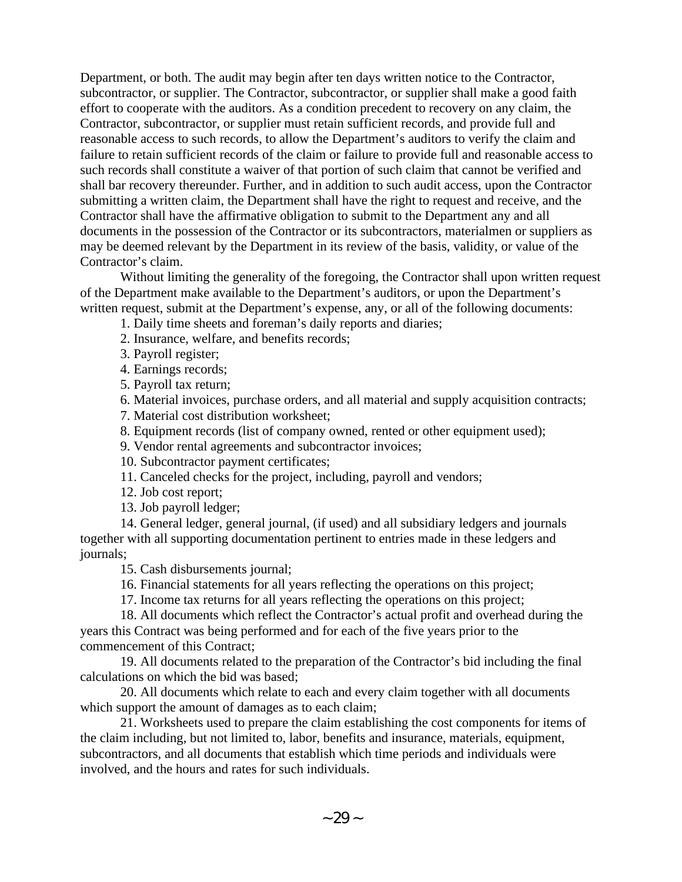Department, or both. The audit may begin after ten days written notice to the Contractor, subcontractor, or supplier. The Contractor, subcontractor, or supplier shall make a good faith effort to cooperate with the auditors. As a condition precedent to recovery on any claim, the Contractor, subcontractor, or supplier must retain sufficient records, and provide full and reasonable access to such records, to allow the Department's auditors to verify the claim and failure to retain sufficient records of the claim or failure to provide full and reasonable access to such records shall constitute a waiver of that portion of such claim that cannot be verified and shall bar recovery thereunder. Further, and in addition to such audit access, upon the Contractor submitting a written claim, the Department shall have the right to request and receive, and the Contractor shall have the affirmative obligation to submit to the Department any and all documents in the possession of the Contractor or its subcontractors, materialmen or suppliers as may be deemed relevant by the Department in its review of the basis, validity, or value of the Contractor's claim.

Without limiting the generality of the foregoing, the Contractor shall upon written request of the Department make available to the Department's auditors, or upon the Department's written request, submit at the Department's expense, any, or all of the following documents:

1. Daily time sheets and foreman's daily reports and diaries;
2. Insurance, welfare, and benefits records;
3. Payroll register;
4. Earnings records;
5. Payroll tax return;
6. Material invoices, purchase orders, and all material and supply acquisition contracts;
7. Material cost distribution worksheet;
8. Equipment records (list of company owned, rented or other equipment used);
9. Vendor rental agreements and subcontractor invoices;
10. Subcontractor payment certificates;
11. Canceled checks for the project, including, payroll and vendors;
12. Job cost report;
13. Job payroll ledger;
14. General ledger, general journal, (if used) and all subsidiary ledgers and journals together with all supporting documentation pertinent to entries made in these ledgers and journals;
15. Cash disbursements journal;
16. Financial statements for all years reflecting the operations on this project;
17. Income tax returns for all years reflecting the operations on this project;
18. All documents which reflect the Contractor's actual profit and overhead during the years this Contract was being performed and for each of the five years prior to the commencement of this Contract;
19. All documents related to the preparation of the Contractor's bid including the final calculations on which the bid was based;
20. All documents which relate to each and every claim together with all documents which support the amount of damages as to each claim;
21. Worksheets used to prepare the claim establishing the cost components for items of the claim including, but not limited to, labor, benefits and insurance, materials, equipment, subcontractors, and all documents that establish which time periods and individuals were involved, and the hours and rates for such individuals.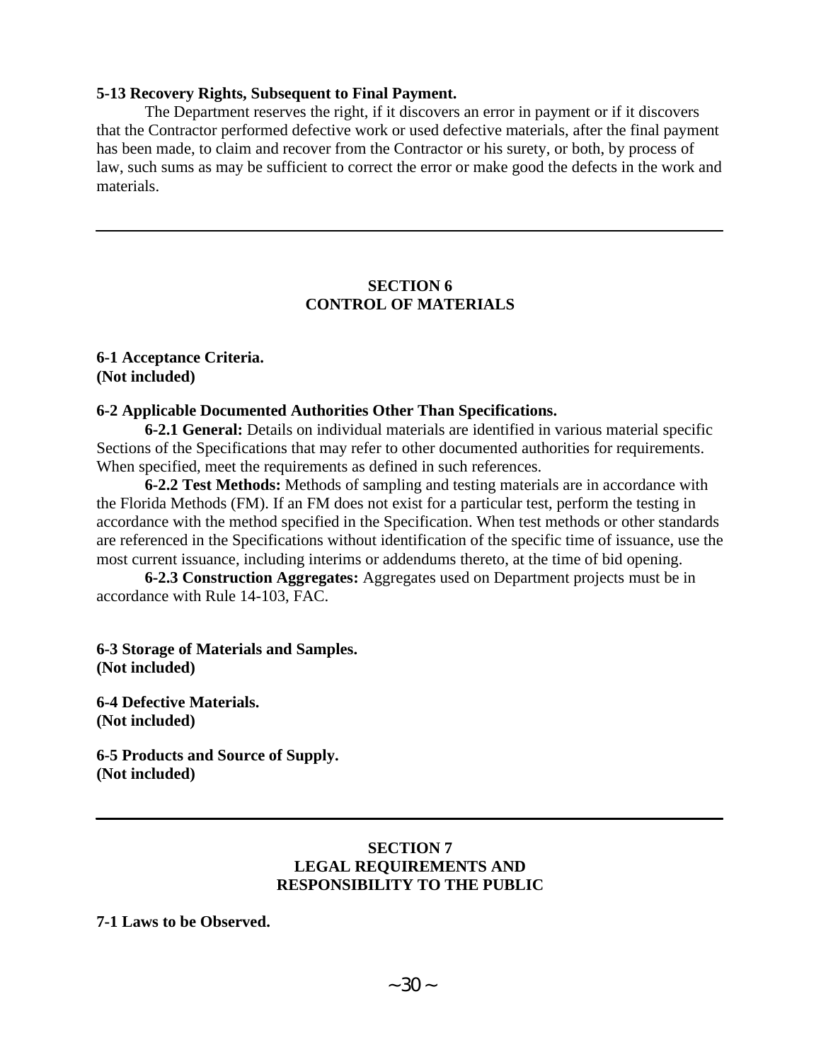**5-13 Recovery Rights, Subsequent to Final Payment.**

The Department reserves the right, if it discovers an error in payment or if it discovers that the Contractor performed defective work or used defective materials, after the final payment has been made, to claim and recover from the Contractor or his surety, or both, by process of law, such sums as may be sufficient to correct the error or make good the defects in the work and materials.

---

## SECTION 6
## CONTROL OF MATERIALS

**6-1 Acceptance Criteria.**
**(Not included)**

**6-2 Applicable Documented Authorities Other Than Specifications.**

**6-2.1 General:** Details on individual materials are identified in various material specific Sections of the Specifications that may refer to other documented authorities for requirements. When specified, meet the requirements as defined in such references.

**6-2.2 Test Methods:** Methods of sampling and testing materials are in accordance with the Florida Methods (FM). If an FM does not exist for a particular test, perform the testing in accordance with the method specified in the Specification. When test methods or other standards are referenced in the Specifications without identification of the specific time of issuance, use the most current issuance, including interims or addendums thereto, at the time of bid opening.

**6-2.3 Construction Aggregates:** Aggregates used on Department projects must be in accordance with Rule 14-103, FAC.

**6-3 Storage of Materials and Samples.**
**(Not included)**

**6-4 Defective Materials.**
**(Not included)**

**6-5 Products and Source of Supply.**
**(Not included)**

---

## SECTION 7
## LEGAL REQUIREMENTS AND RESPONSIBILITY TO THE PUBLIC

**7-1 Laws to be Observed.**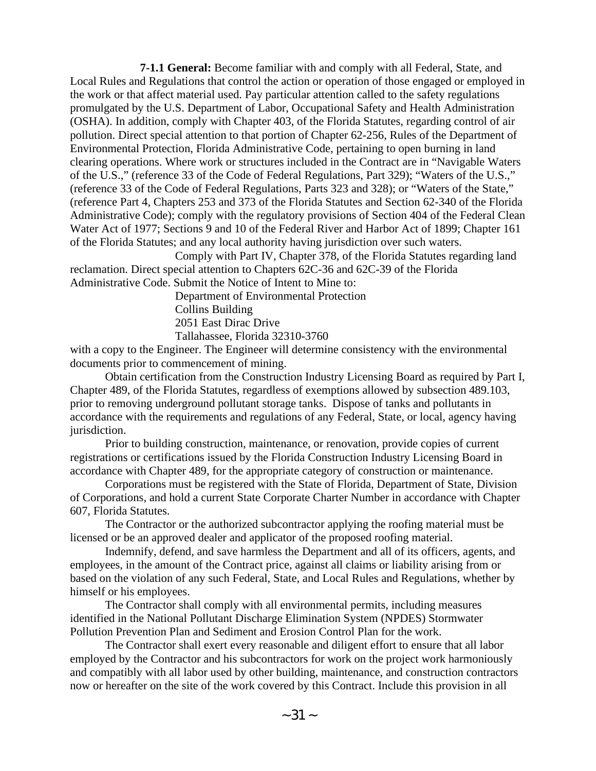**7-1.1 General:** Become familiar with and comply with all Federal, State, and Local Rules and Regulations that control the action or operation of those engaged or employed in the work or that affect material used. Pay particular attention called to the safety regulations promulgated by the U.S. Department of Labor, Occupational Safety and Health Administration (OSHA). In addition, comply with Chapter 403, of the Florida Statutes, regarding control of air pollution. Direct special attention to that portion of Chapter 62-256, Rules of the Department of Environmental Protection, Florida Administrative Code, pertaining to open burning in land clearing operations. Where work or structures included in the Contract are in "Navigable Waters of the U.S.," (reference 33 of the Code of Federal Regulations, Part 329); "Waters of the U.S.," (reference 33 of the Code of Federal Regulations, Parts 323 and 328); or "Waters of the State," (reference Part 4, Chapters 253 and 373 of the Florida Statutes and Section 62-340 of the Florida Administrative Code); comply with the regulatory provisions of Section 404 of the Federal Clean Water Act of 1977; Sections 9 and 10 of the Federal River and Harbor Act of 1899; Chapter 161 of the Florida Statutes; and any local authority having jurisdiction over such waters.

Comply with Part IV, Chapter 378, of the Florida Statutes regarding land reclamation. Direct special attention to Chapters 62C-36 and 62C-39 of the Florida Administrative Code. Submit the Notice of Intent to Mine to:

Department of Environmental Protection
Collins Building
2051 East Dirac Drive
Tallahassee, Florida 32310-3760

with a copy to the Engineer. The Engineer will determine consistency with the environmental documents prior to commencement of mining.

Obtain certification from the Construction Industry Licensing Board as required by Part I, Chapter 489, of the Florida Statutes, regardless of exemptions allowed by subsection 489.103, prior to removing underground pollutant storage tanks. Dispose of tanks and pollutants in accordance with the requirements and regulations of any Federal, State, or local, agency having jurisdiction.

Prior to building construction, maintenance, or renovation, provide copies of current registrations or certifications issued by the Florida Construction Industry Licensing Board in accordance with Chapter 489, for the appropriate category of construction or maintenance.

Corporations must be registered with the State of Florida, Department of State, Division of Corporations, and hold a current State Corporate Charter Number in accordance with Chapter 607, Florida Statutes.

The Contractor or the authorized subcontractor applying the roofing material must be licensed or be an approved dealer and applicator of the proposed roofing material.

Indemnify, defend, and save harmless the Department and all of its officers, agents, and employees, in the amount of the Contract price, against all claims or liability arising from or based on the violation of any such Federal, State, and Local Rules and Regulations, whether by himself or his employees.

The Contractor shall comply with all environmental permits, including measures identified in the National Pollutant Discharge Elimination System (NPDES) Stormwater Pollution Prevention Plan and Sediment and Erosion Control Plan for the work.

The Contractor shall exert every reasonable and diligent effort to ensure that all labor employed by the Contractor and his subcontractors for work on the project work harmoniously and compatibly with all labor used by other building, maintenance, and construction contractors now or hereafter on the site of the work covered by this Contract. Include this provision in all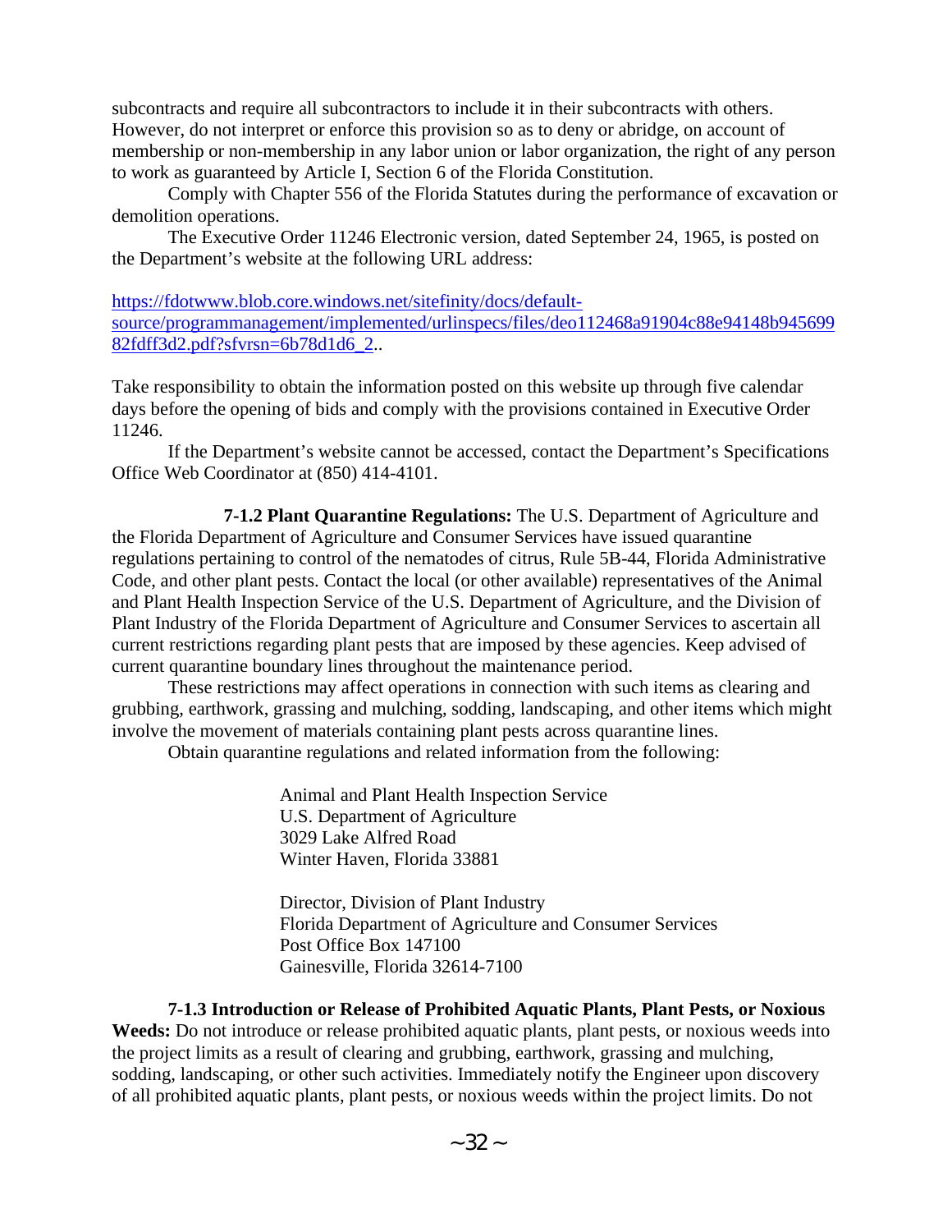subcontracts and require all subcontractors to include it in their subcontracts with others. However, do not interpret or enforce this provision so as to deny or abridge, on account of membership or non-membership in any labor union or labor organization, the right of any person to work as guaranteed by Article I, Section 6 of the Florida Constitution.

Comply with Chapter 556 of the Florida Statutes during the performance of excavation or demolition operations.

The Executive Order 11246 Electronic version, dated September 24, 1965, is posted on the Department's website at the following URL address:

https://fdotwww.blob.core.windows.net/sitefinity/docs/default-source/programmanagement/implemented/urlinspecs/files/deo112468a91904c88e94148b94569982fdff3d2.pdf?sfvrsn=6b78d1d6_2..

Take responsibility to obtain the information posted on this website up through five calendar days before the opening of bids and comply with the provisions contained in Executive Order 11246.

If the Department's website cannot be accessed, contact the Department's Specifications Office Web Coordinator at (850) 414-4101.

**7-1.2 Plant Quarantine Regulations:** The U.S. Department of Agriculture and the Florida Department of Agriculture and Consumer Services have issued quarantine regulations pertaining to control of the nematodes of citrus, Rule 5B-44, Florida Administrative Code, and other plant pests. Contact the local (or other available) representatives of the Animal and Plant Health Inspection Service of the U.S. Department of Agriculture, and the Division of Plant Industry of the Florida Department of Agriculture and Consumer Services to ascertain all current restrictions regarding plant pests that are imposed by these agencies. Keep advised of current quarantine boundary lines throughout the maintenance period.

These restrictions may affect operations in connection with such items as clearing and grubbing, earthwork, grassing and mulching, sodding, landscaping, and other items which might involve the movement of materials containing plant pests across quarantine lines.

Obtain quarantine regulations and related information from the following:

Animal and Plant Health Inspection Service
U.S. Department of Agriculture
3029 Lake Alfred Road
Winter Haven, Florida 33881

Director, Division of Plant Industry
Florida Department of Agriculture and Consumer Services
Post Office Box 147100
Gainesville, Florida 32614-7100

**7-1.3 Introduction or Release of Prohibited Aquatic Plants, Plant Pests, or Noxious Weeds:** Do not introduce or release prohibited aquatic plants, plant pests, or noxious weeds into the project limits as a result of clearing and grubbing, earthwork, grassing and mulching, sodding, landscaping, or other such activities. Immediately notify the Engineer upon discovery of all prohibited aquatic plants, plant pests, or noxious weeds within the project limits. Do not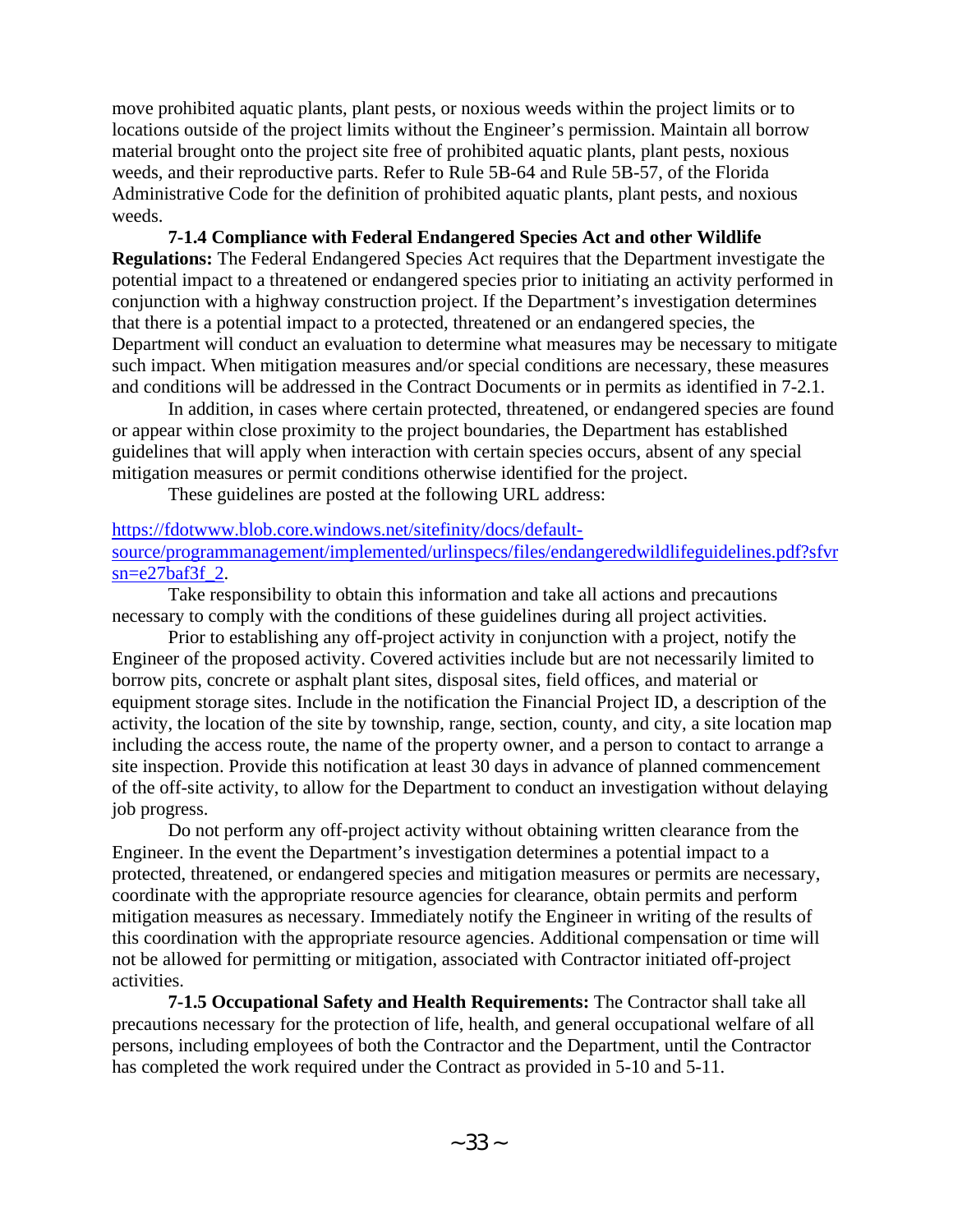move prohibited aquatic plants, plant pests, or noxious weeds within the project limits or to locations outside of the project limits without the Engineer's permission. Maintain all borrow material brought onto the project site free of prohibited aquatic plants, plant pests, noxious weeds, and their reproductive parts. Refer to Rule 5B-64 and Rule 5B-57, of the Florida Administrative Code for the definition of prohibited aquatic plants, plant pests, and noxious weeds.

**7-1.4 Compliance with Federal Endangered Species Act and other Wildlife Regulations:** The Federal Endangered Species Act requires that the Department investigate the potential impact to a threatened or endangered species prior to initiating an activity performed in conjunction with a highway construction project. If the Department's investigation determines that there is a potential impact to a protected, threatened or an endangered species, the Department will conduct an evaluation to determine what measures may be necessary to mitigate such impact. When mitigation measures and/or special conditions are necessary, these measures and conditions will be addressed in the Contract Documents or in permits as identified in 7-2.1.

In addition, in cases where certain protected, threatened, or endangered species are found or appear within close proximity to the project boundaries, the Department has established guidelines that will apply when interaction with certain species occurs, absent of any special mitigation measures or permit conditions otherwise identified for the project.

These guidelines are posted at the following URL address:

https://fdotwww.blob.core.windows.net/sitefinity/docs/default-source/programmanagement/implemented/urlinspecs/files/endangeredwildlifeguidelines.pdf?sfvrsn=e27baf3f_2.

Take responsibility to obtain this information and take all actions and precautions necessary to comply with the conditions of these guidelines during all project activities.

Prior to establishing any off-project activity in conjunction with a project, notify the Engineer of the proposed activity. Covered activities include but are not necessarily limited to borrow pits, concrete or asphalt plant sites, disposal sites, field offices, and material or equipment storage sites. Include in the notification the Financial Project ID, a description of the activity, the location of the site by township, range, section, county, and city, a site location map including the access route, the name of the property owner, and a person to contact to arrange a site inspection. Provide this notification at least 30 days in advance of planned commencement of the off-site activity, to allow for the Department to conduct an investigation without delaying job progress.

Do not perform any off-project activity without obtaining written clearance from the Engineer. In the event the Department's investigation determines a potential impact to a protected, threatened, or endangered species and mitigation measures or permits are necessary, coordinate with the appropriate resource agencies for clearance, obtain permits and perform mitigation measures as necessary. Immediately notify the Engineer in writing of the results of this coordination with the appropriate resource agencies. Additional compensation or time will not be allowed for permitting or mitigation, associated with Contractor initiated off-project activities.

**7-1.5 Occupational Safety and Health Requirements:** The Contractor shall take all precautions necessary for the protection of life, health, and general occupational welfare of all persons, including employees of both the Contractor and the Department, until the Contractor has completed the work required under the Contract as provided in 5-10 and 5-11.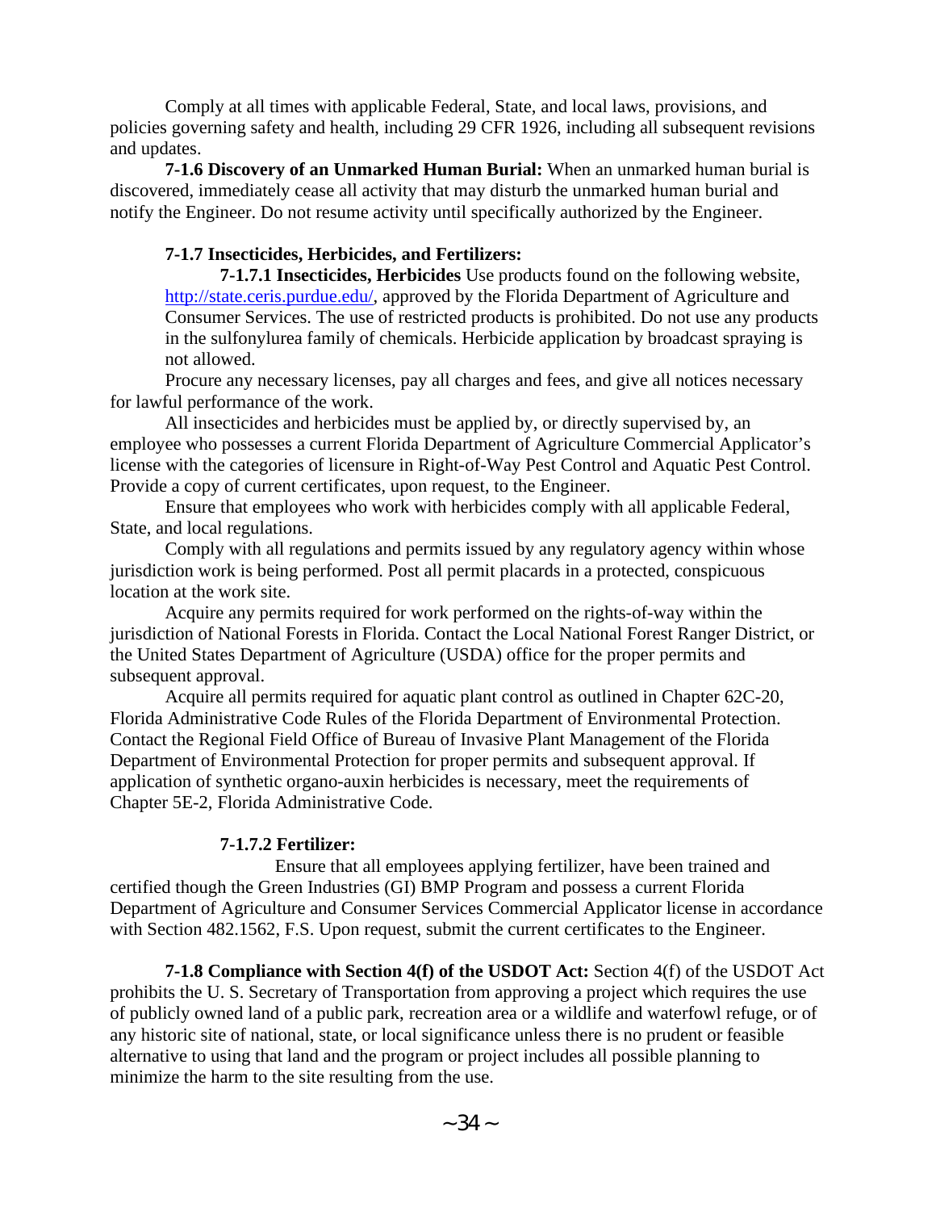Comply at all times with applicable Federal, State, and local laws, provisions, and policies governing safety and health, including 29 CFR 1926, including all subsequent revisions and updates.

**7-1.6 Discovery of an Unmarked Human Burial:** When an unmarked human burial is discovered, immediately cease all activity that may disturb the unmarked human burial and notify the Engineer. Do not resume activity until specifically authorized by the Engineer.

**7-1.7 Insecticides, Herbicides, and Fertilizers:**

**7-1.7.1 Insecticides, Herbicides** Use products found on the following website, http://state.ceris.purdue.edu/, approved by the Florida Department of Agriculture and Consumer Services. The use of restricted products is prohibited. Do not use any products in the sulfonylurea family of chemicals. Herbicide application by broadcast spraying is not allowed.

Procure any necessary licenses, pay all charges and fees, and give all notices necessary for lawful performance of the work.

All insecticides and herbicides must be applied by, or directly supervised by, an employee who possesses a current Florida Department of Agriculture Commercial Applicator's license with the categories of licensure in Right-of-Way Pest Control and Aquatic Pest Control. Provide a copy of current certificates, upon request, to the Engineer.

Ensure that employees who work with herbicides comply with all applicable Federal, State, and local regulations.

Comply with all regulations and permits issued by any regulatory agency within whose jurisdiction work is being performed. Post all permit placards in a protected, conspicuous location at the work site.

Acquire any permits required for work performed on the rights-of-way within the jurisdiction of National Forests in Florida. Contact the Local National Forest Ranger District, or the United States Department of Agriculture (USDA) office for the proper permits and subsequent approval.

Acquire all permits required for aquatic plant control as outlined in Chapter 62C-20, Florida Administrative Code Rules of the Florida Department of Environmental Protection. Contact the Regional Field Office of Bureau of Invasive Plant Management of the Florida Department of Environmental Protection for proper permits and subsequent approval. If application of synthetic organo-auxin herbicides is necessary, meet the requirements of Chapter 5E-2, Florida Administrative Code.

**7-1.7.2 Fertilizer:**

Ensure that all employees applying fertilizer, have been trained and certified though the Green Industries (GI) BMP Program and possess a current Florida Department of Agriculture and Consumer Services Commercial Applicator license in accordance with Section 482.1562, F.S. Upon request, submit the current certificates to the Engineer.

**7-1.8 Compliance with Section 4(f) of the USDOT Act:** Section 4(f) of the USDOT Act prohibits the U. S. Secretary of Transportation from approving a project which requires the use of publicly owned land of a public park, recreation area or a wildlife and waterfowl refuge, or of any historic site of national, state, or local significance unless there is no prudent or feasible alternative to using that land and the program or project includes all possible planning to minimize the harm to the site resulting from the use.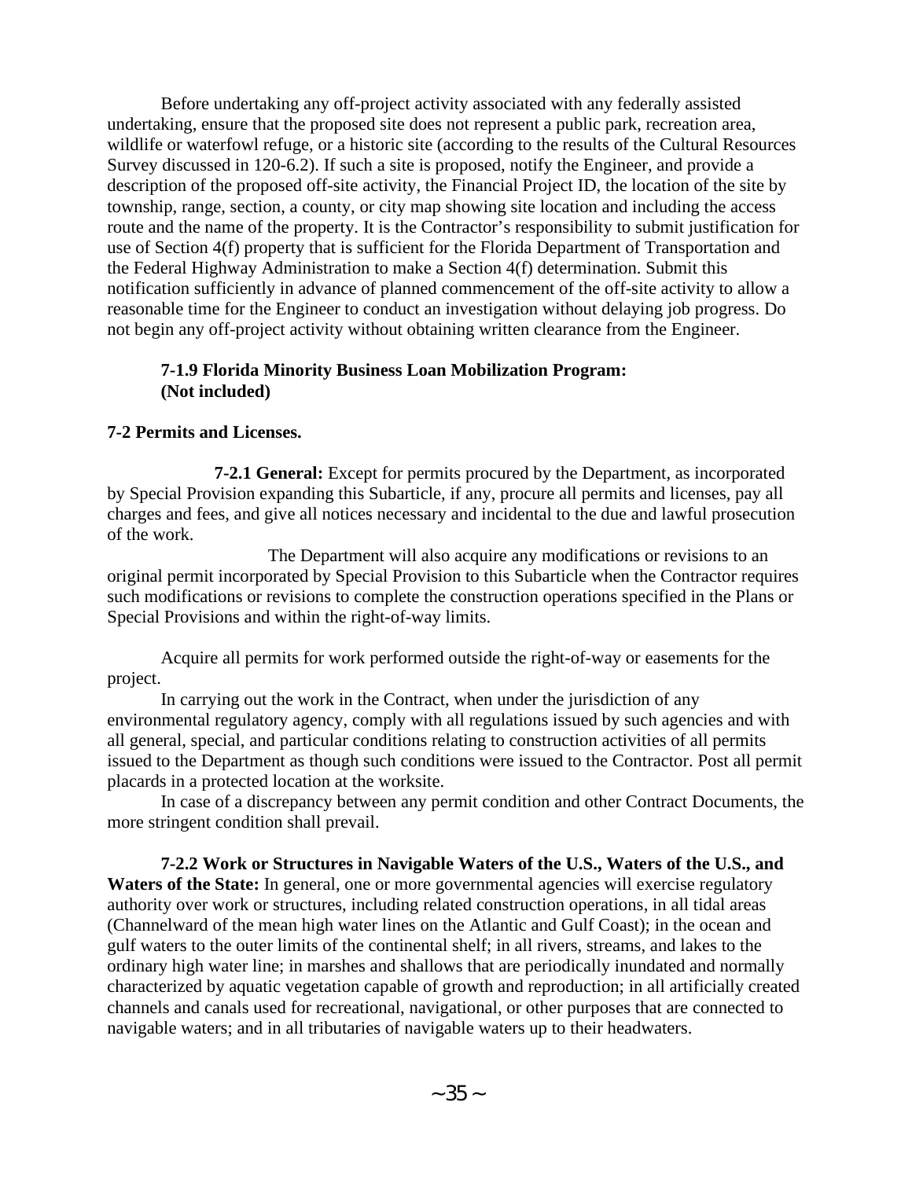Before undertaking any off-project activity associated with any federally assisted undertaking, ensure that the proposed site does not represent a public park, recreation area, wildlife or waterfowl refuge, or a historic site (according to the results of the Cultural Resources Survey discussed in 120-6.2). If such a site is proposed, notify the Engineer, and provide a description of the proposed off-site activity, the Financial Project ID, the location of the site by township, range, section, a county, or city map showing site location and including the access route and the name of the property. It is the Contractor's responsibility to submit justification for use of Section 4(f) property that is sufficient for the Florida Department of Transportation and the Federal Highway Administration to make a Section 4(f) determination. Submit this notification sufficiently in advance of planned commencement of the off-site activity to allow a reasonable time for the Engineer to conduct an investigation without delaying job progress. Do not begin any off-project activity without obtaining written clearance from the Engineer.

**7-1.9 Florida Minority Business Loan Mobilization Program: (Not included)**

**7-2 Permits and Licenses.**

**7-2.1 General:** Except for permits procured by the Department, as incorporated by Special Provision expanding this Subarticle, if any, procure all permits and licenses, pay all charges and fees, and give all notices necessary and incidental to the due and lawful prosecution of the work.

The Department will also acquire any modifications or revisions to an original permit incorporated by Special Provision to this Subarticle when the Contractor requires such modifications or revisions to complete the construction operations specified in the Plans or Special Provisions and within the right-of-way limits.

Acquire all permits for work performed outside the right-of-way or easements for the project.

In carrying out the work in the Contract, when under the jurisdiction of any environmental regulatory agency, comply with all regulations issued by such agencies and with all general, special, and particular conditions relating to construction activities of all permits issued to the Department as though such conditions were issued to the Contractor. Post all permit placards in a protected location at the worksite.

In case of a discrepancy between any permit condition and other Contract Documents, the more stringent condition shall prevail.

**7-2.2 Work or Structures in Navigable Waters of the U.S., Waters of the U.S., and Waters of the State:** In general, one or more governmental agencies will exercise regulatory authority over work or structures, including related construction operations, in all tidal areas (Channelward of the mean high water lines on the Atlantic and Gulf Coast); in the ocean and gulf waters to the outer limits of the continental shelf; in all rivers, streams, and lakes to the ordinary high water line; in marshes and shallows that are periodically inundated and normally characterized by aquatic vegetation capable of growth and reproduction; in all artificially created channels and canals used for recreational, navigational, or other purposes that are connected to navigable waters; and in all tributaries of navigable waters up to their headwaters.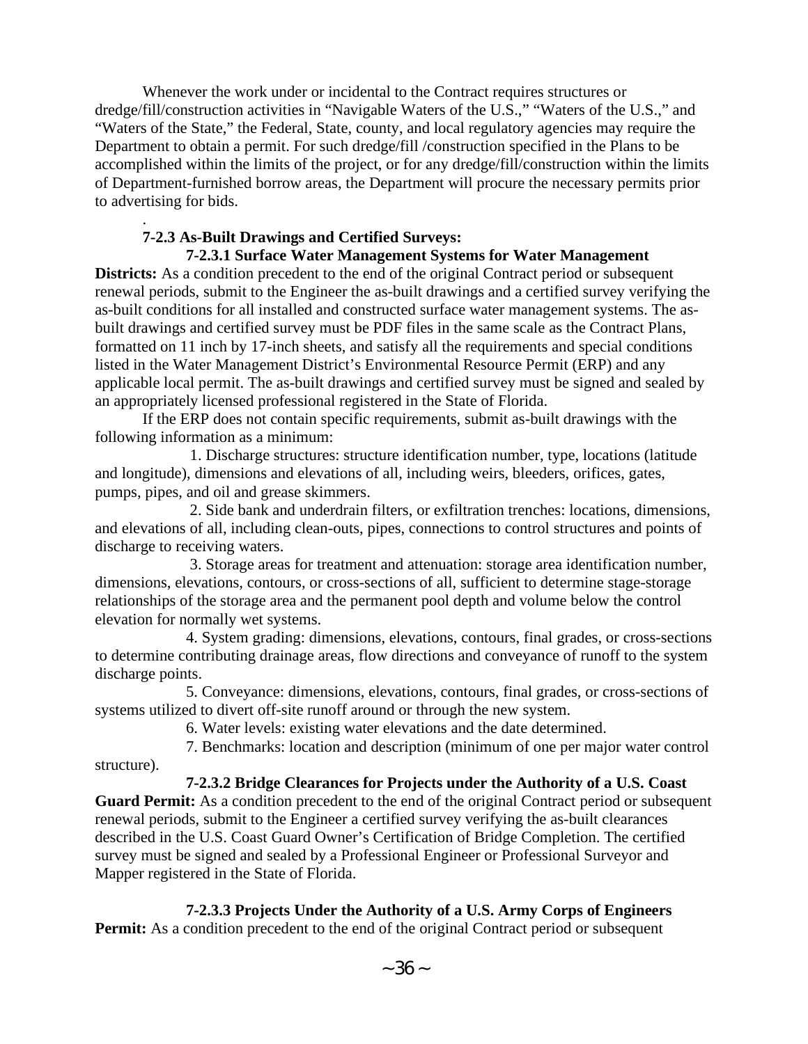Whenever the work under or incidental to the Contract requires structures or dredge/fill/construction activities in "Navigable Waters of the U.S.," "Waters of the U.S.," and "Waters of the State," the Federal, State, county, and local regulatory agencies may require the Department to obtain a permit. For such dredge/fill /construction specified in the Plans to be accomplished within the limits of the project, or for any dredge/fill/construction within the limits of Department-furnished borrow areas, the Department will procure the necessary permits prior to advertising for bids.

.

**7-2.3 As-Built Drawings and Certified Surveys:**

**7-2.3.1 Surface Water Management Systems for Water Management Districts:** As a condition precedent to the end of the original Contract period or subsequent renewal periods, submit to the Engineer the as-built drawings and a certified survey verifying the as-built conditions for all installed and constructed surface water management systems. The as-built drawings and certified survey must be PDF files in the same scale as the Contract Plans, formatted on 11 inch by 17-inch sheets, and satisfy all the requirements and special conditions listed in the Water Management District's Environmental Resource Permit (ERP) and any applicable local permit. The as-built drawings and certified survey must be signed and sealed by an appropriately licensed professional registered in the State of Florida.

If the ERP does not contain specific requirements, submit as-built drawings with the following information as a minimum:

1. Discharge structures: structure identification number, type, locations (latitude and longitude), dimensions and elevations of all, including weirs, bleeders, orifices, gates, pumps, pipes, and oil and grease skimmers.

2. Side bank and underdrain filters, or exfiltration trenches: locations, dimensions, and elevations of all, including clean-outs, pipes, connections to control structures and points of discharge to receiving waters.

3. Storage areas for treatment and attenuation: storage area identification number, dimensions, elevations, contours, or cross-sections of all, sufficient to determine stage-storage relationships of the storage area and the permanent pool depth and volume below the control elevation for normally wet systems.

4. System grading: dimensions, elevations, contours, final grades, or cross-sections to determine contributing drainage areas, flow directions and conveyance of runoff to the system discharge points.

5. Conveyance: dimensions, elevations, contours, final grades, or cross-sections of systems utilized to divert off-site runoff around or through the new system.

6. Water levels: existing water elevations and the date determined.

7. Benchmarks: location and description (minimum of one per major water control structure).

**7-2.3.2 Bridge Clearances for Projects under the Authority of a U.S. Coast Guard Permit:** As a condition precedent to the end of the original Contract period or subsequent renewal periods, submit to the Engineer a certified survey verifying the as-built clearances described in the U.S. Coast Guard Owner's Certification of Bridge Completion. The certified survey must be signed and sealed by a Professional Engineer or Professional Surveyor and Mapper registered in the State of Florida.

**7-2.3.3 Projects Under the Authority of a U.S. Army Corps of Engineers Permit:** As a condition precedent to the end of the original Contract period or subsequent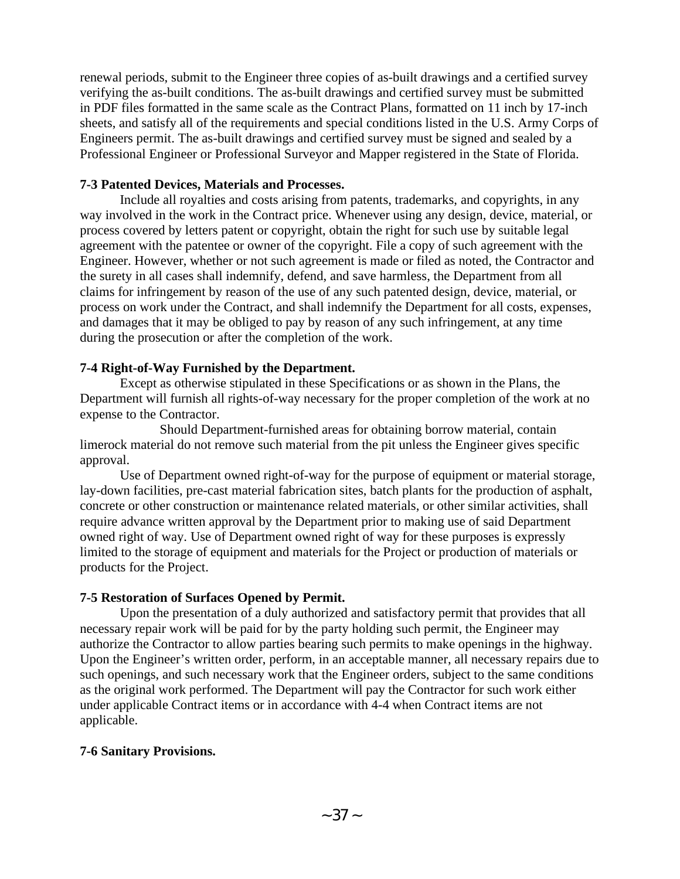renewal periods, submit to the Engineer three copies of as-built drawings and a certified survey verifying the as-built conditions. The as-built drawings and certified survey must be submitted in PDF files formatted in the same scale as the Contract Plans, formatted on 11 inch by 17-inch sheets, and satisfy all of the requirements and special conditions listed in the U.S. Army Corps of Engineers permit. The as-built drawings and certified survey must be signed and sealed by a Professional Engineer or Professional Surveyor and Mapper registered in the State of Florida.

**7-3 Patented Devices, Materials and Processes.**

Include all royalties and costs arising from patents, trademarks, and copyrights, in any way involved in the work in the Contract price. Whenever using any design, device, material, or process covered by letters patent or copyright, obtain the right for such use by suitable legal agreement with the patentee or owner of the copyright. File a copy of such agreement with the Engineer. However, whether or not such agreement is made or filed as noted, the Contractor and the surety in all cases shall indemnify, defend, and save harmless, the Department from all claims for infringement by reason of the use of any such patented design, device, material, or process on work under the Contract, and shall indemnify the Department for all costs, expenses, and damages that it may be obliged to pay by reason of any such infringement, at any time during the prosecution or after the completion of the work.

**7-4 Right-of-Way Furnished by the Department.**

Except as otherwise stipulated in these Specifications or as shown in the Plans, the Department will furnish all rights-of-way necessary for the proper completion of the work at no expense to the Contractor.

Should Department-furnished areas for obtaining borrow material, contain limerock material do not remove such material from the pit unless the Engineer gives specific approval.

Use of Department owned right-of-way for the purpose of equipment or material storage, lay-down facilities, pre-cast material fabrication sites, batch plants for the production of asphalt, concrete or other construction or maintenance related materials, or other similar activities, shall require advance written approval by the Department prior to making use of said Department owned right of way. Use of Department owned right of way for these purposes is expressly limited to the storage of equipment and materials for the Project or production of materials or products for the Project.

**7-5 Restoration of Surfaces Opened by Permit.**

Upon the presentation of a duly authorized and satisfactory permit that provides that all necessary repair work will be paid for by the party holding such permit, the Engineer may authorize the Contractor to allow parties bearing such permits to make openings in the highway. Upon the Engineer's written order, perform, in an acceptable manner, all necessary repairs due to such openings, and such necessary work that the Engineer orders, subject to the same conditions as the original work performed. The Department will pay the Contractor for such work either under applicable Contract items or in accordance with 4-4 when Contract items are not applicable.

**7-6 Sanitary Provisions.**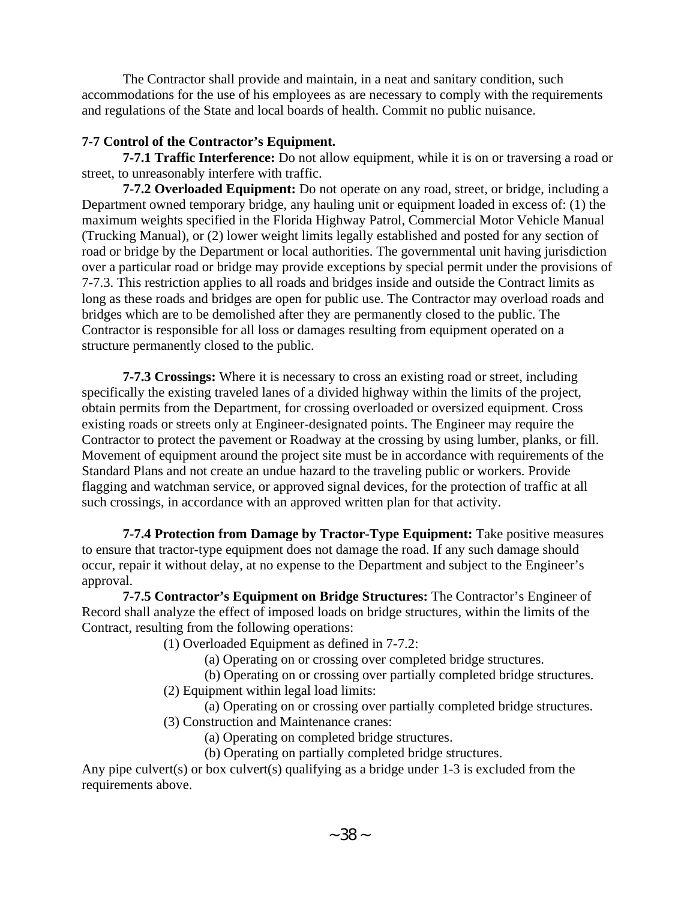The Contractor shall provide and maintain, in a neat and sanitary condition, such accommodations for the use of his employees as are necessary to comply with the requirements and regulations of the State and local boards of health. Commit no public nuisance.

**7-7 Control of the Contractor's Equipment.**

**7-7.1 Traffic Interference:** Do not allow equipment, while it is on or traversing a road or street, to unreasonably interfere with traffic.

**7-7.2 Overloaded Equipment:** Do not operate on any road, street, or bridge, including a Department owned temporary bridge, any hauling unit or equipment loaded in excess of: (1) the maximum weights specified in the Florida Highway Patrol, Commercial Motor Vehicle Manual (Trucking Manual), or (2) lower weight limits legally established and posted for any section of road or bridge by the Department or local authorities. The governmental unit having jurisdiction over a particular road or bridge may provide exceptions by special permit under the provisions of 7-7.3. This restriction applies to all roads and bridges inside and outside the Contract limits as long as these roads and bridges are open for public use. The Contractor may overload roads and bridges which are to be demolished after they are permanently closed to the public. The Contractor is responsible for all loss or damages resulting from equipment operated on a structure permanently closed to the public.

**7-7.3 Crossings:** Where it is necessary to cross an existing road or street, including specifically the existing traveled lanes of a divided highway within the limits of the project, obtain permits from the Department, for crossing overloaded or oversized equipment. Cross existing roads or streets only at Engineer-designated points. The Engineer may require the Contractor to protect the pavement or Roadway at the crossing by using lumber, planks, or fill. Movement of equipment around the project site must be in accordance with requirements of the Standard Plans and not create an undue hazard to the traveling public or workers. Provide flagging and watchman service, or approved signal devices, for the protection of traffic at all such crossings, in accordance with an approved written plan for that activity.

**7-7.4 Protection from Damage by Tractor-Type Equipment:** Take positive measures to ensure that tractor-type equipment does not damage the road. If any such damage should occur, repair it without delay, at no expense to the Department and subject to the Engineer's approval.

**7-7.5 Contractor's Equipment on Bridge Structures:** The Contractor's Engineer of Record shall analyze the effect of imposed loads on bridge structures, within the limits of the Contract, resulting from the following operations:

- (1) Overloaded Equipment as defined in 7-7.2:
  - (a) Operating on or crossing over completed bridge structures.
  - (b) Operating on or crossing over partially completed bridge structures.
- (2) Equipment within legal load limits:
  - (a) Operating on or crossing over partially completed bridge structures.
- (3) Construction and Maintenance cranes:
  - (a) Operating on completed bridge structures.
  - (b) Operating on partially completed bridge structures.

Any pipe culvert(s) or box culvert(s) qualifying as a bridge under 1-3 is excluded from the requirements above.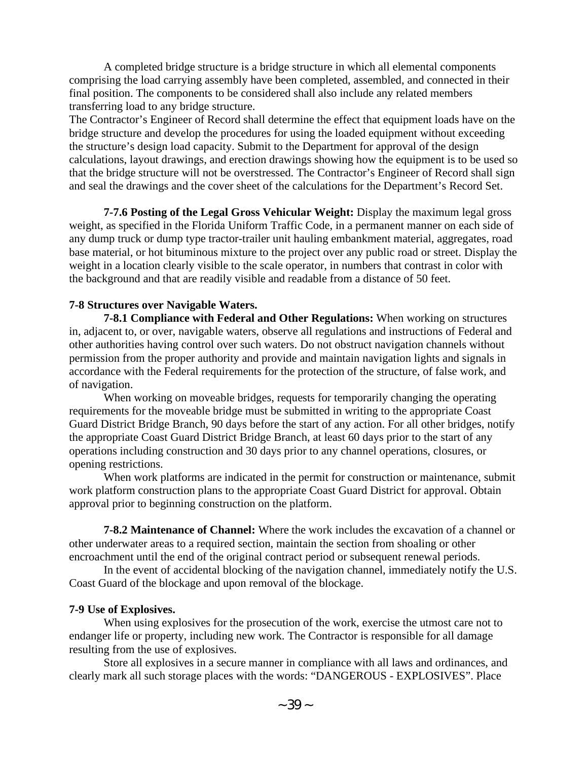A completed bridge structure is a bridge structure in which all elemental components comprising the load carrying assembly have been completed, assembled, and connected in their final position. The components to be considered shall also include any related members transferring load to any bridge structure.

The Contractor's Engineer of Record shall determine the effect that equipment loads have on the bridge structure and develop the procedures for using the loaded equipment without exceeding the structure's design load capacity. Submit to the Department for approval of the design calculations, layout drawings, and erection drawings showing how the equipment is to be used so that the bridge structure will not be overstressed. The Contractor's Engineer of Record shall sign and seal the drawings and the cover sheet of the calculations for the Department's Record Set.

**7-7.6 Posting of the Legal Gross Vehicular Weight:** Display the maximum legal gross weight, as specified in the Florida Uniform Traffic Code, in a permanent manner on each side of any dump truck or dump type tractor-trailer unit hauling embankment material, aggregates, road base material, or hot bituminous mixture to the project over any public road or street. Display the weight in a location clearly visible to the scale operator, in numbers that contrast in color with the background and that are readily visible and readable from a distance of 50 feet.

**7-8 Structures over Navigable Waters.**

**7-8.1 Compliance with Federal and Other Regulations:** When working on structures in, adjacent to, or over, navigable waters, observe all regulations and instructions of Federal and other authorities having control over such waters. Do not obstruct navigation channels without permission from the proper authority and provide and maintain navigation lights and signals in accordance with the Federal requirements for the protection of the structure, of false work, and of navigation.

When working on moveable bridges, requests for temporarily changing the operating requirements for the moveable bridge must be submitted in writing to the appropriate Coast Guard District Bridge Branch, 90 days before the start of any action. For all other bridges, notify the appropriate Coast Guard District Bridge Branch, at least 60 days prior to the start of any operations including construction and 30 days prior to any channel operations, closures, or opening restrictions.

When work platforms are indicated in the permit for construction or maintenance, submit work platform construction plans to the appropriate Coast Guard District for approval. Obtain approval prior to beginning construction on the platform.

**7-8.2 Maintenance of Channel:** Where the work includes the excavation of a channel or other underwater areas to a required section, maintain the section from shoaling or other encroachment until the end of the original contract period or subsequent renewal periods.

In the event of accidental blocking of the navigation channel, immediately notify the U.S. Coast Guard of the blockage and upon removal of the blockage.

**7-9 Use of Explosives.**

When using explosives for the prosecution of the work, exercise the utmost care not to endanger life or property, including new work. The Contractor is responsible for all damage resulting from the use of explosives.

Store all explosives in a secure manner in compliance with all laws and ordinances, and clearly mark all such storage places with the words: "DANGEROUS - EXPLOSIVES". Place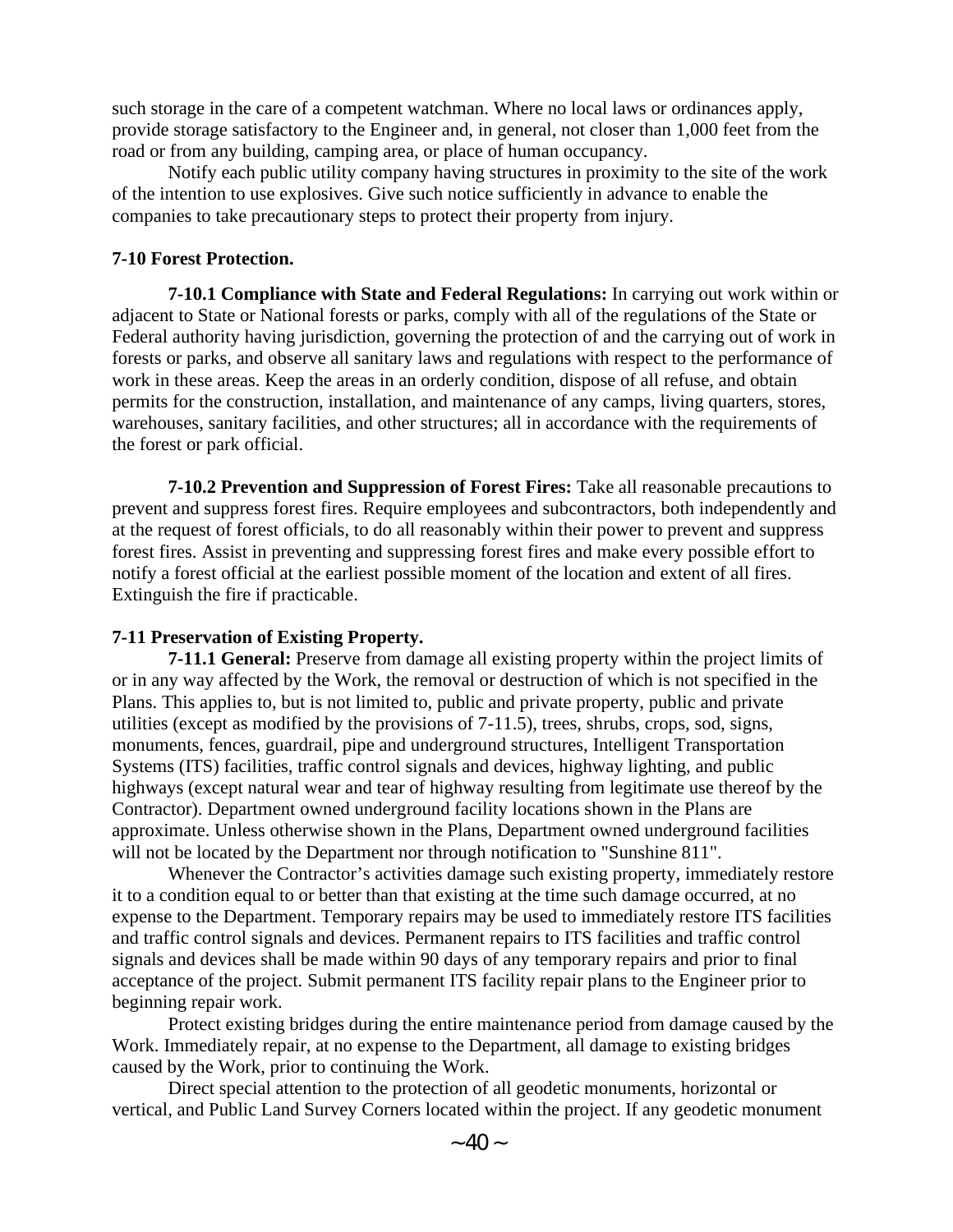such storage in the care of a competent watchman. Where no local laws or ordinances apply, provide storage satisfactory to the Engineer and, in general, not closer than 1,000 feet from the road or from any building, camping area, or place of human occupancy.

Notify each public utility company having structures in proximity to the site of the work of the intention to use explosives. Give such notice sufficiently in advance to enable the companies to take precautionary steps to protect their property from injury.

**7-10 Forest Protection.**

**7-10.1 Compliance with State and Federal Regulations:** In carrying out work within or adjacent to State or National forests or parks, comply with all of the regulations of the State or Federal authority having jurisdiction, governing the protection of and the carrying out of work in forests or parks, and observe all sanitary laws and regulations with respect to the performance of work in these areas. Keep the areas in an orderly condition, dispose of all refuse, and obtain permits for the construction, installation, and maintenance of any camps, living quarters, stores, warehouses, sanitary facilities, and other structures; all in accordance with the requirements of the forest or park official.

**7-10.2 Prevention and Suppression of Forest Fires:** Take all reasonable precautions to prevent and suppress forest fires. Require employees and subcontractors, both independently and at the request of forest officials, to do all reasonably within their power to prevent and suppress forest fires. Assist in preventing and suppressing forest fires and make every possible effort to notify a forest official at the earliest possible moment of the location and extent of all fires. Extinguish the fire if practicable.

**7-11 Preservation of Existing Property.**

**7-11.1 General:** Preserve from damage all existing property within the project limits of or in any way affected by the Work, the removal or destruction of which is not specified in the Plans. This applies to, but is not limited to, public and private property, public and private utilities (except as modified by the provisions of 7-11.5), trees, shrubs, crops, sod, signs, monuments, fences, guardrail, pipe and underground structures, Intelligent Transportation Systems (ITS) facilities, traffic control signals and devices, highway lighting, and public highways (except natural wear and tear of highway resulting from legitimate use thereof by the Contractor). Department owned underground facility locations shown in the Plans are approximate. Unless otherwise shown in the Plans, Department owned underground facilities will not be located by the Department nor through notification to "Sunshine 811".

Whenever the Contractor’s activities damage such existing property, immediately restore it to a condition equal to or better than that existing at the time such damage occurred, at no expense to the Department. Temporary repairs may be used to immediately restore ITS facilities and traffic control signals and devices. Permanent repairs to ITS facilities and traffic control signals and devices shall be made within 90 days of any temporary repairs and prior to final acceptance of the project. Submit permanent ITS facility repair plans to the Engineer prior to beginning repair work.

Protect existing bridges during the entire maintenance period from damage caused by the Work. Immediately repair, at no expense to the Department, all damage to existing bridges caused by the Work, prior to continuing the Work.

Direct special attention to the protection of all geodetic monuments, horizontal or vertical, and Public Land Survey Corners located within the project. If any geodetic monument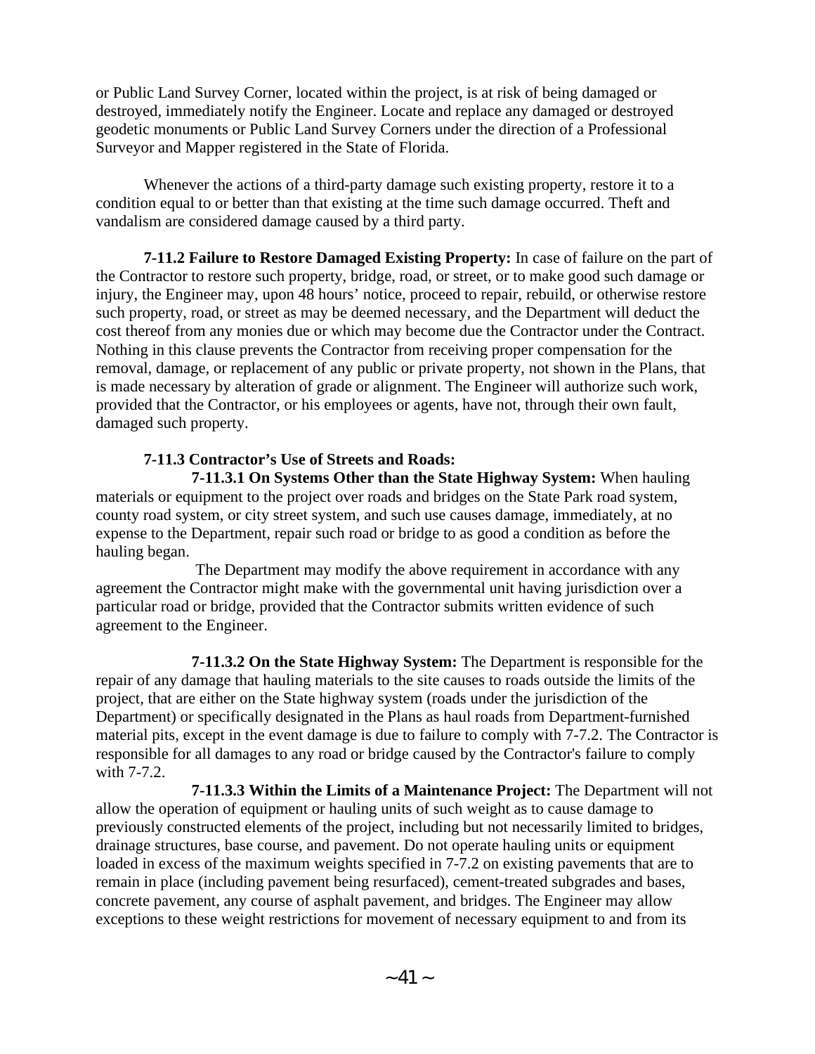or Public Land Survey Corner, located within the project, is at risk of being damaged or destroyed, immediately notify the Engineer. Locate and replace any damaged or destroyed geodetic monuments or Public Land Survey Corners under the direction of a Professional Surveyor and Mapper registered in the State of Florida.

Whenever the actions of a third-party damage such existing property, restore it to a condition equal to or better than that existing at the time such damage occurred. Theft and vandalism are considered damage caused by a third party.

**7-11.2 Failure to Restore Damaged Existing Property:** In case of failure on the part of the Contractor to restore such property, bridge, road, or street, or to make good such damage or injury, the Engineer may, upon 48 hours' notice, proceed to repair, rebuild, or otherwise restore such property, road, or street as may be deemed necessary, and the Department will deduct the cost thereof from any monies due or which may become due the Contractor under the Contract. Nothing in this clause prevents the Contractor from receiving proper compensation for the removal, damage, or replacement of any public or private property, not shown in the Plans, that is made necessary by alteration of grade or alignment. The Engineer will authorize such work, provided that the Contractor, or his employees or agents, have not, through their own fault, damaged such property.

**7-11.3 Contractor's Use of Streets and Roads:**

**7-11.3.1 On Systems Other than the State Highway System:** When hauling materials or equipment to the project over roads and bridges on the State Park road system, county road system, or city street system, and such use causes damage, immediately, at no expense to the Department, repair such road or bridge to as good a condition as before the hauling began.

The Department may modify the above requirement in accordance with any agreement the Contractor might make with the governmental unit having jurisdiction over a particular road or bridge, provided that the Contractor submits written evidence of such agreement to the Engineer.

**7-11.3.2 On the State Highway System:** The Department is responsible for the repair of any damage that hauling materials to the site causes to roads outside the limits of the project, that are either on the State highway system (roads under the jurisdiction of the Department) or specifically designated in the Plans as haul roads from Department-furnished material pits, except in the event damage is due to failure to comply with 7-7.2. The Contractor is responsible for all damages to any road or bridge caused by the Contractor's failure to comply with 7-7.2.

**7-11.3.3 Within the Limits of a Maintenance Project:** The Department will not allow the operation of equipment or hauling units of such weight as to cause damage to previously constructed elements of the project, including but not necessarily limited to bridges, drainage structures, base course, and pavement. Do not operate hauling units or equipment loaded in excess of the maximum weights specified in 7-7.2 on existing pavements that are to remain in place (including pavement being resurfaced), cement-treated subgrades and bases, concrete pavement, any course of asphalt pavement, and bridges. The Engineer may allow exceptions to these weight restrictions for movement of necessary equipment to and from its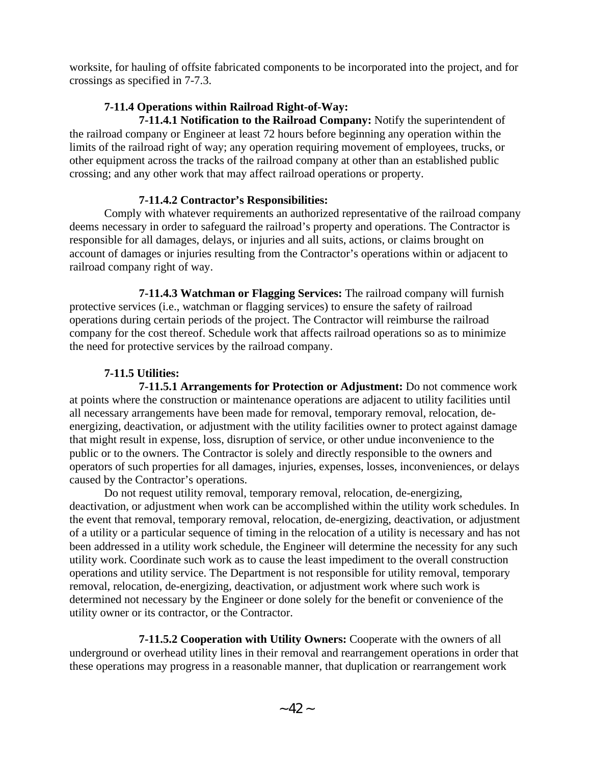worksite, for hauling of offsite fabricated components to be incorporated into the project, and for crossings as specified in 7-7.3.

### 7-11.4 Operations within Railroad Right-of-Way:

**7-11.4.1 Notification to the Railroad Company:** Notify the superintendent of the railroad company or Engineer at least 72 hours before beginning any operation within the limits of the railroad right of way; any operation requiring movement of employees, trucks, or other equipment across the tracks of the railroad company at other than an established public crossing; and any other work that may affect railroad operations or property.

**7-11.4.2 Contractor's Responsibilities:**

Comply with whatever requirements an authorized representative of the railroad company deems necessary in order to safeguard the railroad's property and operations. The Contractor is responsible for all damages, delays, or injuries and all suits, actions, or claims brought on account of damages or injuries resulting from the Contractor's operations within or adjacent to railroad company right of way.

**7-11.4.3 Watchman or Flagging Services:** The railroad company will furnish protective services (i.e., watchman or flagging services) to ensure the safety of railroad operations during certain periods of the project. The Contractor will reimburse the railroad company for the cost thereof. Schedule work that affects railroad operations so as to minimize the need for protective services by the railroad company.

### 7-11.5 Utilities:

**7-11.5.1 Arrangements for Protection or Adjustment:** Do not commence work at points where the construction or maintenance operations are adjacent to utility facilities until all necessary arrangements have been made for removal, temporary removal, relocation, de-energizing, deactivation, or adjustment with the utility facilities owner to protect against damage that might result in expense, loss, disruption of service, or other undue inconvenience to the public or to the owners. The Contractor is solely and directly responsible to the owners and operators of such properties for all damages, injuries, expenses, losses, inconveniences, or delays caused by the Contractor's operations.

Do not request utility removal, temporary removal, relocation, de-energizing, deactivation, or adjustment when work can be accomplished within the utility work schedules. In the event that removal, temporary removal, relocation, de-energizing, deactivation, or adjustment of a utility or a particular sequence of timing in the relocation of a utility is necessary and has not been addressed in a utility work schedule, the Engineer will determine the necessity for any such utility work. Coordinate such work as to cause the least impediment to the overall construction operations and utility service. The Department is not responsible for utility removal, temporary removal, relocation, de-energizing, deactivation, or adjustment work where such work is determined not necessary by the Engineer or done solely for the benefit or convenience of the utility owner or its contractor, or the Contractor.

**7-11.5.2 Cooperation with Utility Owners:** Cooperate with the owners of all underground or overhead utility lines in their removal and rearrangement operations in order that these operations may progress in a reasonable manner, that duplication or rearrangement work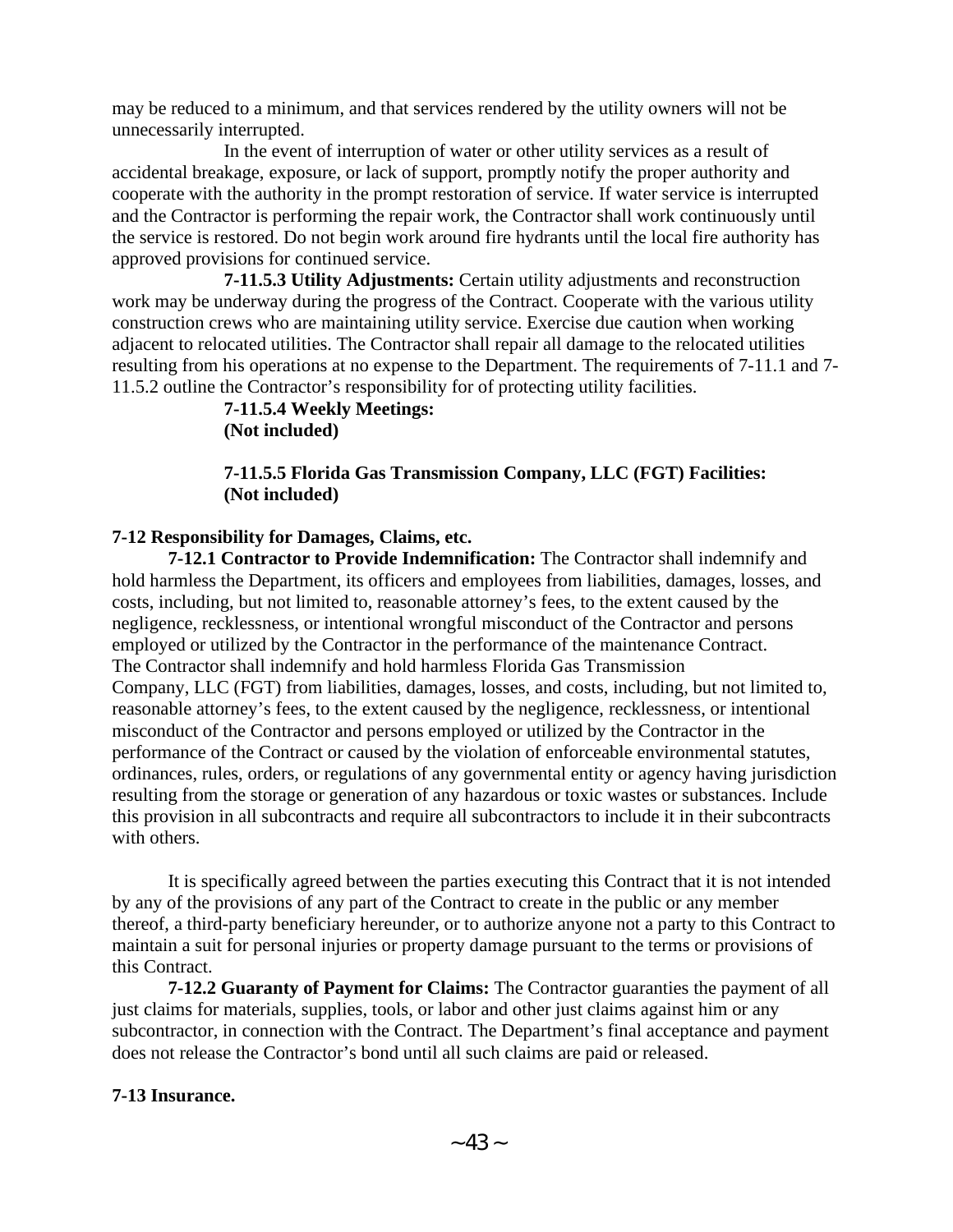may be reduced to a minimum, and that services rendered by the utility owners will not be unnecessarily interrupted.

In the event of interruption of water or other utility services as a result of accidental breakage, exposure, or lack of support, promptly notify the proper authority and cooperate with the authority in the prompt restoration of service. If water service is interrupted and the Contractor is performing the repair work, the Contractor shall work continuously until the service is restored. Do not begin work around fire hydrants until the local fire authority has approved provisions for continued service.

**7-11.5.3 Utility Adjustments:** Certain utility adjustments and reconstruction work may be underway during the progress of the Contract. Cooperate with the various utility construction crews who are maintaining utility service. Exercise due caution when working adjacent to relocated utilities. The Contractor shall repair all damage to the relocated utilities resulting from his operations at no expense to the Department. The requirements of 7-11.1 and 7-11.5.2 outline the Contractor's responsibility for of protecting utility facilities.

**7-11.5.4 Weekly Meetings:**
**(Not included)**

**7-11.5.5 Florida Gas Transmission Company, LLC (FGT) Facilities:**
**(Not included)**

**7-12 Responsibility for Damages, Claims, etc.**

**7-12.1 Contractor to Provide Indemnification:** The Contractor shall indemnify and hold harmless the Department, its officers and employees from liabilities, damages, losses, and costs, including, but not limited to, reasonable attorney's fees, to the extent caused by the negligence, recklessness, or intentional wrongful misconduct of the Contractor and persons employed or utilized by the Contractor in the performance of the maintenance Contract. The Contractor shall indemnify and hold harmless Florida Gas Transmission Company, LLC (FGT) from liabilities, damages, losses, and costs, including, but not limited to, reasonable attorney's fees, to the extent caused by the negligence, recklessness, or intentional misconduct of the Contractor and persons employed or utilized by the Contractor in the performance of the Contract or caused by the violation of enforceable environmental statutes, ordinances, rules, orders, or regulations of any governmental entity or agency having jurisdiction resulting from the storage or generation of any hazardous or toxic wastes or substances. Include this provision in all subcontracts and require all subcontractors to include it in their subcontracts with others.

It is specifically agreed between the parties executing this Contract that it is not intended by any of the provisions of any part of the Contract to create in the public or any member thereof, a third-party beneficiary hereunder, or to authorize anyone not a party to this Contract to maintain a suit for personal injuries or property damage pursuant to the terms or provisions of this Contract.

**7-12.2 Guaranty of Payment for Claims:** The Contractor guaranties the payment of all just claims for materials, supplies, tools, or labor and other just claims against him or any subcontractor, in connection with the Contract. The Department's final acceptance and payment does not release the Contractor's bond until all such claims are paid or released.

**7-13 Insurance.**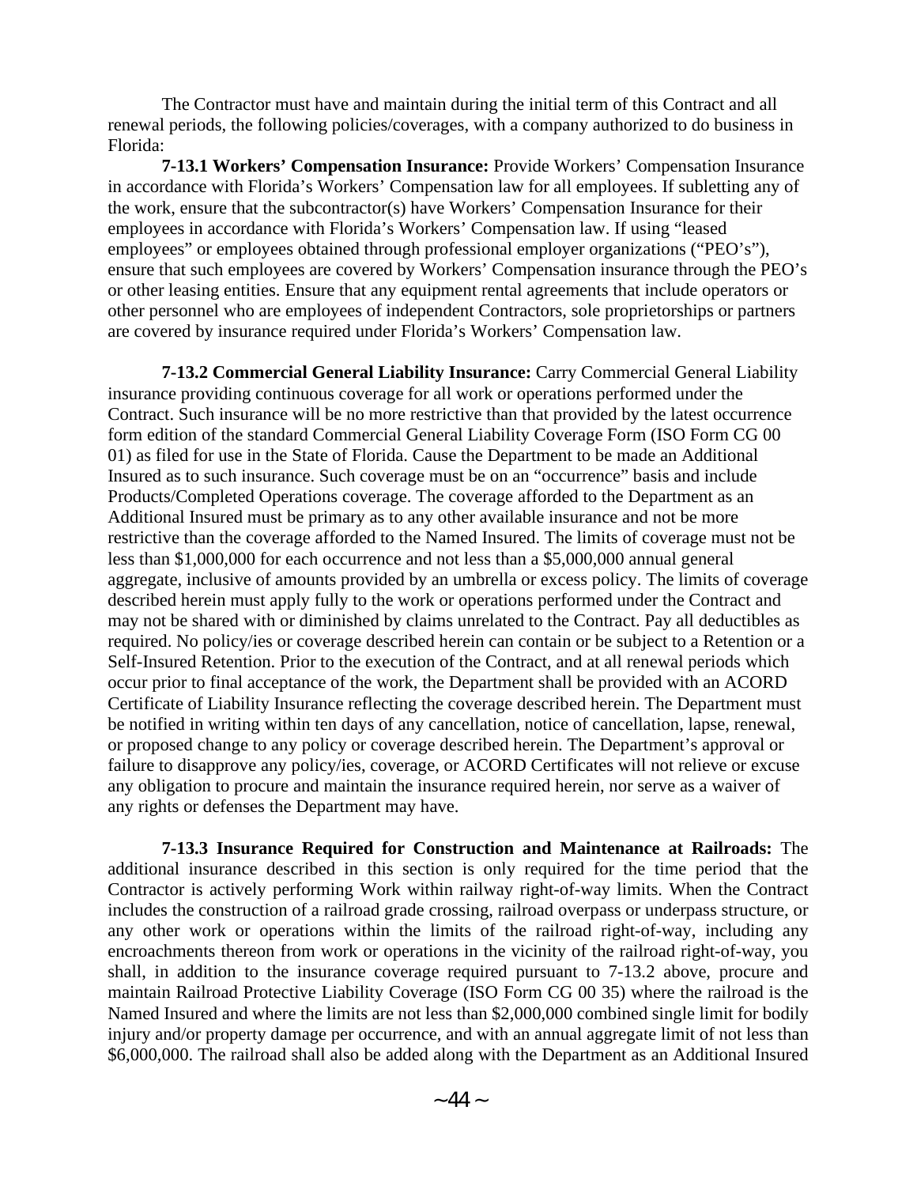The Contractor must have and maintain during the initial term of this Contract and all renewal periods, the following policies/coverages, with a company authorized to do business in Florida:

**7-13.1 Workers' Compensation Insurance:** Provide Workers' Compensation Insurance in accordance with Florida's Workers' Compensation law for all employees. If subletting any of the work, ensure that the subcontractor(s) have Workers' Compensation Insurance for their employees in accordance with Florida's Workers' Compensation law. If using "leased employees" or employees obtained through professional employer organizations ("PEO's"), ensure that such employees are covered by Workers' Compensation insurance through the PEO's or other leasing entities. Ensure that any equipment rental agreements that include operators or other personnel who are employees of independent Contractors, sole proprietorships or partners are covered by insurance required under Florida's Workers' Compensation law.

**7-13.2 Commercial General Liability Insurance:** Carry Commercial General Liability insurance providing continuous coverage for all work or operations performed under the Contract. Such insurance will be no more restrictive than that provided by the latest occurrence form edition of the standard Commercial General Liability Coverage Form (ISO Form CG 00 01) as filed for use in the State of Florida. Cause the Department to be made an Additional Insured as to such insurance. Such coverage must be on an "occurrence" basis and include Products/Completed Operations coverage. The coverage afforded to the Department as an Additional Insured must be primary as to any other available insurance and not be more restrictive than the coverage afforded to the Named Insured. The limits of coverage must not be less than $1,000,000 for each occurrence and not less than a $5,000,000 annual general aggregate, inclusive of amounts provided by an umbrella or excess policy. The limits of coverage described herein must apply fully to the work or operations performed under the Contract and may not be shared with or diminished by claims unrelated to the Contract. Pay all deductibles as required. No policy/ies or coverage described herein can contain or be subject to a Retention or a Self-Insured Retention. Prior to the execution of the Contract, and at all renewal periods which occur prior to final acceptance of the work, the Department shall be provided with an ACORD Certificate of Liability Insurance reflecting the coverage described herein. The Department must be notified in writing within ten days of any cancellation, notice of cancellation, lapse, renewal, or proposed change to any policy or coverage described herein. The Department's approval or failure to disapprove any policy/ies, coverage, or ACORD Certificates will not relieve or excuse any obligation to procure and maintain the insurance required herein, nor serve as a waiver of any rights or defenses the Department may have.

**7-13.3 Insurance Required for Construction and Maintenance at Railroads:** The additional insurance described in this section is only required for the time period that the Contractor is actively performing Work within railway right-of-way limits. When the Contract includes the construction of a railroad grade crossing, railroad overpass or underpass structure, or any other work or operations within the limits of the railroad right-of-way, including any encroachments thereon from work or operations in the vicinity of the railroad right-of-way, you shall, in addition to the insurance coverage required pursuant to 7-13.2 above, procure and maintain Railroad Protective Liability Coverage (ISO Form CG 00 35) where the railroad is the Named Insured and where the limits are not less than $2,000,000 combined single limit for bodily injury and/or property damage per occurrence, and with an annual aggregate limit of not less than $6,000,000. The railroad shall also be added along with the Department as an Additional Insured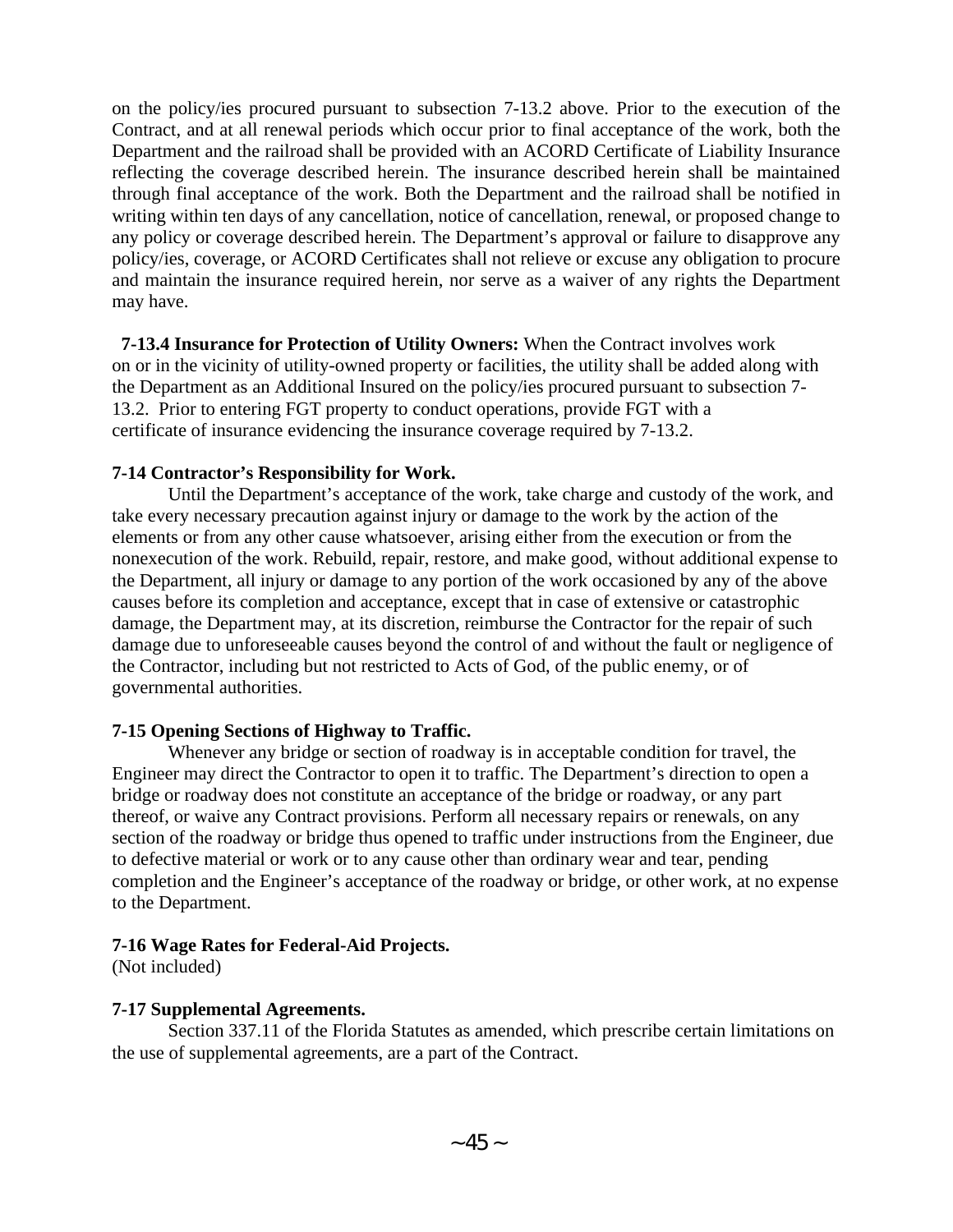on the policy/ies procured pursuant to subsection 7-13.2 above. Prior to the execution of the Contract, and at all renewal periods which occur prior to final acceptance of the work, both the Department and the railroad shall be provided with an ACORD Certificate of Liability Insurance reflecting the coverage described herein. The insurance described herein shall be maintained through final acceptance of the work. Both the Department and the railroad shall be notified in writing within ten days of any cancellation, notice of cancellation, renewal, or proposed change to any policy or coverage described herein. The Department's approval or failure to disapprove any policy/ies, coverage, or ACORD Certificates shall not relieve or excuse any obligation to procure and maintain the insurance required herein, nor serve as a waiver of any rights the Department may have.

**7-13.4 Insurance for Protection of Utility Owners:** When the Contract involves work on or in the vicinity of utility-owned property or facilities, the utility shall be added along with the Department as an Additional Insured on the policy/ies procured pursuant to subsection 7-13.2. Prior to entering FGT property to conduct operations, provide FGT with a certificate of insurance evidencing the insurance coverage required by 7-13.2.

**7-14 Contractor's Responsibility for Work.**

Until the Department's acceptance of the work, take charge and custody of the work, and take every necessary precaution against injury or damage to the work by the action of the elements or from any other cause whatsoever, arising either from the execution or from the nonexecution of the work. Rebuild, repair, restore, and make good, without additional expense to the Department, all injury or damage to any portion of the work occasioned by any of the above causes before its completion and acceptance, except that in case of extensive or catastrophic damage, the Department may, at its discretion, reimburse the Contractor for the repair of such damage due to unforeseeable causes beyond the control of and without the fault or negligence of the Contractor, including but not restricted to Acts of God, of the public enemy, or of governmental authorities.

**7-15 Opening Sections of Highway to Traffic.**

Whenever any bridge or section of roadway is in acceptable condition for travel, the Engineer may direct the Contractor to open it to traffic. The Department's direction to open a bridge or roadway does not constitute an acceptance of the bridge or roadway, or any part thereof, or waive any Contract provisions. Perform all necessary repairs or renewals, on any section of the roadway or bridge thus opened to traffic under instructions from the Engineer, due to defective material or work or to any cause other than ordinary wear and tear, pending completion and the Engineer's acceptance of the roadway or bridge, or other work, at no expense to the Department.

**7-16 Wage Rates for Federal-Aid Projects.**

(Not included)

**7-17 Supplemental Agreements.**

Section 337.11 of the Florida Statutes as amended, which prescribe certain limitations on the use of supplemental agreements, are a part of the Contract.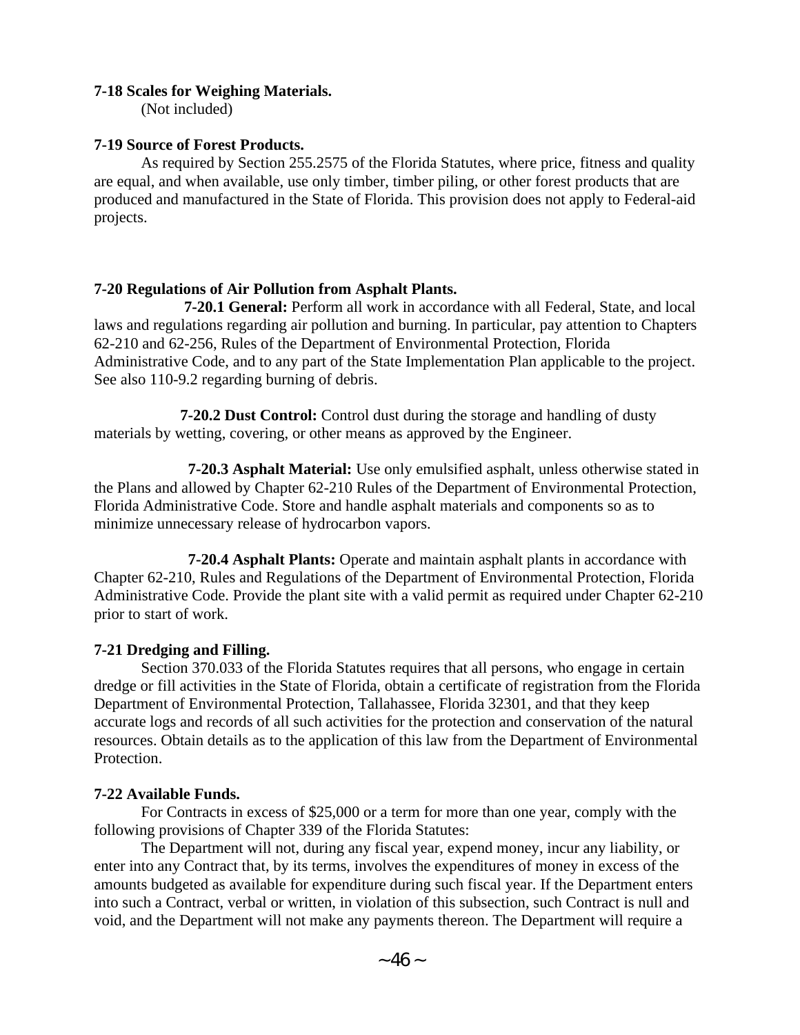**7-18 Scales for Weighing Materials.**

(Not included)

**7-19 Source of Forest Products.**

As required by Section 255.2575 of the Florida Statutes, where price, fitness and quality are equal, and when available, use only timber, timber piling, or other forest products that are produced and manufactured in the State of Florida. This provision does not apply to Federal-aid projects.

**7-20 Regulations of Air Pollution from Asphalt Plants.**

**7-20.1 General:** Perform all work in accordance with all Federal, State, and local laws and regulations regarding air pollution and burning. In particular, pay attention to Chapters 62-210 and 62-256, Rules of the Department of Environmental Protection, Florida Administrative Code, and to any part of the State Implementation Plan applicable to the project. See also 110-9.2 regarding burning of debris.

**7-20.2 Dust Control:** Control dust during the storage and handling of dusty materials by wetting, covering, or other means as approved by the Engineer.

**7-20.3 Asphalt Material:** Use only emulsified asphalt, unless otherwise stated in the Plans and allowed by Chapter 62-210 Rules of the Department of Environmental Protection, Florida Administrative Code. Store and handle asphalt materials and components so as to minimize unnecessary release of hydrocarbon vapors.

**7-20.4 Asphalt Plants:** Operate and maintain asphalt plants in accordance with Chapter 62-210, Rules and Regulations of the Department of Environmental Protection, Florida Administrative Code. Provide the plant site with a valid permit as required under Chapter 62-210 prior to start of work.

**7-21 Dredging and Filling.**

Section 370.033 of the Florida Statutes requires that all persons, who engage in certain dredge or fill activities in the State of Florida, obtain a certificate of registration from the Florida Department of Environmental Protection, Tallahassee, Florida 32301, and that they keep accurate logs and records of all such activities for the protection and conservation of the natural resources. Obtain details as to the application of this law from the Department of Environmental Protection.

**7-22 Available Funds.**

For Contracts in excess of $25,000 or a term for more than one year, comply with the following provisions of Chapter 339 of the Florida Statutes:

The Department will not, during any fiscal year, expend money, incur any liability, or enter into any Contract that, by its terms, involves the expenditures of money in excess of the amounts budgeted as available for expenditure during such fiscal year. If the Department enters into such a Contract, verbal or written, in violation of this subsection, such Contract is null and void, and the Department will not make any payments thereon. The Department will require a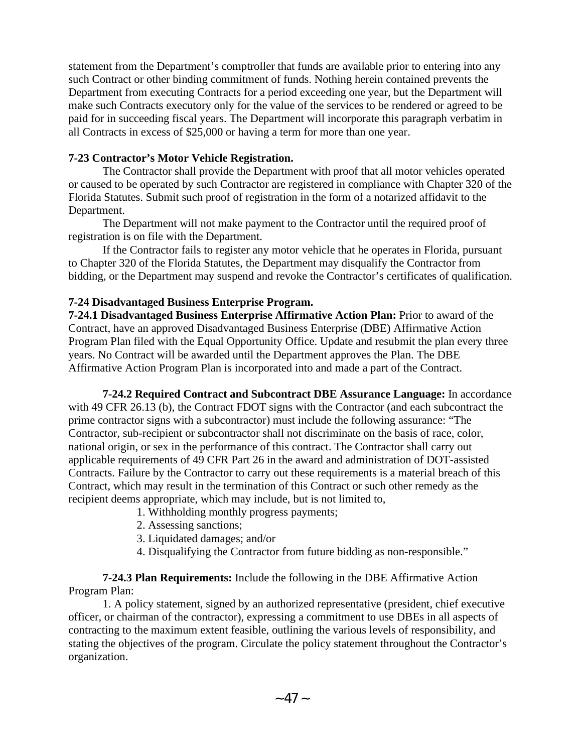statement from the Department's comptroller that funds are available prior to entering into any such Contract or other binding commitment of funds. Nothing herein contained prevents the Department from executing Contracts for a period exceeding one year, but the Department will make such Contracts executory only for the value of the services to be rendered or agreed to be paid for in succeeding fiscal years. The Department will incorporate this paragraph verbatim in all Contracts in excess of $25,000 or having a term for more than one year.

**7-23 Contractor's Motor Vehicle Registration.**

The Contractor shall provide the Department with proof that all motor vehicles operated or caused to be operated by such Contractor are registered in compliance with Chapter 320 of the Florida Statutes. Submit such proof of registration in the form of a notarized affidavit to the Department.

The Department will not make payment to the Contractor until the required proof of registration is on file with the Department.

If the Contractor fails to register any motor vehicle that he operates in Florida, pursuant to Chapter 320 of the Florida Statutes, the Department may disqualify the Contractor from bidding, or the Department may suspend and revoke the Contractor's certificates of qualification.

**7-24 Disadvantaged Business Enterprise Program.**

**7-24.1 Disadvantaged Business Enterprise Affirmative Action Plan:** Prior to award of the Contract, have an approved Disadvantaged Business Enterprise (DBE) Affirmative Action Program Plan filed with the Equal Opportunity Office. Update and resubmit the plan every three years. No Contract will be awarded until the Department approves the Plan. The DBE Affirmative Action Program Plan is incorporated into and made a part of the Contract.

**7-24.2 Required Contract and Subcontract DBE Assurance Language:** In accordance with 49 CFR 26.13 (b), the Contract FDOT signs with the Contractor (and each subcontract the prime contractor signs with a subcontractor) must include the following assurance: "The Contractor, sub-recipient or subcontractor shall not discriminate on the basis of race, color, national origin, or sex in the performance of this contract. The Contractor shall carry out applicable requirements of 49 CFR Part 26 in the award and administration of DOT-assisted Contracts. Failure by the Contractor to carry out these requirements is a material breach of this Contract, which may result in the termination of this Contract or such other remedy as the recipient deems appropriate, which may include, but is not limited to,

1. Withholding monthly progress payments;
2. Assessing sanctions;
3. Liquidated damages; and/or
4. Disqualifying the Contractor from future bidding as non-responsible."

**7-24.3 Plan Requirements:** Include the following in the DBE Affirmative Action Program Plan:

1. A policy statement, signed by an authorized representative (president, chief executive officer, or chairman of the contractor), expressing a commitment to use DBEs in all aspects of contracting to the maximum extent feasible, outlining the various levels of responsibility, and stating the objectives of the program. Circulate the policy statement throughout the Contractor's organization.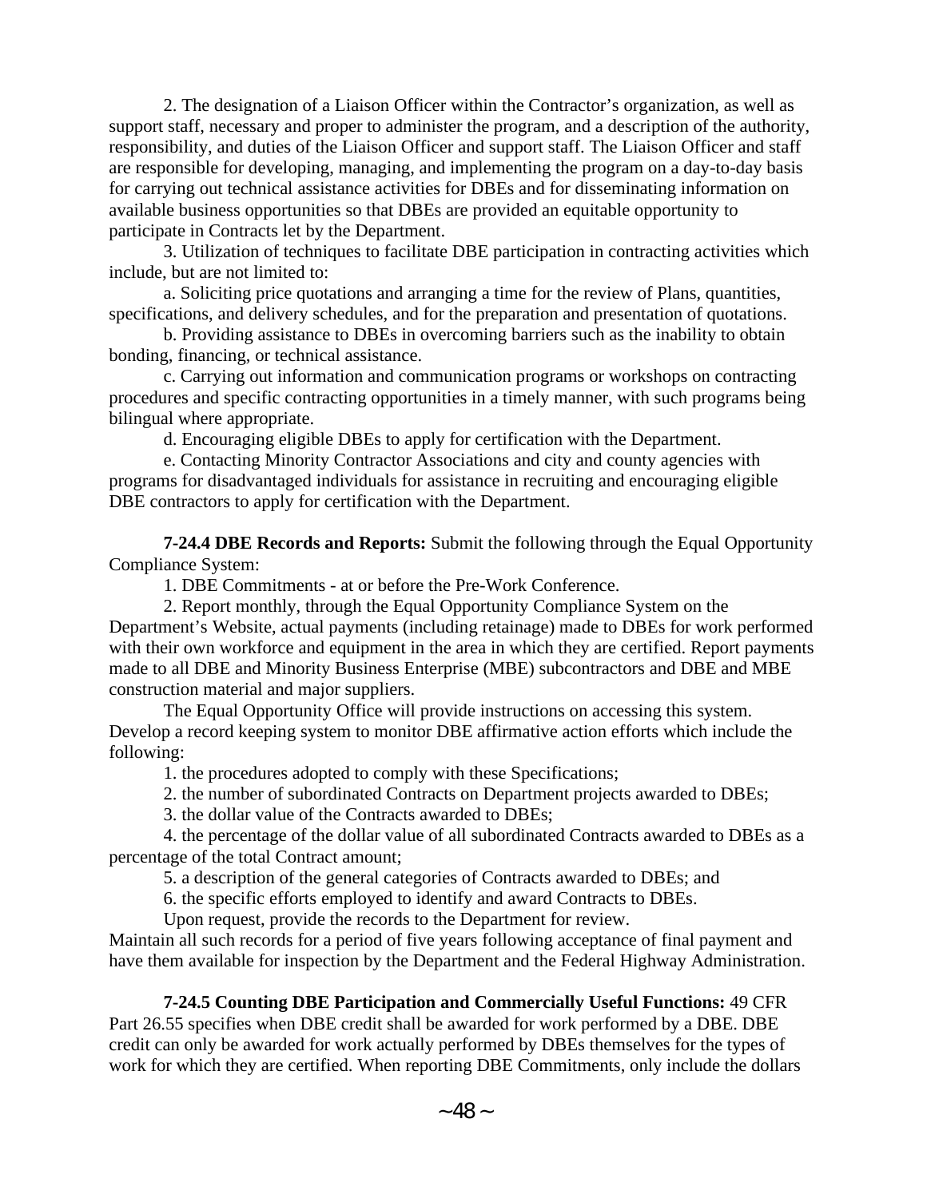2. The designation of a Liaison Officer within the Contractor's organization, as well as support staff, necessary and proper to administer the program, and a description of the authority, responsibility, and duties of the Liaison Officer and support staff. The Liaison Officer and staff are responsible for developing, managing, and implementing the program on a day-to-day basis for carrying out technical assistance activities for DBEs and for disseminating information on available business opportunities so that DBEs are provided an equitable opportunity to participate in Contracts let by the Department.

3. Utilization of techniques to facilitate DBE participation in contracting activities which include, but are not limited to:

a. Soliciting price quotations and arranging a time for the review of Plans, quantities, specifications, and delivery schedules, and for the preparation and presentation of quotations.

b. Providing assistance to DBEs in overcoming barriers such as the inability to obtain bonding, financing, or technical assistance.

c. Carrying out information and communication programs or workshops on contracting procedures and specific contracting opportunities in a timely manner, with such programs being bilingual where appropriate.

d. Encouraging eligible DBEs to apply for certification with the Department.

e. Contacting Minority Contractor Associations and city and county agencies with programs for disadvantaged individuals for assistance in recruiting and encouraging eligible DBE contractors to apply for certification with the Department.

**7-24.4 DBE Records and Reports:** Submit the following through the Equal Opportunity Compliance System:

1. DBE Commitments - at or before the Pre-Work Conference.

2. Report monthly, through the Equal Opportunity Compliance System on the Department's Website, actual payments (including retainage) made to DBEs for work performed with their own workforce and equipment in the area in which they are certified. Report payments made to all DBE and Minority Business Enterprise (MBE) subcontractors and DBE and MBE construction material and major suppliers.

The Equal Opportunity Office will provide instructions on accessing this system. Develop a record keeping system to monitor DBE affirmative action efforts which include the following:

1. the procedures adopted to comply with these Specifications;

2. the number of subordinated Contracts on Department projects awarded to DBEs;

3. the dollar value of the Contracts awarded to DBEs;

4. the percentage of the dollar value of all subordinated Contracts awarded to DBEs as a percentage of the total Contract amount;

5. a description of the general categories of Contracts awarded to DBEs; and

6. the specific efforts employed to identify and award Contracts to DBEs.

Upon request, provide the records to the Department for review.

Maintain all such records for a period of five years following acceptance of final payment and have them available for inspection by the Department and the Federal Highway Administration.

**7-24.5 Counting DBE Participation and Commercially Useful Functions:** 49 CFR Part 26.55 specifies when DBE credit shall be awarded for work performed by a DBE. DBE credit can only be awarded for work actually performed by DBEs themselves for the types of work for which they are certified. When reporting DBE Commitments, only include the dollars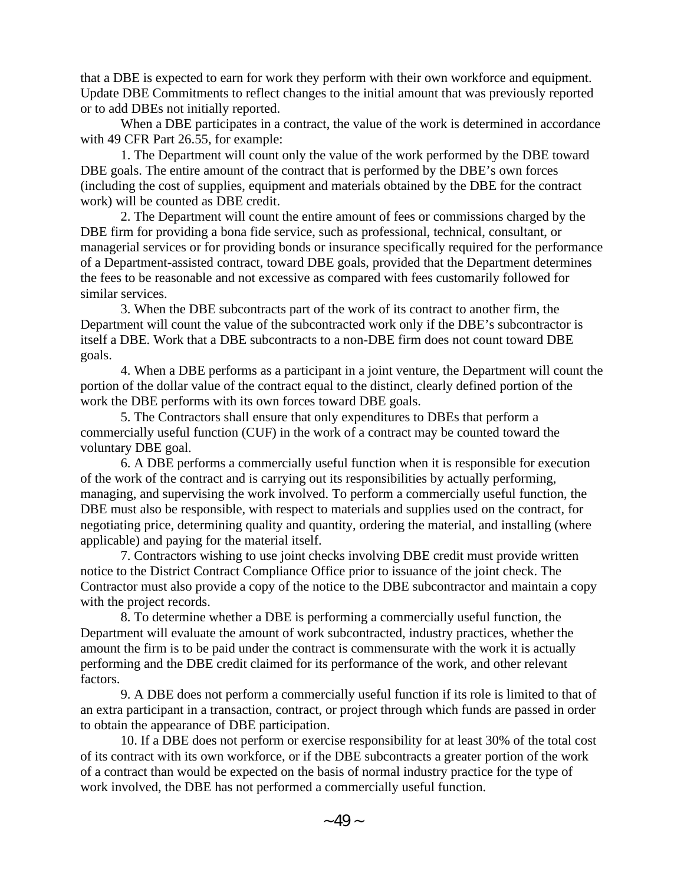that a DBE is expected to earn for work they perform with their own workforce and equipment. Update DBE Commitments to reflect changes to the initial amount that was previously reported or to add DBEs not initially reported.

When a DBE participates in a contract, the value of the work is determined in accordance with 49 CFR Part 26.55, for example:

1. The Department will count only the value of the work performed by the DBE toward DBE goals. The entire amount of the contract that is performed by the DBE's own forces (including the cost of supplies, equipment and materials obtained by the DBE for the contract work) will be counted as DBE credit.

2. The Department will count the entire amount of fees or commissions charged by the DBE firm for providing a bona fide service, such as professional, technical, consultant, or managerial services or for providing bonds or insurance specifically required for the performance of a Department-assisted contract, toward DBE goals, provided that the Department determines the fees to be reasonable and not excessive as compared with fees customarily followed for similar services.

3. When the DBE subcontracts part of the work of its contract to another firm, the Department will count the value of the subcontracted work only if the DBE's subcontractor is itself a DBE. Work that a DBE subcontracts to a non-DBE firm does not count toward DBE goals.

4. When a DBE performs as a participant in a joint venture, the Department will count the portion of the dollar value of the contract equal to the distinct, clearly defined portion of the work the DBE performs with its own forces toward DBE goals.

5. The Contractors shall ensure that only expenditures to DBEs that perform a commercially useful function (CUF) in the work of a contract may be counted toward the voluntary DBE goal.

6. A DBE performs a commercially useful function when it is responsible for execution of the work of the contract and is carrying out its responsibilities by actually performing, managing, and supervising the work involved. To perform a commercially useful function, the DBE must also be responsible, with respect to materials and supplies used on the contract, for negotiating price, determining quality and quantity, ordering the material, and installing (where applicable) and paying for the material itself.

7. Contractors wishing to use joint checks involving DBE credit must provide written notice to the District Contract Compliance Office prior to issuance of the joint check. The Contractor must also provide a copy of the notice to the DBE subcontractor and maintain a copy with the project records.

8. To determine whether a DBE is performing a commercially useful function, the Department will evaluate the amount of work subcontracted, industry practices, whether the amount the firm is to be paid under the contract is commensurate with the work it is actually performing and the DBE credit claimed for its performance of the work, and other relevant factors.

9. A DBE does not perform a commercially useful function if its role is limited to that of an extra participant in a transaction, contract, or project through which funds are passed in order to obtain the appearance of DBE participation.

10. If a DBE does not perform or exercise responsibility for at least 30% of the total cost of its contract with its own workforce, or if the DBE subcontracts a greater portion of the work of a contract than would be expected on the basis of normal industry practice for the type of work involved, the DBE has not performed a commercially useful function.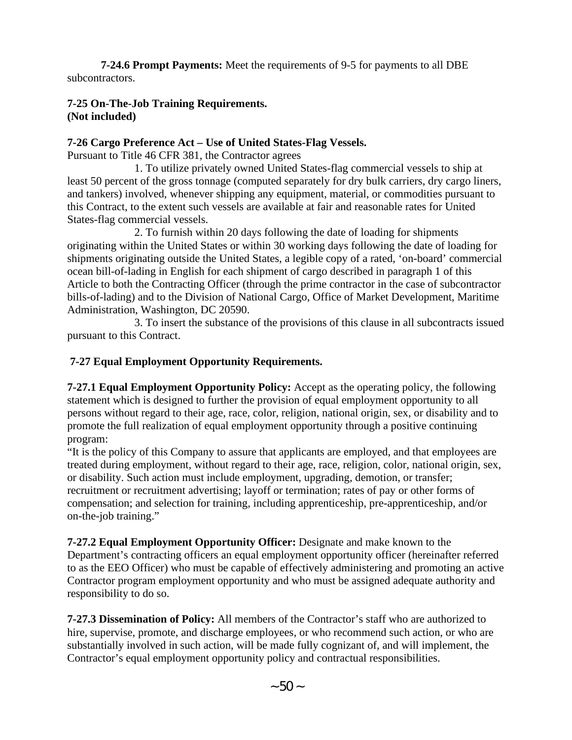**7-24.6 Prompt Payments:** Meet the requirements of 9-5 for payments to all DBE subcontractors.

**7-25 On-The-Job Training Requirements.**
**(Not included)**

**7-26 Cargo Preference Act – Use of United States-Flag Vessels.**
Pursuant to Title 46 CFR 381, the Contractor agrees

1. To utilize privately owned United States-flag commercial vessels to ship at least 50 percent of the gross tonnage (computed separately for dry bulk carriers, dry cargo liners, and tankers) involved, whenever shipping any equipment, material, or commodities pursuant to this Contract, to the extent such vessels are available at fair and reasonable rates for United States-flag commercial vessels.

2. To furnish within 20 days following the date of loading for shipments originating within the United States or within 30 working days following the date of loading for shipments originating outside the United States, a legible copy of a rated, 'on-board' commercial ocean bill-of-lading in English for each shipment of cargo described in paragraph 1 of this Article to both the Contracting Officer (through the prime contractor in the case of subcontractor bills-of-lading) and to the Division of National Cargo, Office of Market Development, Maritime Administration, Washington, DC 20590.

3. To insert the substance of the provisions of this clause in all subcontracts issued pursuant to this Contract.

**7-27 Equal Employment Opportunity Requirements.**

**7-27.1 Equal Employment Opportunity Policy:** Accept as the operating policy, the following statement which is designed to further the provision of equal employment opportunity to all persons without regard to their age, race, color, religion, national origin, sex, or disability and to promote the full realization of equal employment opportunity through a positive continuing program:

"It is the policy of this Company to assure that applicants are employed, and that employees are treated during employment, without regard to their age, race, religion, color, national origin, sex, or disability. Such action must include employment, upgrading, demotion, or transfer; recruitment or recruitment advertising; layoff or termination; rates of pay or other forms of compensation; and selection for training, including apprenticeship, pre-apprenticeship, and/or on-the-job training."

**7-27.2 Equal Employment Opportunity Officer:** Designate and make known to the Department's contracting officers an equal employment opportunity officer (hereinafter referred to as the EEO Officer) who must be capable of effectively administering and promoting an active Contractor program employment opportunity and who must be assigned adequate authority and responsibility to do so.

**7-27.3 Dissemination of Policy:** All members of the Contractor's staff who are authorized to hire, supervise, promote, and discharge employees, or who recommend such action, or who are substantially involved in such action, will be made fully cognizant of, and will implement, the Contractor's equal employment opportunity policy and contractual responsibilities.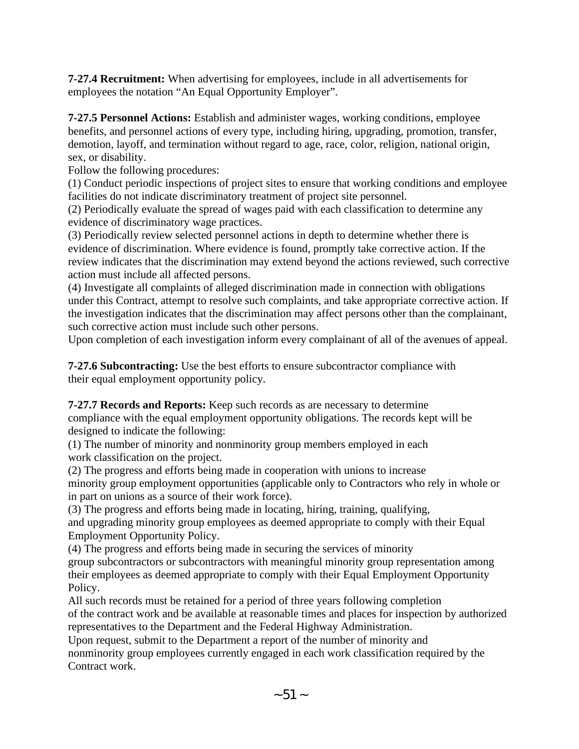**7-27.4 Recruitment:** When advertising for employees, include in all advertisements for employees the notation "An Equal Opportunity Employer".

**7-27.5 Personnel Actions:** Establish and administer wages, working conditions, employee benefits, and personnel actions of every type, including hiring, upgrading, promotion, transfer, demotion, layoff, and termination without regard to age, race, color, religion, national origin, sex, or disability.

Follow the following procedures:

(1) Conduct periodic inspections of project sites to ensure that working conditions and employee facilities do not indicate discriminatory treatment of project site personnel.

(2) Periodically evaluate the spread of wages paid with each classification to determine any evidence of discriminatory wage practices.

(3) Periodically review selected personnel actions in depth to determine whether there is evidence of discrimination. Where evidence is found, promptly take corrective action. If the review indicates that the discrimination may extend beyond the actions reviewed, such corrective action must include all affected persons.

(4) Investigate all complaints of alleged discrimination made in connection with obligations under this Contract, attempt to resolve such complaints, and take appropriate corrective action. If the investigation indicates that the discrimination may affect persons other than the complainant, such corrective action must include such other persons.

Upon completion of each investigation inform every complainant of all of the avenues of appeal.

**7-27.6 Subcontracting:** Use the best efforts to ensure subcontractor compliance with their equal employment opportunity policy.

**7-27.7 Records and Reports:** Keep such records as are necessary to determine compliance with the equal employment opportunity obligations. The records kept will be designed to indicate the following:

(1) The number of minority and nonminority group members employed in each work classification on the project.

(2) The progress and efforts being made in cooperation with unions to increase minority group employment opportunities (applicable only to Contractors who rely in whole or in part on unions as a source of their work force).

(3) The progress and efforts being made in locating, hiring, training, qualifying, and upgrading minority group employees as deemed appropriate to comply with their Equal Employment Opportunity Policy.

(4) The progress and efforts being made in securing the services of minority group subcontractors or subcontractors with meaningful minority group representation among their employees as deemed appropriate to comply with their Equal Employment Opportunity Policy.

All such records must be retained for a period of three years following completion of the contract work and be available at reasonable times and places for inspection by authorized representatives to the Department and the Federal Highway Administration.

Upon request, submit to the Department a report of the number of minority and nonminority group employees currently engaged in each work classification required by the Contract work.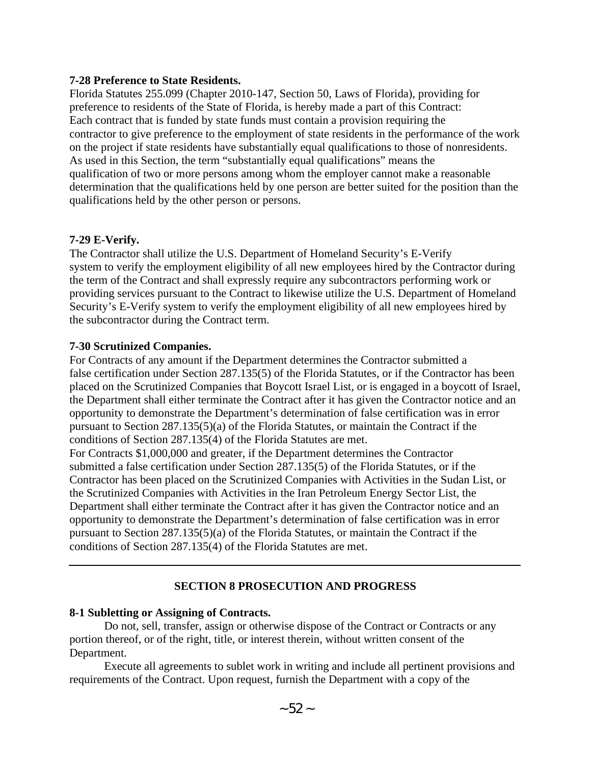**7-28 Preference to State Residents.**

Florida Statutes 255.099 (Chapter 2010-147, Section 50, Laws of Florida), providing for preference to residents of the State of Florida, is hereby made a part of this Contract: Each contract that is funded by state funds must contain a provision requiring the contractor to give preference to the employment of state residents in the performance of the work on the project if state residents have substantially equal qualifications to those of nonresidents. As used in this Section, the term "substantially equal qualifications" means the qualification of two or more persons among whom the employer cannot make a reasonable determination that the qualifications held by one person are better suited for the position than the qualifications held by the other person or persons.

**7-29 E-Verify.**

The Contractor shall utilize the U.S. Department of Homeland Security's E-Verify system to verify the employment eligibility of all new employees hired by the Contractor during the term of the Contract and shall expressly require any subcontractors performing work or providing services pursuant to the Contract to likewise utilize the U.S. Department of Homeland Security's E-Verify system to verify the employment eligibility of all new employees hired by the subcontractor during the Contract term.

**7-30 Scrutinized Companies.**

For Contracts of any amount if the Department determines the Contractor submitted a false certification under Section 287.135(5) of the Florida Statutes, or if the Contractor has been placed on the Scrutinized Companies that Boycott Israel List, or is engaged in a boycott of Israel, the Department shall either terminate the Contract after it has given the Contractor notice and an opportunity to demonstrate the Department's determination of false certification was in error pursuant to Section 287.135(5)(a) of the Florida Statutes, or maintain the Contract if the conditions of Section 287.135(4) of the Florida Statutes are met.

For Contracts $1,000,000 and greater, if the Department determines the Contractor submitted a false certification under Section 287.135(5) of the Florida Statutes, or if the Contractor has been placed on the Scrutinized Companies with Activities in the Sudan List, or the Scrutinized Companies with Activities in the Iran Petroleum Energy Sector List, the Department shall either terminate the Contract after it has given the Contractor notice and an opportunity to demonstrate the Department's determination of false certification was in error pursuant to Section 287.135(5)(a) of the Florida Statutes, or maintain the Contract if the conditions of Section 287.135(4) of the Florida Statutes are met.

---

## SECTION 8 PROSECUTION AND PROGRESS

**8-1 Subletting or Assigning of Contracts.**

Do not, sell, transfer, assign or otherwise dispose of the Contract or Contracts or any portion thereof, or of the right, title, or interest therein, without written consent of the Department.

Execute all agreements to sublet work in writing and include all pertinent provisions and requirements of the Contract. Upon request, furnish the Department with a copy of the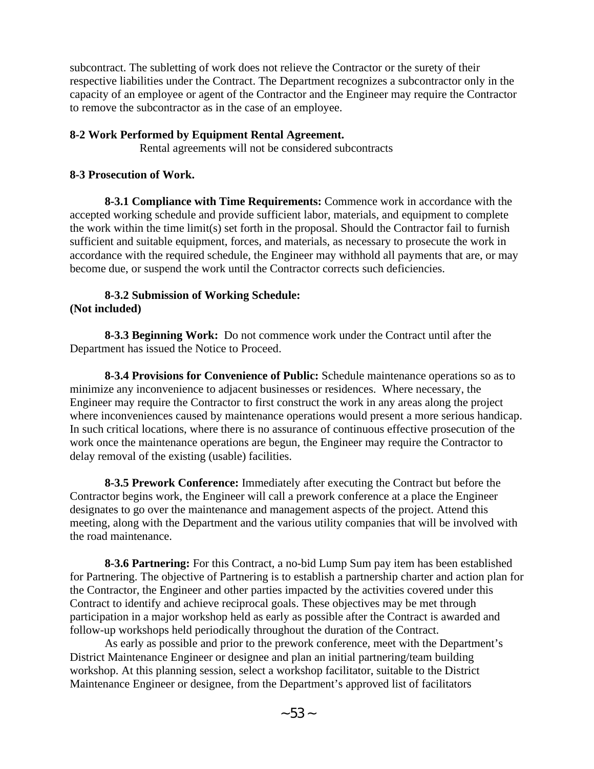subcontract. The subletting of work does not relieve the Contractor or the surety of their respective liabilities under the Contract. The Department recognizes a subcontractor only in the capacity of an employee or agent of the Contractor and the Engineer may require the Contractor to remove the subcontractor as in the case of an employee.

**8-2 Work Performed by Equipment Rental Agreement.**

Rental agreements will not be considered subcontracts

**8-3 Prosecution of Work.**

**8-3.1 Compliance with Time Requirements:** Commence work in accordance with the accepted working schedule and provide sufficient labor, materials, and equipment to complete the work within the time limit(s) set forth in the proposal. Should the Contractor fail to furnish sufficient and suitable equipment, forces, and materials, as necessary to prosecute the work in accordance with the required schedule, the Engineer may withhold all payments that are, or may become due, or suspend the work until the Contractor corrects such deficiencies.

**8-3.2 Submission of Working Schedule:**
**(Not included)**

**8-3.3 Beginning Work:** Do not commence work under the Contract until after the Department has issued the Notice to Proceed.

**8-3.4 Provisions for Convenience of Public:** Schedule maintenance operations so as to minimize any inconvenience to adjacent businesses or residences. Where necessary, the Engineer may require the Contractor to first construct the work in any areas along the project where inconveniences caused by maintenance operations would present a more serious handicap. In such critical locations, where there is no assurance of continuous effective prosecution of the work once the maintenance operations are begun, the Engineer may require the Contractor to delay removal of the existing (usable) facilities.

**8-3.5 Prework Conference:** Immediately after executing the Contract but before the Contractor begins work, the Engineer will call a prework conference at a place the Engineer designates to go over the maintenance and management aspects of the project. Attend this meeting, along with the Department and the various utility companies that will be involved with the road maintenance.

**8-3.6 Partnering:** For this Contract, a no-bid Lump Sum pay item has been established for Partnering. The objective of Partnering is to establish a partnership charter and action plan for the Contractor, the Engineer and other parties impacted by the activities covered under this Contract to identify and achieve reciprocal goals. These objectives may be met through participation in a major workshop held as early as possible after the Contract is awarded and follow-up workshops held periodically throughout the duration of the Contract.

As early as possible and prior to the prework conference, meet with the Department's District Maintenance Engineer or designee and plan an initial partnering/team building workshop. At this planning session, select a workshop facilitator, suitable to the District Maintenance Engineer or designee, from the Department's approved list of facilitators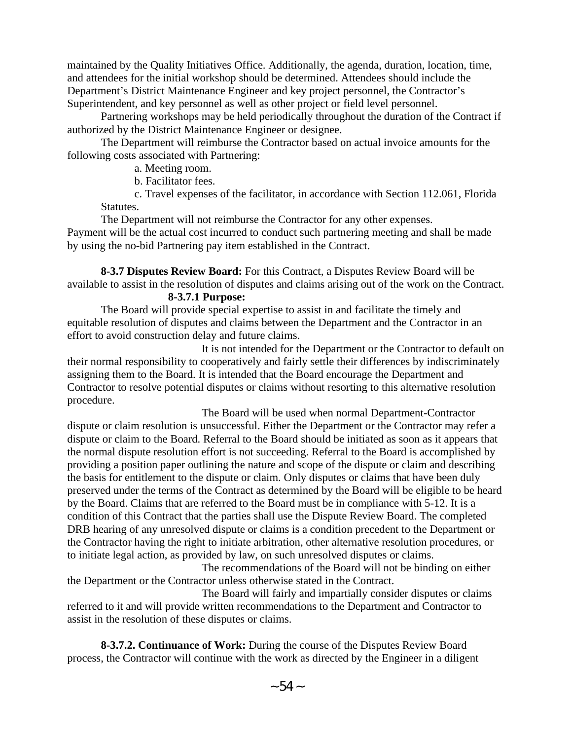maintained by the Quality Initiatives Office. Additionally, the agenda, duration, location, time, and attendees for the initial workshop should be determined. Attendees should include the Department's District Maintenance Engineer and key project personnel, the Contractor's Superintendent, and key personnel as well as other project or field level personnel.

Partnering workshops may be held periodically throughout the duration of the Contract if authorized by the District Maintenance Engineer or designee.

The Department will reimburse the Contractor based on actual invoice amounts for the following costs associated with Partnering:

a. Meeting room.

b. Facilitator fees.

c. Travel expenses of the facilitator, in accordance with Section 112.061, Florida Statutes.

The Department will not reimburse the Contractor for any other expenses. Payment will be the actual cost incurred to conduct such partnering meeting and shall be made by using the no-bid Partnering pay item established in the Contract.

**8-3.7 Disputes Review Board:** For this Contract, a Disputes Review Board will be available to assist in the resolution of disputes and claims arising out of the work on the Contract.

**8-3.7.1 Purpose:**

The Board will provide special expertise to assist in and facilitate the timely and equitable resolution of disputes and claims between the Department and the Contractor in an effort to avoid construction delay and future claims.

It is not intended for the Department or the Contractor to default on their normal responsibility to cooperatively and fairly settle their differences by indiscriminately assigning them to the Board. It is intended that the Board encourage the Department and Contractor to resolve potential disputes or claims without resorting to this alternative resolution procedure.

The Board will be used when normal Department-Contractor dispute or claim resolution is unsuccessful. Either the Department or the Contractor may refer a dispute or claim to the Board. Referral to the Board should be initiated as soon as it appears that the normal dispute resolution effort is not succeeding. Referral to the Board is accomplished by providing a position paper outlining the nature and scope of the dispute or claim and describing the basis for entitlement to the dispute or claim. Only disputes or claims that have been duly preserved under the terms of the Contract as determined by the Board will be eligible to be heard by the Board. Claims that are referred to the Board must be in compliance with 5-12. It is a condition of this Contract that the parties shall use the Dispute Review Board. The completed DRB hearing of any unresolved dispute or claims is a condition precedent to the Department or the Contractor having the right to initiate arbitration, other alternative resolution procedures, or to initiate legal action, as provided by law, on such unresolved disputes or claims.

The recommendations of the Board will not be binding on either the Department or the Contractor unless otherwise stated in the Contract.

The Board will fairly and impartially consider disputes or claims referred to it and will provide written recommendations to the Department and Contractor to assist in the resolution of these disputes or claims.

**8-3.7.2. Continuance of Work:** During the course of the Disputes Review Board process, the Contractor will continue with the work as directed by the Engineer in a diligent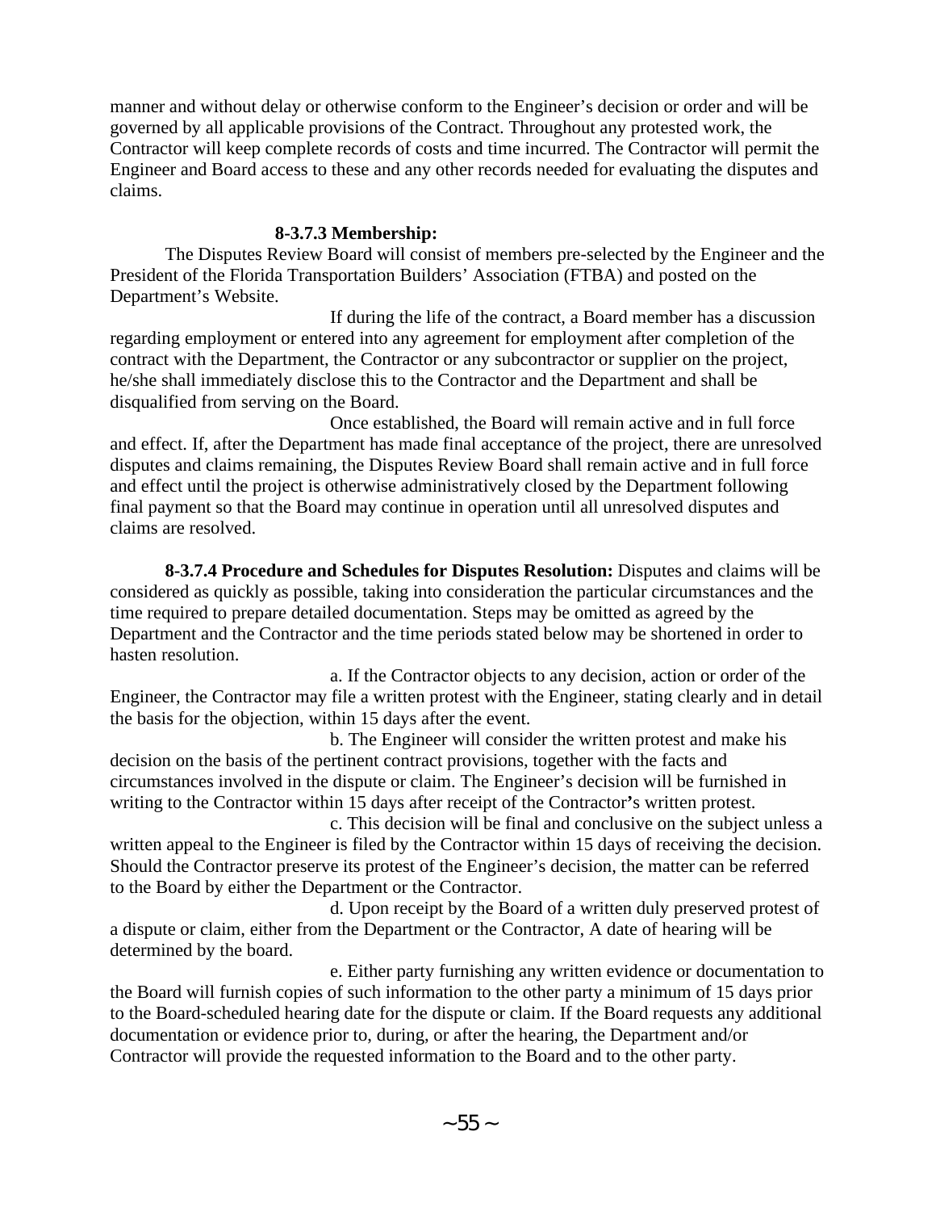manner and without delay or otherwise conform to the Engineer's decision or order and will be governed by all applicable provisions of the Contract. Throughout any protested work, the Contractor will keep complete records of costs and time incurred. The Contractor will permit the Engineer and Board access to these and any other records needed for evaluating the disputes and claims.

**8-3.7.3 Membership:**

The Disputes Review Board will consist of members pre-selected by the Engineer and the President of the Florida Transportation Builders' Association (FTBA) and posted on the Department's Website.

If during the life of the contract, a Board member has a discussion regarding employment or entered into any agreement for employment after completion of the contract with the Department, the Contractor or any subcontractor or supplier on the project, he/she shall immediately disclose this to the Contractor and the Department and shall be disqualified from serving on the Board.

Once established, the Board will remain active and in full force and effect. If, after the Department has made final acceptance of the project, there are unresolved disputes and claims remaining, the Disputes Review Board shall remain active and in full force and effect until the project is otherwise administratively closed by the Department following final payment so that the Board may continue in operation until all unresolved disputes and claims are resolved.

**8-3.7.4 Procedure and Schedules for Disputes Resolution:** Disputes and claims will be considered as quickly as possible, taking into consideration the particular circumstances and the time required to prepare detailed documentation. Steps may be omitted as agreed by the Department and the Contractor and the time periods stated below may be shortened in order to hasten resolution.

a. If the Contractor objects to any decision, action or order of the Engineer, the Contractor may file a written protest with the Engineer, stating clearly and in detail the basis for the objection, within 15 days after the event.

b. The Engineer will consider the written protest and make his decision on the basis of the pertinent contract provisions, together with the facts and circumstances involved in the dispute or claim. The Engineer's decision will be furnished in writing to the Contractor within 15 days after receipt of the Contractor's written protest.

c. This decision will be final and conclusive on the subject unless a written appeal to the Engineer is filed by the Contractor within 15 days of receiving the decision. Should the Contractor preserve its protest of the Engineer's decision, the matter can be referred to the Board by either the Department or the Contractor.

d. Upon receipt by the Board of a written duly preserved protest of a dispute or claim, either from the Department or the Contractor, A date of hearing will be determined by the board.

e. Either party furnishing any written evidence or documentation to the Board will furnish copies of such information to the other party a minimum of 15 days prior to the Board-scheduled hearing date for the dispute or claim. If the Board requests any additional documentation or evidence prior to, during, or after the hearing, the Department and/or Contractor will provide the requested information to the Board and to the other party.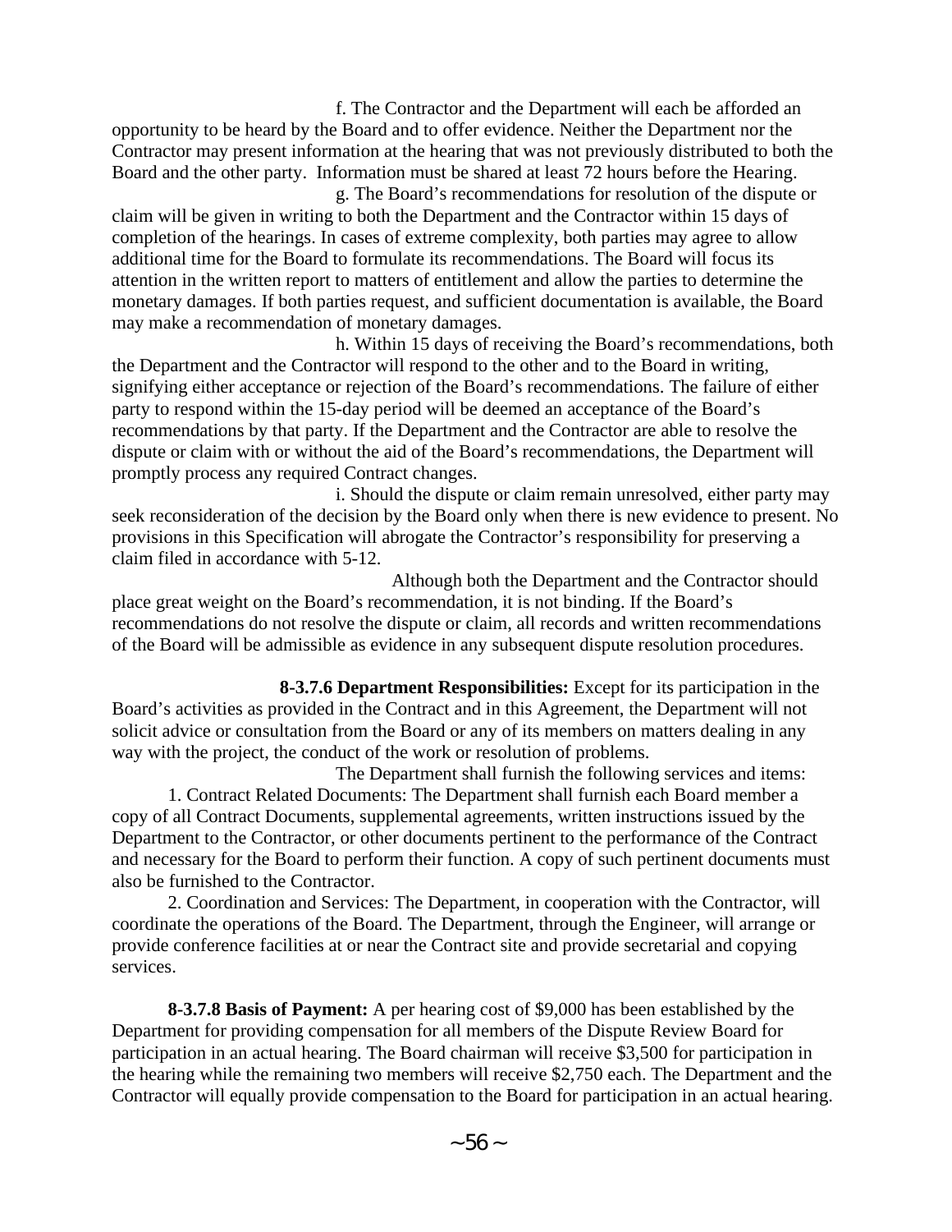f. The Contractor and the Department will each be afforded an opportunity to be heard by the Board and to offer evidence. Neither the Department nor the Contractor may present information at the hearing that was not previously distributed to both the Board and the other party. Information must be shared at least 72 hours before the Hearing.

g. The Board's recommendations for resolution of the dispute or claim will be given in writing to both the Department and the Contractor within 15 days of completion of the hearings. In cases of extreme complexity, both parties may agree to allow additional time for the Board to formulate its recommendations. The Board will focus its attention in the written report to matters of entitlement and allow the parties to determine the monetary damages. If both parties request, and sufficient documentation is available, the Board may make a recommendation of monetary damages.

h. Within 15 days of receiving the Board's recommendations, both the Department and the Contractor will respond to the other and to the Board in writing, signifying either acceptance or rejection of the Board's recommendations. The failure of either party to respond within the 15-day period will be deemed an acceptance of the Board's recommendations by that party. If the Department and the Contractor are able to resolve the dispute or claim with or without the aid of the Board's recommendations, the Department will promptly process any required Contract changes.

i. Should the dispute or claim remain unresolved, either party may seek reconsideration of the decision by the Board only when there is new evidence to present. No provisions in this Specification will abrogate the Contractor's responsibility for preserving a claim filed in accordance with 5-12.

Although both the Department and the Contractor should place great weight on the Board's recommendation, it is not binding. If the Board's recommendations do not resolve the dispute or claim, all records and written recommendations of the Board will be admissible as evidence in any subsequent dispute resolution procedures.

**8-3.7.6 Department Responsibilities:** Except for its participation in the Board's activities as provided in the Contract and in this Agreement, the Department will not solicit advice or consultation from the Board or any of its members on matters dealing in any way with the project, the conduct of the work or resolution of problems.

The Department shall furnish the following services and items:

1. Contract Related Documents: The Department shall furnish each Board member a copy of all Contract Documents, supplemental agreements, written instructions issued by the Department to the Contractor, or other documents pertinent to the performance of the Contract and necessary for the Board to perform their function. A copy of such pertinent documents must also be furnished to the Contractor.

2. Coordination and Services: The Department, in cooperation with the Contractor, will coordinate the operations of the Board. The Department, through the Engineer, will arrange or provide conference facilities at or near the Contract site and provide secretarial and copying services.

**8-3.7.8 Basis of Payment:** A per hearing cost of $9,000 has been established by the Department for providing compensation for all members of the Dispute Review Board for participation in an actual hearing. The Board chairman will receive $3,500 for participation in the hearing while the remaining two members will receive $2,750 each. The Department and the Contractor will equally provide compensation to the Board for participation in an actual hearing.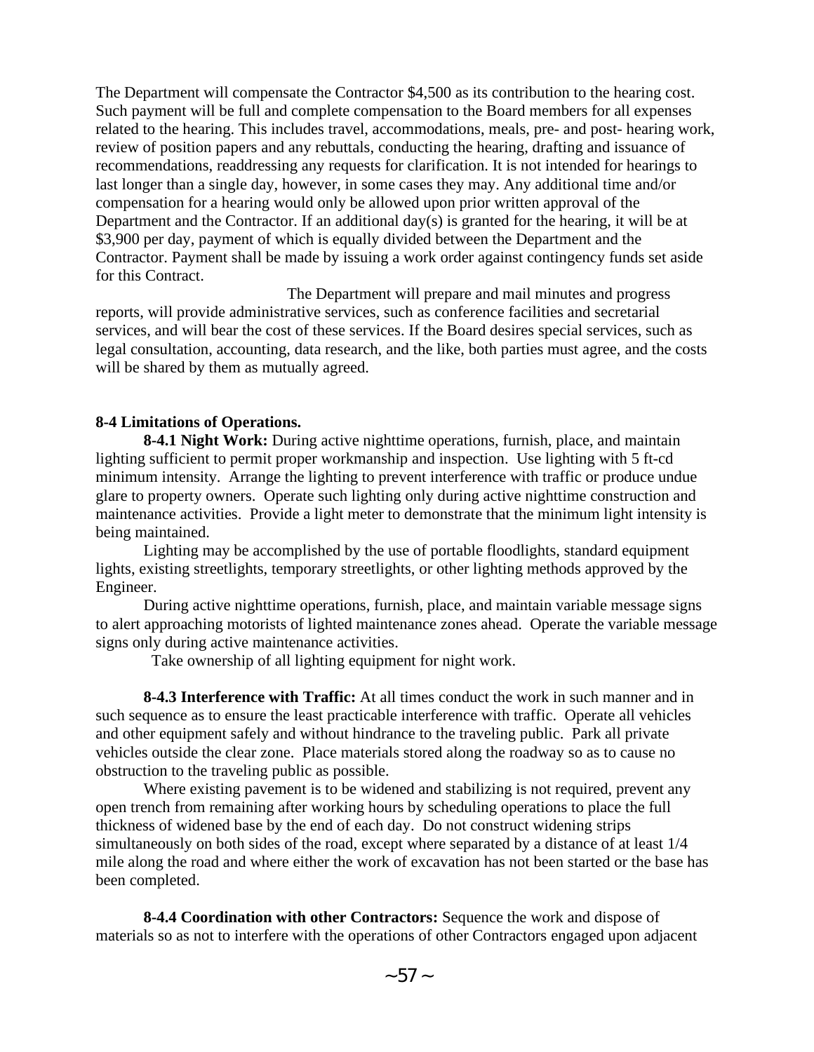The Department will compensate the Contractor $4,500 as its contribution to the hearing cost. Such payment will be full and complete compensation to the Board members for all expenses related to the hearing. This includes travel, accommodations, meals, pre- and post- hearing work, review of position papers and any rebuttals, conducting the hearing, drafting and issuance of recommendations, readdressing any requests for clarification. It is not intended for hearings to last longer than a single day, however, in some cases they may. Any additional time and/or compensation for a hearing would only be allowed upon prior written approval of the Department and the Contractor. If an additional day(s) is granted for the hearing, it will be at $3,900 per day, payment of which is equally divided between the Department and the Contractor. Payment shall be made by issuing a work order against contingency funds set aside for this Contract.

The Department will prepare and mail minutes and progress reports, will provide administrative services, such as conference facilities and secretarial services, and will bear the cost of these services. If the Board desires special services, such as legal consultation, accounting, data research, and the like, both parties must agree, and the costs will be shared by them as mutually agreed.

**8-4 Limitations of Operations.**

**8-4.1 Night Work:** During active nighttime operations, furnish, place, and maintain lighting sufficient to permit proper workmanship and inspection. Use lighting with 5 ft-cd minimum intensity. Arrange the lighting to prevent interference with traffic or produce undue glare to property owners. Operate such lighting only during active nighttime construction and maintenance activities. Provide a light meter to demonstrate that the minimum light intensity is being maintained.

Lighting may be accomplished by the use of portable floodlights, standard equipment lights, existing streetlights, temporary streetlights, or other lighting methods approved by the Engineer.

During active nighttime operations, furnish, place, and maintain variable message signs to alert approaching motorists of lighted maintenance zones ahead. Operate the variable message signs only during active maintenance activities.

Take ownership of all lighting equipment for night work.

**8-4.3 Interference with Traffic:** At all times conduct the work in such manner and in such sequence as to ensure the least practicable interference with traffic. Operate all vehicles and other equipment safely and without hindrance to the traveling public. Park all private vehicles outside the clear zone. Place materials stored along the roadway so as to cause no obstruction to the traveling public as possible.

Where existing pavement is to be widened and stabilizing is not required, prevent any open trench from remaining after working hours by scheduling operations to place the full thickness of widened base by the end of each day. Do not construct widening strips simultaneously on both sides of the road, except where separated by a distance of at least 1/4 mile along the road and where either the work of excavation has not been started or the base has been completed.

**8-4.4 Coordination with other Contractors:** Sequence the work and dispose of materials so as not to interfere with the operations of other Contractors engaged upon adjacent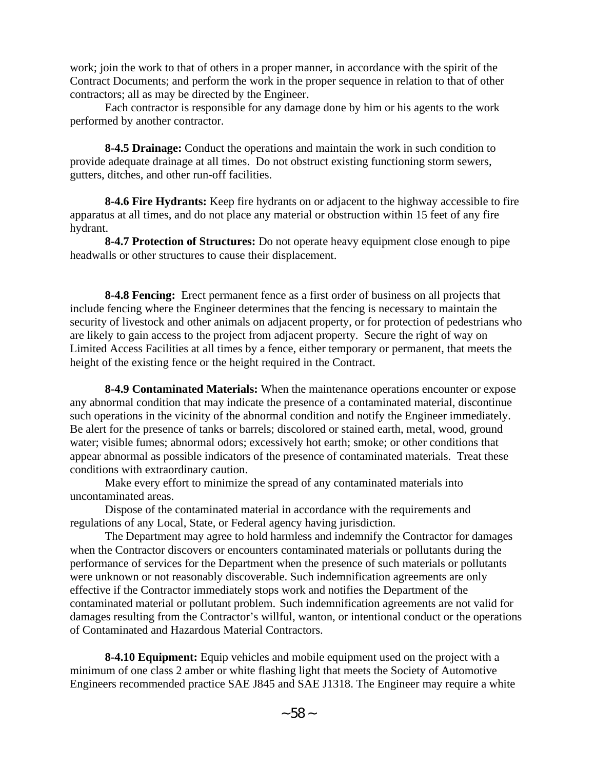work; join the work to that of others in a proper manner, in accordance with the spirit of the Contract Documents; and perform the work in the proper sequence in relation to that of other contractors; all as may be directed by the Engineer.

Each contractor is responsible for any damage done by him or his agents to the work performed by another contractor.

**8-4.5 Drainage:** Conduct the operations and maintain the work in such condition to provide adequate drainage at all times. Do not obstruct existing functioning storm sewers, gutters, ditches, and other run-off facilities.

**8-4.6 Fire Hydrants:** Keep fire hydrants on or adjacent to the highway accessible to fire apparatus at all times, and do not place any material or obstruction within 15 feet of any fire hydrant.

**8-4.7 Protection of Structures:** Do not operate heavy equipment close enough to pipe headwalls or other structures to cause their displacement.

**8-4.8 Fencing:** Erect permanent fence as a first order of business on all projects that include fencing where the Engineer determines that the fencing is necessary to maintain the security of livestock and other animals on adjacent property, or for protection of pedestrians who are likely to gain access to the project from adjacent property. Secure the right of way on Limited Access Facilities at all times by a fence, either temporary or permanent, that meets the height of the existing fence or the height required in the Contract.

**8-4.9 Contaminated Materials:** When the maintenance operations encounter or expose any abnormal condition that may indicate the presence of a contaminated material, discontinue such operations in the vicinity of the abnormal condition and notify the Engineer immediately. Be alert for the presence of tanks or barrels; discolored or stained earth, metal, wood, ground water; visible fumes; abnormal odors; excessively hot earth; smoke; or other conditions that appear abnormal as possible indicators of the presence of contaminated materials. Treat these conditions with extraordinary caution.

Make every effort to minimize the spread of any contaminated materials into uncontaminated areas.

Dispose of the contaminated material in accordance with the requirements and regulations of any Local, State, or Federal agency having jurisdiction.

The Department may agree to hold harmless and indemnify the Contractor for damages when the Contractor discovers or encounters contaminated materials or pollutants during the performance of services for the Department when the presence of such materials or pollutants were unknown or not reasonably discoverable. Such indemnification agreements are only effective if the Contractor immediately stops work and notifies the Department of the contaminated material or pollutant problem. Such indemnification agreements are not valid for damages resulting from the Contractor's willful, wanton, or intentional conduct or the operations of Contaminated and Hazardous Material Contractors.

**8-4.10 Equipment:** Equip vehicles and mobile equipment used on the project with a minimum of one class 2 amber or white flashing light that meets the Society of Automotive Engineers recommended practice SAE J845 and SAE J1318. The Engineer may require a white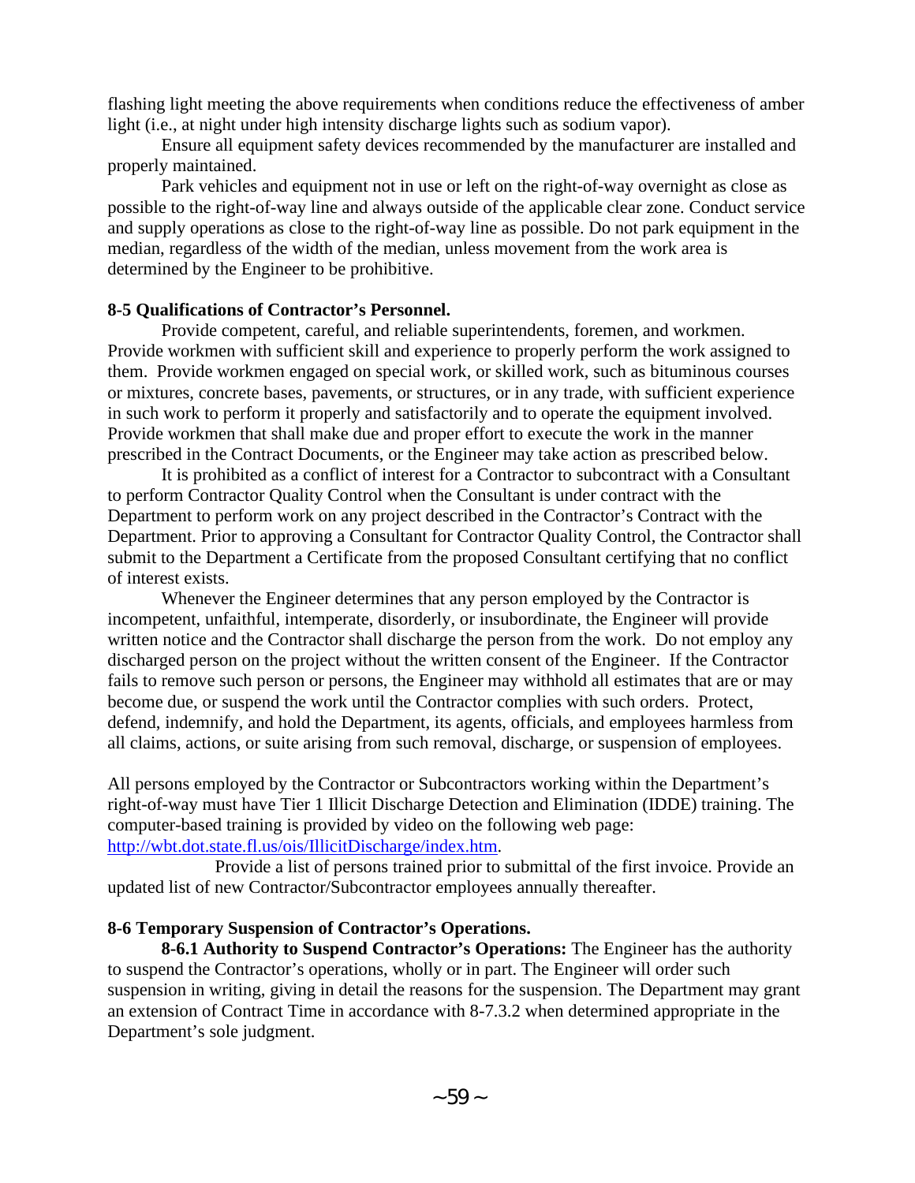flashing light meeting the above requirements when conditions reduce the effectiveness of amber light (i.e., at night under high intensity discharge lights such as sodium vapor).

Ensure all equipment safety devices recommended by the manufacturer are installed and properly maintained.

Park vehicles and equipment not in use or left on the right-of-way overnight as close as possible to the right-of-way line and always outside of the applicable clear zone. Conduct service and supply operations as close to the right-of-way line as possible. Do not park equipment in the median, regardless of the width of the median, unless movement from the work area is determined by the Engineer to be prohibitive.

**8-5 Qualifications of Contractor's Personnel.**

Provide competent, careful, and reliable superintendents, foremen, and workmen. Provide workmen with sufficient skill and experience to properly perform the work assigned to them. Provide workmen engaged on special work, or skilled work, such as bituminous courses or mixtures, concrete bases, pavements, or structures, or in any trade, with sufficient experience in such work to perform it properly and satisfactorily and to operate the equipment involved. Provide workmen that shall make due and proper effort to execute the work in the manner prescribed in the Contract Documents, or the Engineer may take action as prescribed below.

It is prohibited as a conflict of interest for a Contractor to subcontract with a Consultant to perform Contractor Quality Control when the Consultant is under contract with the Department to perform work on any project described in the Contractor's Contract with the Department. Prior to approving a Consultant for Contractor Quality Control, the Contractor shall submit to the Department a Certificate from the proposed Consultant certifying that no conflict of interest exists.

Whenever the Engineer determines that any person employed by the Contractor is incompetent, unfaithful, intemperate, disorderly, or insubordinate, the Engineer will provide written notice and the Contractor shall discharge the person from the work. Do not employ any discharged person on the project without the written consent of the Engineer. If the Contractor fails to remove such person or persons, the Engineer may withhold all estimates that are or may become due, or suspend the work until the Contractor complies with such orders. Protect, defend, indemnify, and hold the Department, its agents, officials, and employees harmless from all claims, actions, or suite arising from such removal, discharge, or suspension of employees.

All persons employed by the Contractor or Subcontractors working within the Department's right-of-way must have Tier 1 Illicit Discharge Detection and Elimination (IDDE) training. The computer-based training is provided by video on the following web page: http://wbt.dot.state.fl.us/ois/IllicitDischarge/index.htm.

Provide a list of persons trained prior to submittal of the first invoice. Provide an updated list of new Contractor/Subcontractor employees annually thereafter.

**8-6 Temporary Suspension of Contractor's Operations.**

**8-6.1 Authority to Suspend Contractor's Operations:** The Engineer has the authority to suspend the Contractor's operations, wholly or in part. The Engineer will order such suspension in writing, giving in detail the reasons for the suspension. The Department may grant an extension of Contract Time in accordance with 8-7.3.2 when determined appropriate in the Department's sole judgment.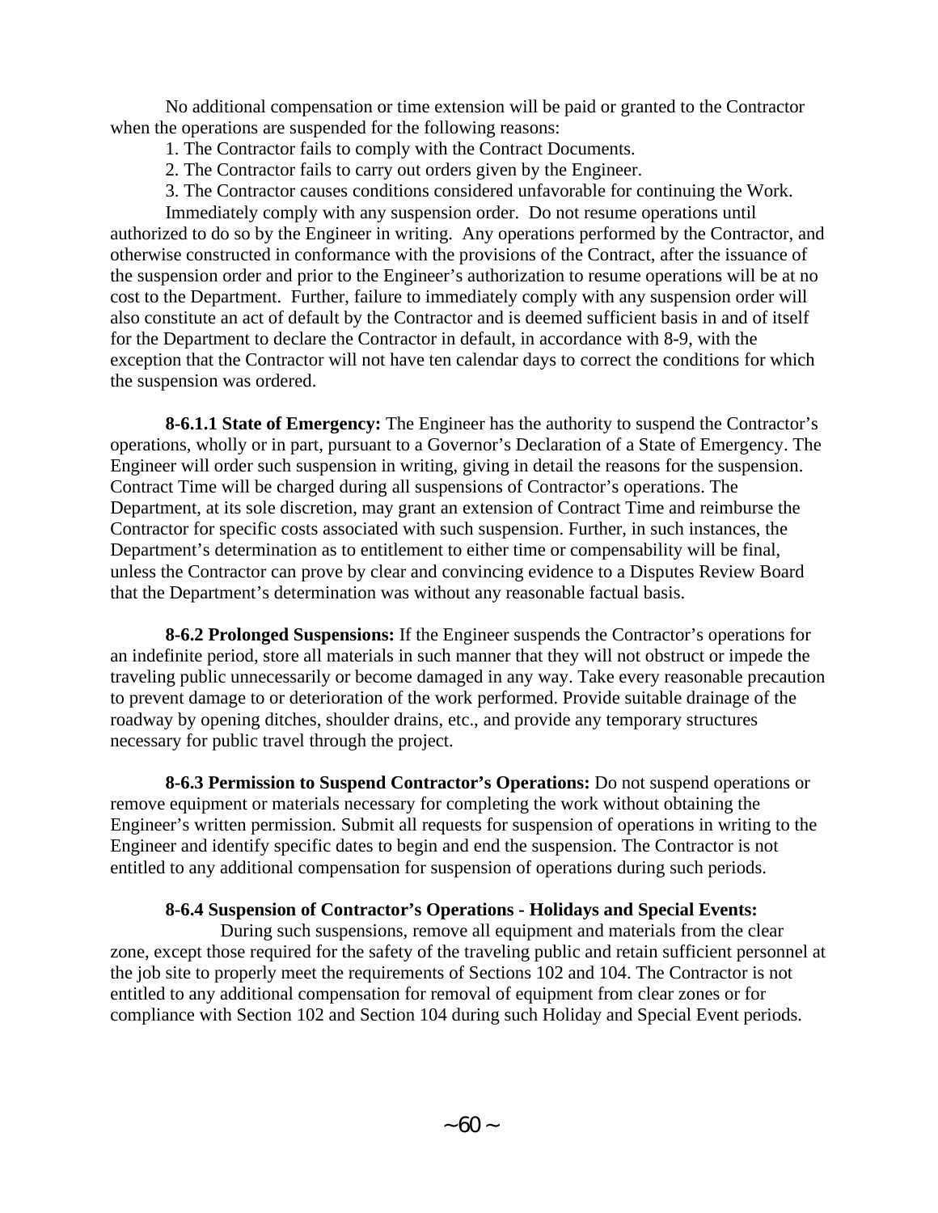No additional compensation or time extension will be paid or granted to the Contractor when the operations are suspended for the following reasons:

1. The Contractor fails to comply with the Contract Documents.
2. The Contractor fails to carry out orders given by the Engineer.
3. The Contractor causes conditions considered unfavorable for continuing the Work.

Immediately comply with any suspension order. Do not resume operations until authorized to do so by the Engineer in writing. Any operations performed by the Contractor, and otherwise constructed in conformance with the provisions of the Contract, after the issuance of the suspension order and prior to the Engineer's authorization to resume operations will be at no cost to the Department. Further, failure to immediately comply with any suspension order will also constitute an act of default by the Contractor and is deemed sufficient basis in and of itself for the Department to declare the Contractor in default, in accordance with 8-9, with the exception that the Contractor will not have ten calendar days to correct the conditions for which the suspension was ordered.

**8-6.1.1 State of Emergency:** The Engineer has the authority to suspend the Contractor's operations, wholly or in part, pursuant to a Governor's Declaration of a State of Emergency. The Engineer will order such suspension in writing, giving in detail the reasons for the suspension. Contract Time will be charged during all suspensions of Contractor's operations. The Department, at its sole discretion, may grant an extension of Contract Time and reimburse the Contractor for specific costs associated with such suspension. Further, in such instances, the Department's determination as to entitlement to either time or compensability will be final, unless the Contractor can prove by clear and convincing evidence to a Disputes Review Board that the Department's determination was without any reasonable factual basis.

**8-6.2 Prolonged Suspensions:** If the Engineer suspends the Contractor's operations for an indefinite period, store all materials in such manner that they will not obstruct or impede the traveling public unnecessarily or become damaged in any way. Take every reasonable precaution to prevent damage to or deterioration of the work performed. Provide suitable drainage of the roadway by opening ditches, shoulder drains, etc., and provide any temporary structures necessary for public travel through the project.

**8-6.3 Permission to Suspend Contractor's Operations:** Do not suspend operations or remove equipment or materials necessary for completing the work without obtaining the Engineer's written permission. Submit all requests for suspension of operations in writing to the Engineer and identify specific dates to begin and end the suspension. The Contractor is not entitled to any additional compensation for suspension of operations during such periods.

**8-6.4 Suspension of Contractor's Operations - Holidays and Special Events:**

During such suspensions, remove all equipment and materials from the clear zone, except those required for the safety of the traveling public and retain sufficient personnel at the job site to properly meet the requirements of Sections 102 and 104. The Contractor is not entitled to any additional compensation for removal of equipment from clear zones or for compliance with Section 102 and Section 104 during such Holiday and Special Event periods.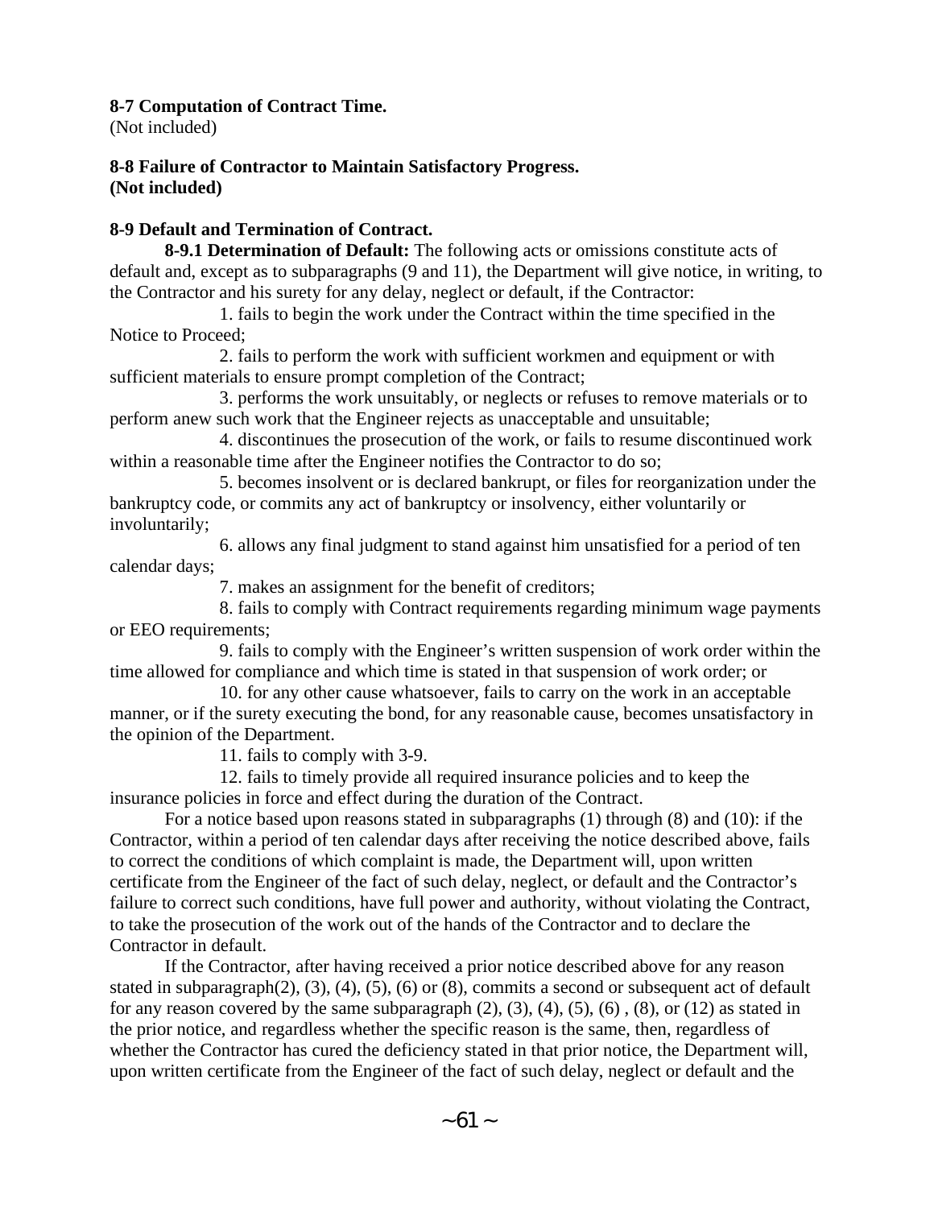**8-7 Computation of Contract Time.**
(Not included)

**8-8 Failure of Contractor to Maintain Satisfactory Progress.**
**(Not included)**

**8-9 Default and Termination of Contract.**

**8-9.1 Determination of Default:** The following acts or omissions constitute acts of default and, except as to subparagraphs (9 and 11), the Department will give notice, in writing, to the Contractor and his surety for any delay, neglect or default, if the Contractor:

1. fails to begin the work under the Contract within the time specified in the Notice to Proceed;
2. fails to perform the work with sufficient workmen and equipment or with sufficient materials to ensure prompt completion of the Contract;
3. performs the work unsuitably, or neglects or refuses to remove materials or to perform anew such work that the Engineer rejects as unacceptable and unsuitable;
4. discontinues the prosecution of the work, or fails to resume discontinued work within a reasonable time after the Engineer notifies the Contractor to do so;
5. becomes insolvent or is declared bankrupt, or files for reorganization under the bankruptcy code, or commits any act of bankruptcy or insolvency, either voluntarily or involuntarily;
6. allows any final judgment to stand against him unsatisfied for a period of ten calendar days;
7. makes an assignment for the benefit of creditors;
8. fails to comply with Contract requirements regarding minimum wage payments or EEO requirements;
9. fails to comply with the Engineer's written suspension of work order within the time allowed for compliance and which time is stated in that suspension of work order; or
10. for any other cause whatsoever, fails to carry on the work in an acceptable manner, or if the surety executing the bond, for any reasonable cause, becomes unsatisfactory in the opinion of the Department.
11. fails to comply with 3-9.
12. fails to timely provide all required insurance policies and to keep the insurance policies in force and effect during the duration of the Contract.

For a notice based upon reasons stated in subparagraphs (1) through (8) and (10): if the Contractor, within a period of ten calendar days after receiving the notice described above, fails to correct the conditions of which complaint is made, the Department will, upon written certificate from the Engineer of the fact of such delay, neglect, or default and the Contractor's failure to correct such conditions, have full power and authority, without violating the Contract, to take the prosecution of the work out of the hands of the Contractor and to declare the Contractor in default.

If the Contractor, after having received a prior notice described above for any reason stated in subparagraph(2), (3), (4), (5), (6) or (8), commits a second or subsequent act of default for any reason covered by the same subparagraph (2), (3), (4), (5), (6) , (8), or (12) as stated in the prior notice, and regardless whether the specific reason is the same, then, regardless of whether the Contractor has cured the deficiency stated in that prior notice, the Department will, upon written certificate from the Engineer of the fact of such delay, neglect or default and the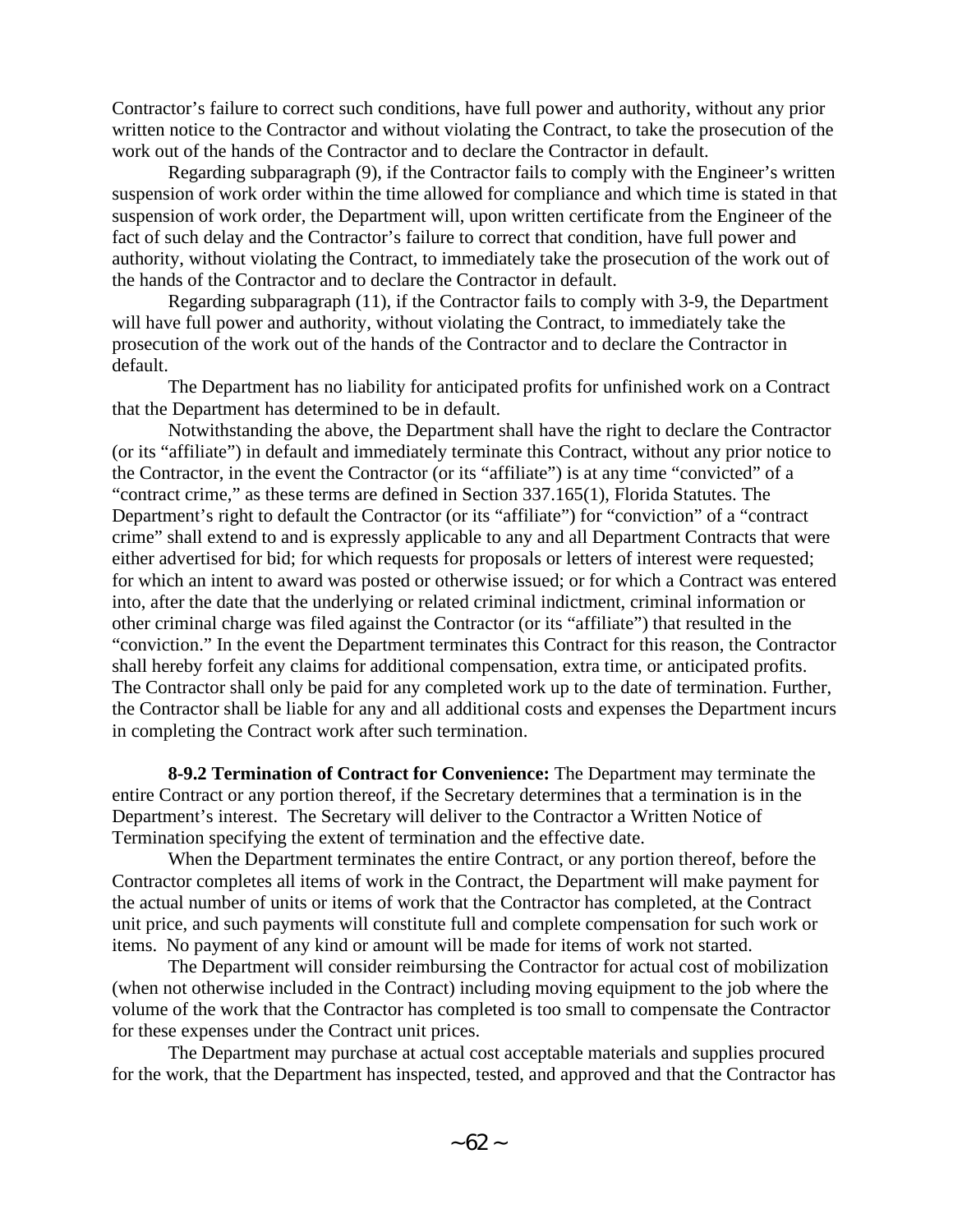Contractor's failure to correct such conditions, have full power and authority, without any prior written notice to the Contractor and without violating the Contract, to take the prosecution of the work out of the hands of the Contractor and to declare the Contractor in default.

Regarding subparagraph (9), if the Contractor fails to comply with the Engineer's written suspension of work order within the time allowed for compliance and which time is stated in that suspension of work order, the Department will, upon written certificate from the Engineer of the fact of such delay and the Contractor's failure to correct that condition, have full power and authority, without violating the Contract, to immediately take the prosecution of the work out of the hands of the Contractor and to declare the Contractor in default.

Regarding subparagraph (11), if the Contractor fails to comply with 3-9, the Department will have full power and authority, without violating the Contract, to immediately take the prosecution of the work out of the hands of the Contractor and to declare the Contractor in default.

The Department has no liability for anticipated profits for unfinished work on a Contract that the Department has determined to be in default.

Notwithstanding the above, the Department shall have the right to declare the Contractor (or its "affiliate") in default and immediately terminate this Contract, without any prior notice to the Contractor, in the event the Contractor (or its "affiliate") is at any time "convicted" of a "contract crime," as these terms are defined in Section 337.165(1), Florida Statutes. The Department's right to default the Contractor (or its "affiliate") for "conviction" of a "contract crime" shall extend to and is expressly applicable to any and all Department Contracts that were either advertised for bid; for which requests for proposals or letters of interest were requested; for which an intent to award was posted or otherwise issued; or for which a Contract was entered into, after the date that the underlying or related criminal indictment, criminal information or other criminal charge was filed against the Contractor (or its "affiliate") that resulted in the "conviction." In the event the Department terminates this Contract for this reason, the Contractor shall hereby forfeit any claims for additional compensation, extra time, or anticipated profits. The Contractor shall only be paid for any completed work up to the date of termination. Further, the Contractor shall be liable for any and all additional costs and expenses the Department incurs in completing the Contract work after such termination.

**8-9.2 Termination of Contract for Convenience:** The Department may terminate the entire Contract or any portion thereof, if the Secretary determines that a termination is in the Department's interest. The Secretary will deliver to the Contractor a Written Notice of Termination specifying the extent of termination and the effective date.

When the Department terminates the entire Contract, or any portion thereof, before the Contractor completes all items of work in the Contract, the Department will make payment for the actual number of units or items of work that the Contractor has completed, at the Contract unit price, and such payments will constitute full and complete compensation for such work or items. No payment of any kind or amount will be made for items of work not started.

The Department will consider reimbursing the Contractor for actual cost of mobilization (when not otherwise included in the Contract) including moving equipment to the job where the volume of the work that the Contractor has completed is too small to compensate the Contractor for these expenses under the Contract unit prices.

The Department may purchase at actual cost acceptable materials and supplies procured for the work, that the Department has inspected, tested, and approved and that the Contractor has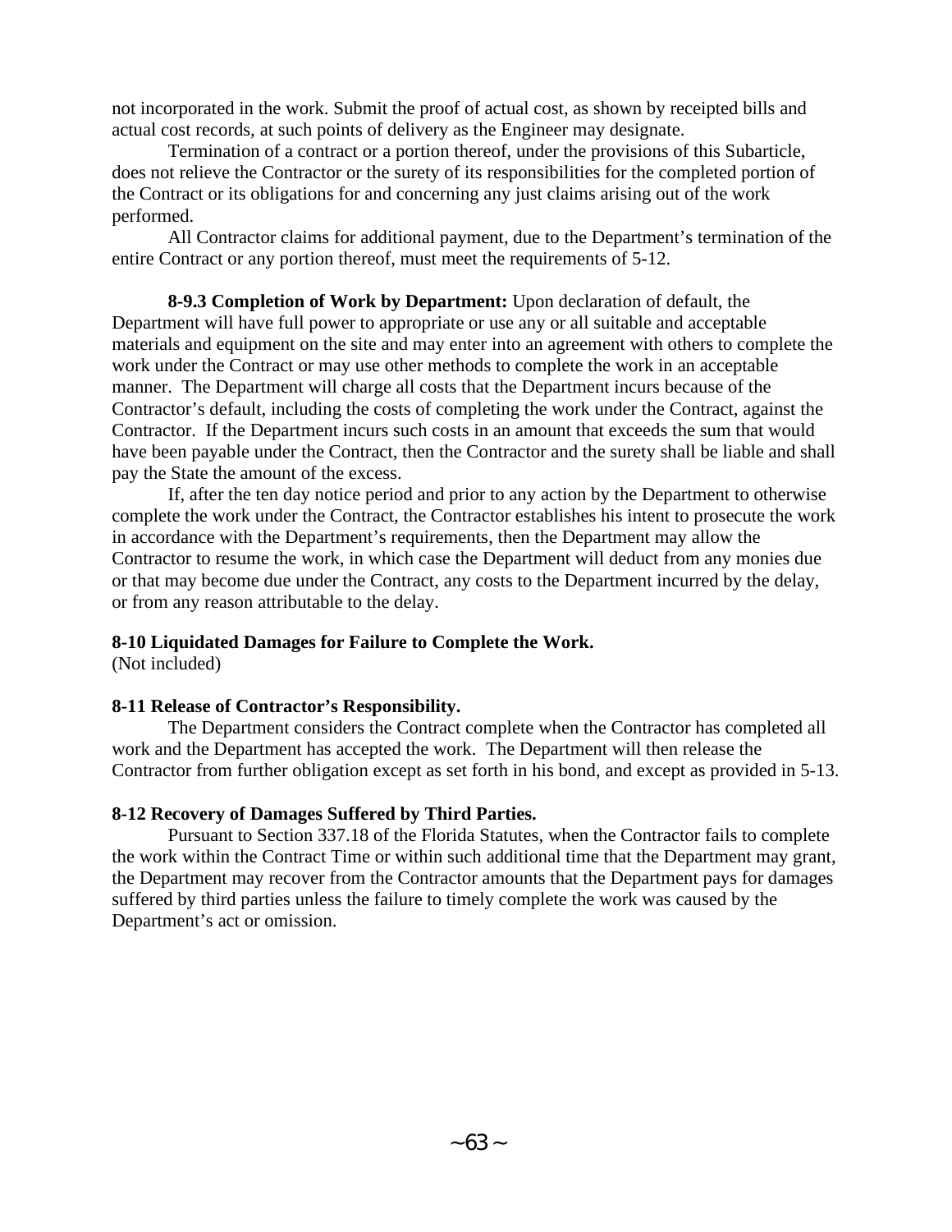not incorporated in the work. Submit the proof of actual cost, as shown by receipted bills and actual cost records, at such points of delivery as the Engineer may designate.

Termination of a contract or a portion thereof, under the provisions of this Subarticle, does not relieve the Contractor or the surety of its responsibilities for the completed portion of the Contract or its obligations for and concerning any just claims arising out of the work performed.

All Contractor claims for additional payment, due to the Department's termination of the entire Contract or any portion thereof, must meet the requirements of 5-12.

**8-9.3 Completion of Work by Department:** Upon declaration of default, the Department will have full power to appropriate or use any or all suitable and acceptable materials and equipment on the site and may enter into an agreement with others to complete the work under the Contract or may use other methods to complete the work in an acceptable manner. The Department will charge all costs that the Department incurs because of the Contractor's default, including the costs of completing the work under the Contract, against the Contractor. If the Department incurs such costs in an amount that exceeds the sum that would have been payable under the Contract, then the Contractor and the surety shall be liable and shall pay the State the amount of the excess.

If, after the ten day notice period and prior to any action by the Department to otherwise complete the work under the Contract, the Contractor establishes his intent to prosecute the work in accordance with the Department's requirements, then the Department may allow the Contractor to resume the work, in which case the Department will deduct from any monies due or that may become due under the Contract, any costs to the Department incurred by the delay, or from any reason attributable to the delay.

**8-10 Liquidated Damages for Failure to Complete the Work.**
(Not included)

**8-11 Release of Contractor's Responsibility.**

The Department considers the Contract complete when the Contractor has completed all work and the Department has accepted the work. The Department will then release the Contractor from further obligation except as set forth in his bond, and except as provided in 5-13.

**8-12 Recovery of Damages Suffered by Third Parties.**

Pursuant to Section 337.18 of the Florida Statutes, when the Contractor fails to complete the work within the Contract Time or within such additional time that the Department may grant, the Department may recover from the Contractor amounts that the Department pays for damages suffered by third parties unless the failure to timely complete the work was caused by the Department's act or omission.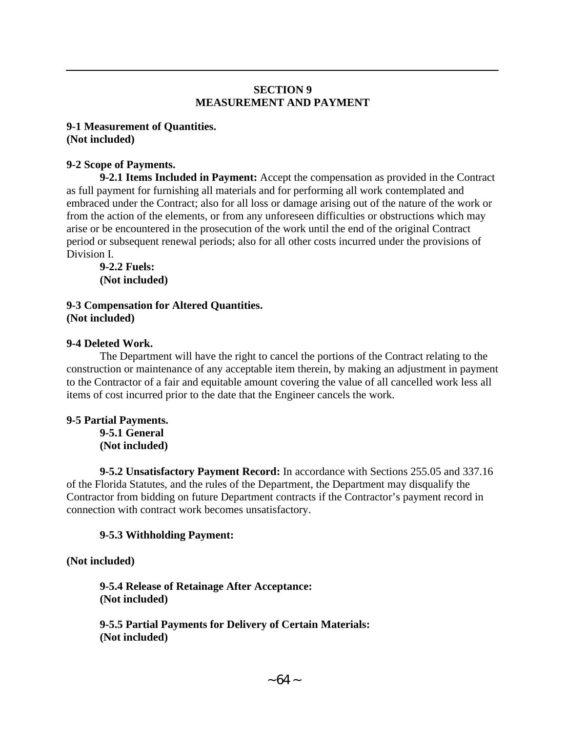## SECTION 9
## MEASUREMENT AND PAYMENT

**9-1 Measurement of Quantities.**
**(Not included)**

**9-2 Scope of Payments.**

**9-2.1 Items Included in Payment:** Accept the compensation as provided in the Contract as full payment for furnishing all materials and for performing all work contemplated and embraced under the Contract; also for all loss or damage arising out of the nature of the work or from the action of the elements, or from any unforeseen difficulties or obstructions which may arise or be encountered in the prosecution of the work until the end of the original Contract period or subsequent renewal periods; also for all other costs incurred under the provisions of Division I.

**9-2.2 Fuels:**
**(Not included)**

**9-3 Compensation for Altered Quantities.**
**(Not included)**

**9-4 Deleted Work.**

The Department will have the right to cancel the portions of the Contract relating to the construction or maintenance of any acceptable item therein, by making an adjustment in payment to the Contractor of a fair and equitable amount covering the value of all cancelled work less all items of cost incurred prior to the date that the Engineer cancels the work.

**9-5 Partial Payments.**

**9-5.1 General**
**(Not included)**

**9-5.2 Unsatisfactory Payment Record:** In accordance with Sections 255.05 and 337.16 of the Florida Statutes, and the rules of the Department, the Department may disqualify the Contractor from bidding on future Department contracts if the Contractor's payment record in connection with contract work becomes unsatisfactory.

**9-5.3 Withholding Payment:**

**(Not included)**

**9-5.4 Release of Retainage After Acceptance:**
**(Not included)**

**9-5.5 Partial Payments for Delivery of Certain Materials:**
**(Not included)**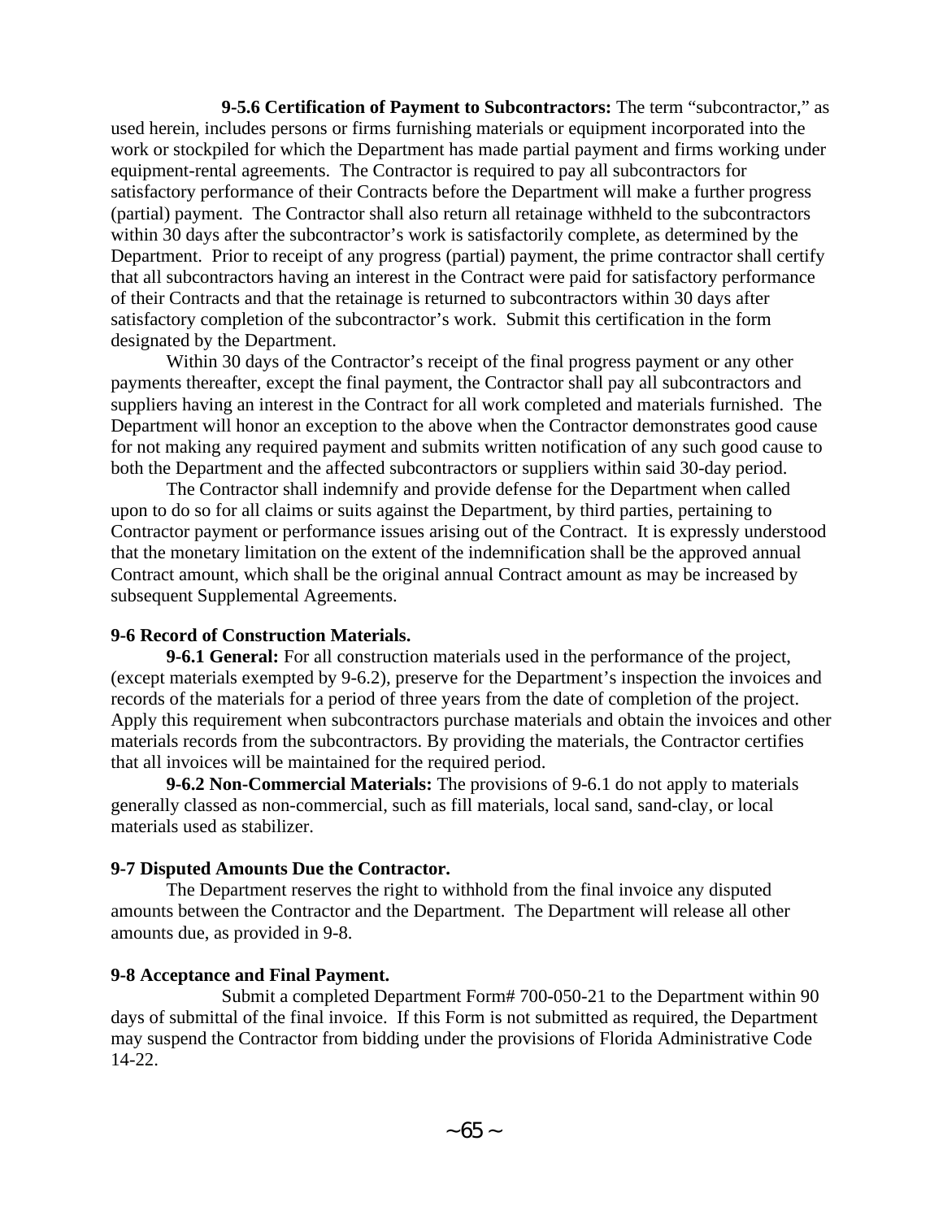**9-5.6 Certification of Payment to Subcontractors:** The term “subcontractor,” as used herein, includes persons or firms furnishing materials or equipment incorporated into the work or stockpiled for which the Department has made partial payment and firms working under equipment-rental agreements. The Contractor is required to pay all subcontractors for satisfactory performance of their Contracts before the Department will make a further progress (partial) payment. The Contractor shall also return all retainage withheld to the subcontractors within 30 days after the subcontractor’s work is satisfactorily complete, as determined by the Department. Prior to receipt of any progress (partial) payment, the prime contractor shall certify that all subcontractors having an interest in the Contract were paid for satisfactory performance of their Contracts and that the retainage is returned to subcontractors within 30 days after satisfactory completion of the subcontractor’s work. Submit this certification in the form designated by the Department.

Within 30 days of the Contractor’s receipt of the final progress payment or any other payments thereafter, except the final payment, the Contractor shall pay all subcontractors and suppliers having an interest in the Contract for all work completed and materials furnished. The Department will honor an exception to the above when the Contractor demonstrates good cause for not making any required payment and submits written notification of any such good cause to both the Department and the affected subcontractors or suppliers within said 30-day period.

The Contractor shall indemnify and provide defense for the Department when called upon to do so for all claims or suits against the Department, by third parties, pertaining to Contractor payment or performance issues arising out of the Contract. It is expressly understood that the monetary limitation on the extent of the indemnification shall be the approved annual Contract amount, which shall be the original annual Contract amount as may be increased by subsequent Supplemental Agreements.

**9-6 Record of Construction Materials.**

**9-6.1 General:** For all construction materials used in the performance of the project, (except materials exempted by 9-6.2), preserve for the Department’s inspection the invoices and records of the materials for a period of three years from the date of completion of the project. Apply this requirement when subcontractors purchase materials and obtain the invoices and other materials records from the subcontractors. By providing the materials, the Contractor certifies that all invoices will be maintained for the required period.

**9-6.2 Non-Commercial Materials:** The provisions of 9-6.1 do not apply to materials generally classed as non-commercial, such as fill materials, local sand, sand-clay, or local materials used as stabilizer.

**9-7 Disputed Amounts Due the Contractor.**

The Department reserves the right to withhold from the final invoice any disputed amounts between the Contractor and the Department. The Department will release all other amounts due, as provided in 9-8.

**9-8 Acceptance and Final Payment.**

Submit a completed Department Form# 700-050-21 to the Department within 90 days of submittal of the final invoice. If this Form is not submitted as required, the Department may suspend the Contractor from bidding under the provisions of Florida Administrative Code 14-22.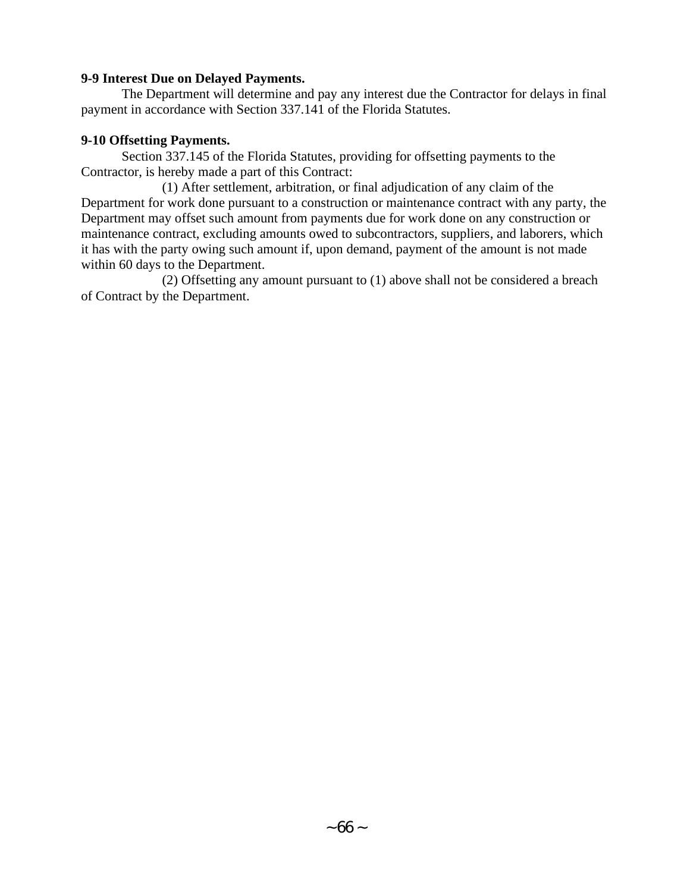**9-9 Interest Due on Delayed Payments.**

The Department will determine and pay any interest due the Contractor for delays in final payment in accordance with Section 337.141 of the Florida Statutes.

**9-10 Offsetting Payments.**

Section 337.145 of the Florida Statutes, providing for offsetting payments to the Contractor, is hereby made a part of this Contract:

(1) After settlement, arbitration, or final adjudication of any claim of the Department for work done pursuant to a construction or maintenance contract with any party, the Department may offset such amount from payments due for work done on any construction or maintenance contract, excluding amounts owed to subcontractors, suppliers, and laborers, which it has with the party owing such amount if, upon demand, payment of the amount is not made within 60 days to the Department.

(2) Offsetting any amount pursuant to (1) above shall not be considered a breach of Contract by the Department.